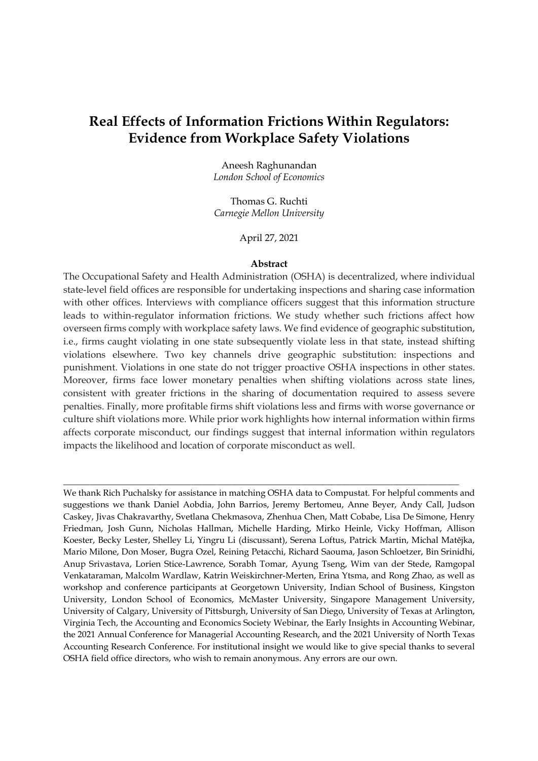# Real Effects of Information Frictions Within Regulators: Evidence from Workplace Safety Violations

Aneesh Raghunandan
*London School of Economics*

Thomas G. Ruchti
*Carnegie Mellon University*

April 27, 2021

### Abstract

The Occupational Safety and Health Administration (OSHA) is decentralized, where individual state-level field offices are responsible for undertaking inspections and sharing case information with other offices. Interviews with compliance officers suggest that this information structure leads to within-regulator information frictions. We study whether such frictions affect how overseen firms comply with workplace safety laws. We find evidence of geographic substitution, i.e., firms caught violating in one state subsequently violate less in that state, instead shifting violations elsewhere. Two key channels drive geographic substitution: inspections and punishment. Violations in one state do not trigger proactive OSHA inspections in other states. Moreover, firms face lower monetary penalties when shifting violations across state lines, consistent with greater frictions in the sharing of documentation required to assess severe penalties. Finally, more profitable firms shift violations less and firms with worse governance or culture shift violations more. While prior work highlights how internal information within firms affects corporate misconduct, our findings suggest that internal information within regulators impacts the likelihood and location of corporate misconduct as well.

---

We thank Rich Puchalsky for assistance in matching OSHA data to Compustat. For helpful comments and suggestions we thank Daniel Aobdia, John Barrios, Jeremy Bertomeu, Anne Beyer, Andy Call, Judson Caskey, Jivas Chakravarthy, Svetlana Chekmasova, Zhenhua Chen, Matt Cobabe, Lisa De Simone, Henry Friedman, Josh Gunn, Nicholas Hallman, Michelle Harding, Mirko Heinle, Vicky Hoffman, Allison Koester, Becky Lester, Shelley Li, Yingru Li (discussant), Serena Loftus, Patrick Martin, Michal Matějka, Mario Milone, Don Moser, Bugra Ozel, Reining Petacchi, Richard Saouma, Jason Schloetzer, Bin Srinidhi, Anup Srivastava, Lorien Stice-Lawrence, Sorabh Tomar, Ayung Tseng, Wim van der Stede, Ramgopal Venkataraman, Malcolm Wardlaw, Katrin Weiskirchner-Merten, Erina Ytsma, and Rong Zhao, as well as workshop and conference participants at Georgetown University, Indian School of Business, Kingston University, London School of Economics, McMaster University, Singapore Management University, University of Calgary, University of Pittsburgh, University of San Diego, University of Texas at Arlington, Virginia Tech, the Accounting and Economics Society Webinar, the Early Insights in Accounting Webinar, the 2021 Annual Conference for Managerial Accounting Research, and the 2021 University of North Texas Accounting Research Conference. For institutional insight we would like to give special thanks to several OSHA field office directors, who wish to remain anonymous. Any errors are our own.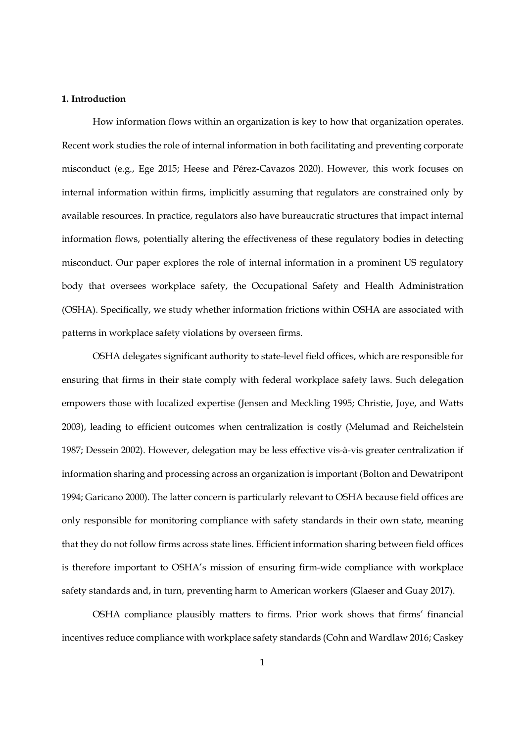**1. Introduction**

How information flows within an organization is key to how that organization operates. Recent work studies the role of internal information in both facilitating and preventing corporate misconduct (e.g., Ege 2015; Heese and Pérez-Cavazos 2020). However, this work focuses on internal information within firms, implicitly assuming that regulators are constrained only by available resources. In practice, regulators also have bureaucratic structures that impact internal information flows, potentially altering the effectiveness of these regulatory bodies in detecting misconduct. Our paper explores the role of internal information in a prominent US regulatory body that oversees workplace safety, the Occupational Safety and Health Administration (OSHA). Specifically, we study whether information frictions within OSHA are associated with patterns in workplace safety violations by overseen firms.

OSHA delegates significant authority to state-level field offices, which are responsible for ensuring that firms in their state comply with federal workplace safety laws. Such delegation empowers those with localized expertise (Jensen and Meckling 1995; Christie, Joye, and Watts 2003), leading to efficient outcomes when centralization is costly (Melumad and Reichelstein 1987; Dessein 2002). However, delegation may be less effective vis-à-vis greater centralization if information sharing and processing across an organization is important (Bolton and Dewatripont 1994; Garicano 2000). The latter concern is particularly relevant to OSHA because field offices are only responsible for monitoring compliance with safety standards in their own state, meaning that they do not follow firms across state lines. Efficient information sharing between field offices is therefore important to OSHA's mission of ensuring firm-wide compliance with workplace safety standards and, in turn, preventing harm to American workers (Glaeser and Guay 2017).

OSHA compliance plausibly matters to firms. Prior work shows that firms' financial incentives reduce compliance with workplace safety standards (Cohn and Wardlaw 2016; Caskey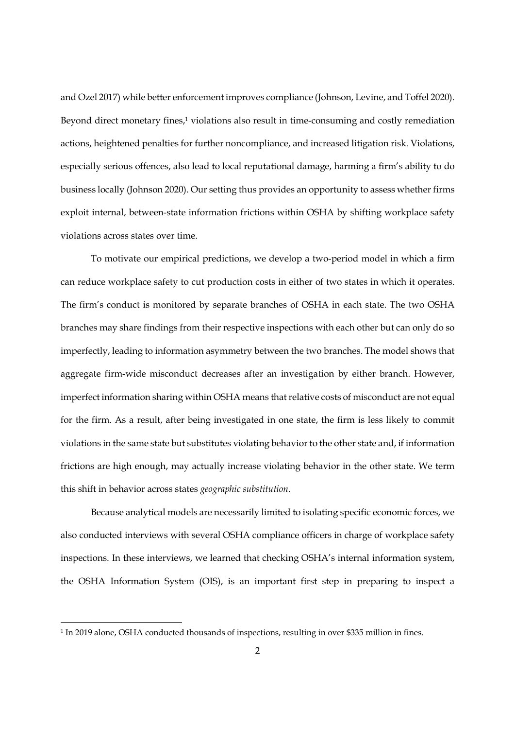and Ozel 2017) while better enforcement improves compliance (Johnson, Levine, and Toffel 2020). Beyond direct monetary fines,[1] violations also result in time-consuming and costly remediation actions, heightened penalties for further noncompliance, and increased litigation risk. Violations, especially serious offences, also lead to local reputational damage, harming a firm's ability to do business locally (Johnson 2020). Our setting thus provides an opportunity to assess whether firms exploit internal, between-state information frictions within OSHA by shifting workplace safety violations across states over time.

To motivate our empirical predictions, we develop a two-period model in which a firm can reduce workplace safety to cut production costs in either of two states in which it operates. The firm's conduct is monitored by separate branches of OSHA in each state. The two OSHA branches may share findings from their respective inspections with each other but can only do so imperfectly, leading to information asymmetry between the two branches. The model shows that aggregate firm-wide misconduct decreases after an investigation by either branch. However, imperfect information sharing within OSHA means that relative costs of misconduct are not equal for the firm. As a result, after being investigated in one state, the firm is less likely to commit violations in the same state but substitutes violating behavior to the other state and, if information frictions are high enough, may actually increase violating behavior in the other state. We term this shift in behavior across states *geographic substitution*.

Because analytical models are necessarily limited to isolating specific economic forces, we also conducted interviews with several OSHA compliance officers in charge of workplace safety inspections. In these interviews, we learned that checking OSHA's internal information system, the OSHA Information System (OIS), is an important first step in preparing to inspect a

[1] In 2019 alone, OSHA conducted thousands of inspections, resulting in over $335 million in fines.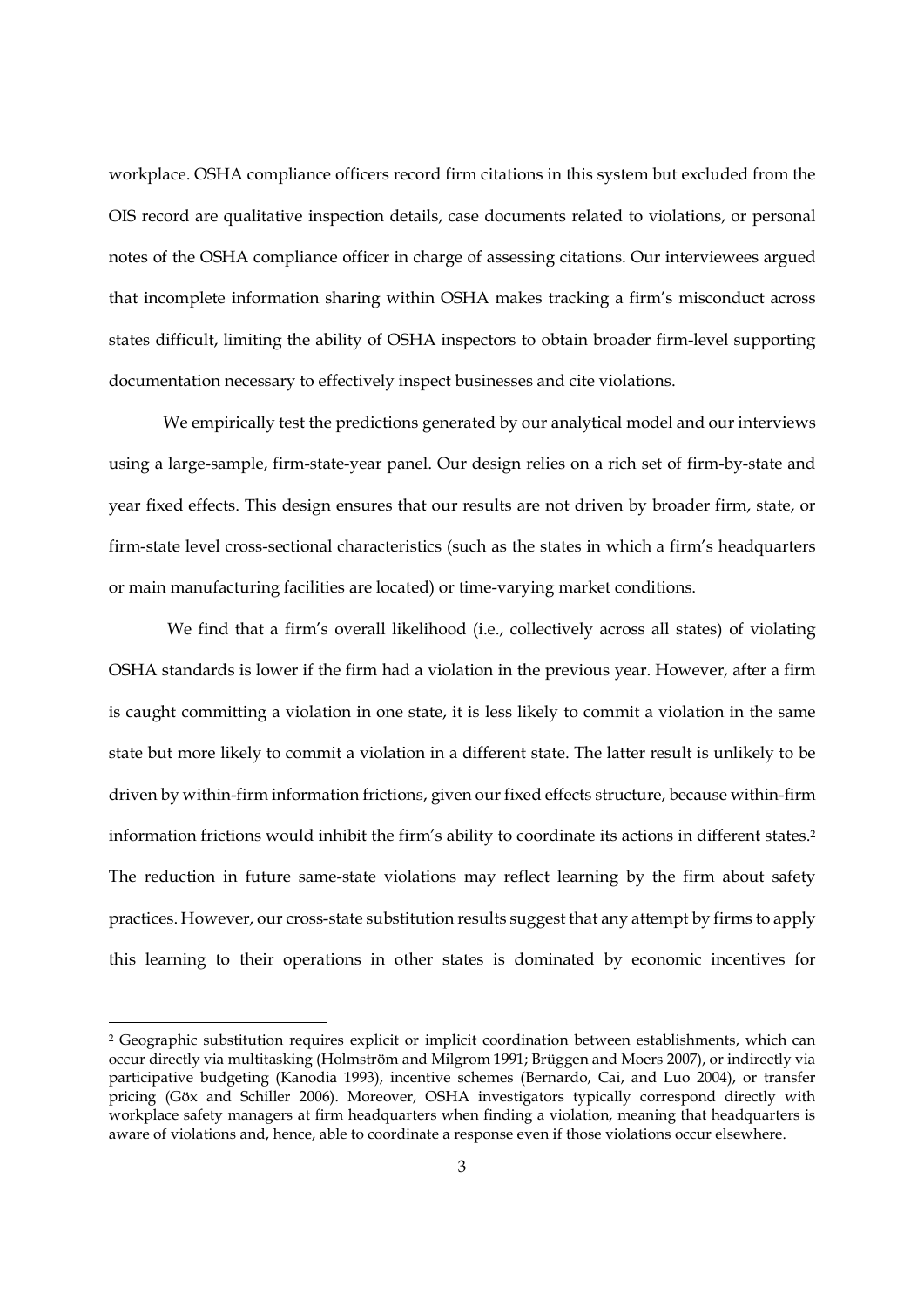workplace. OSHA compliance officers record firm citations in this system but excluded from the OIS record are qualitative inspection details, case documents related to violations, or personal notes of the OSHA compliance officer in charge of assessing citations. Our interviewees argued that incomplete information sharing within OSHA makes tracking a firm's misconduct across states difficult, limiting the ability of OSHA inspectors to obtain broader firm-level supporting documentation necessary to effectively inspect businesses and cite violations.

We empirically test the predictions generated by our analytical model and our interviews using a large-sample, firm-state-year panel. Our design relies on a rich set of firm-by-state and year fixed effects. This design ensures that our results are not driven by broader firm, state, or firm-state level cross-sectional characteristics (such as the states in which a firm's headquarters or main manufacturing facilities are located) or time-varying market conditions.

We find that a firm's overall likelihood (i.e., collectively across all states) of violating OSHA standards is lower if the firm had a violation in the previous year. However, after a firm is caught committing a violation in one state, it is less likely to commit a violation in the same state but more likely to commit a violation in a different state. The latter result is unlikely to be driven by within-firm information frictions, given our fixed effects structure, because within-firm information frictions would inhibit the firm's ability to coordinate its actions in different states.[2] The reduction in future same-state violations may reflect learning by the firm about safety practices. However, our cross-state substitution results suggest that any attempt by firms to apply this learning to their operations in other states is dominated by economic incentives for

[2] Geographic substitution requires explicit or implicit coordination between establishments, which can occur directly via multitasking (Holmström and Milgrom 1991; Brüggen and Moers 2007), or indirectly via participative budgeting (Kanodia 1993), incentive schemes (Bernardo, Cai, and Luo 2004), or transfer pricing (Göx and Schiller 2006). Moreover, OSHA investigators typically correspond directly with workplace safety managers at firm headquarters when finding a violation, meaning that headquarters is aware of violations and, hence, able to coordinate a response even if those violations occur elsewhere.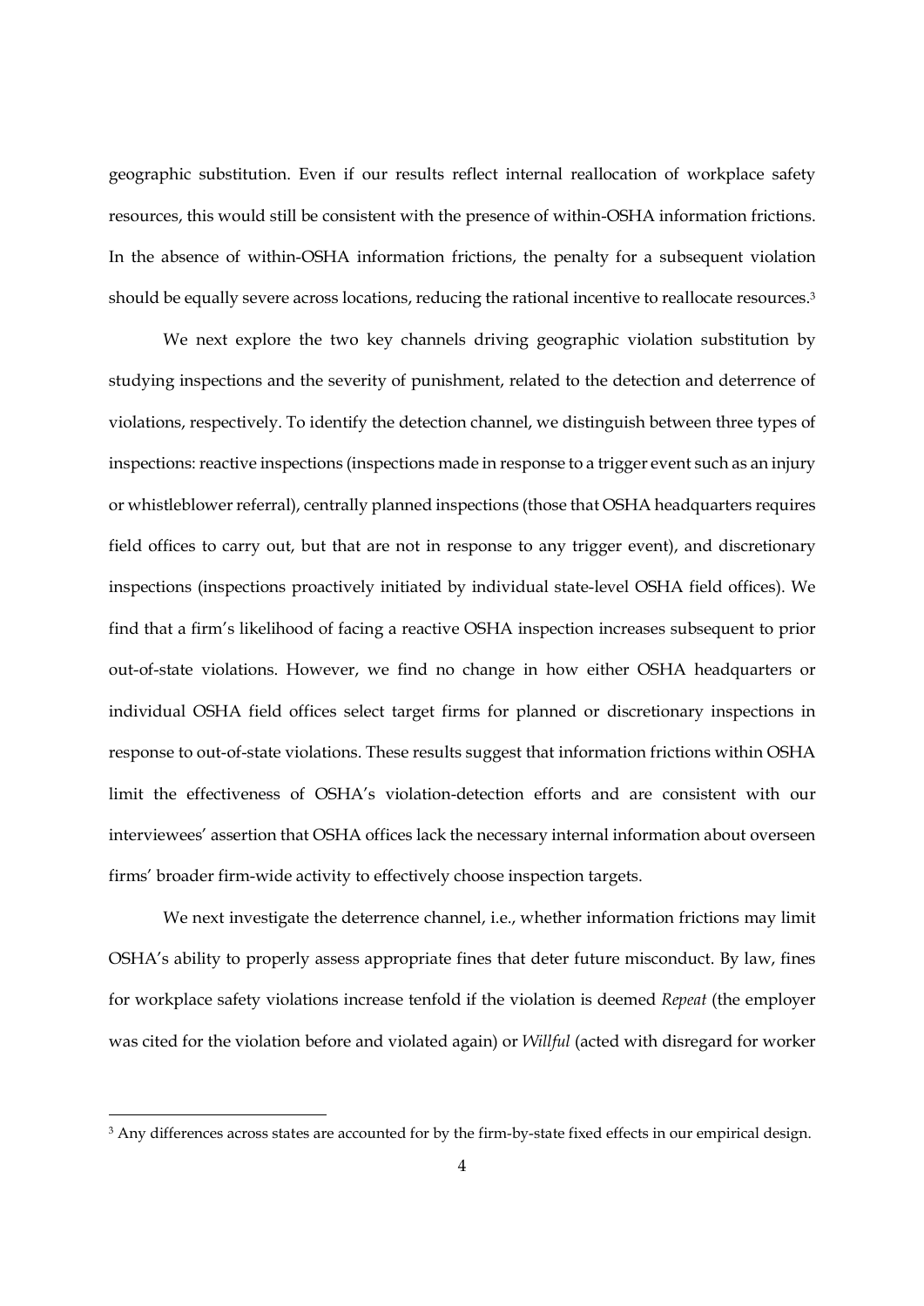geographic substitution. Even if our results reflect internal reallocation of workplace safety resources, this would still be consistent with the presence of within-OSHA information frictions. In the absence of within-OSHA information frictions, the penalty for a subsequent violation should be equally severe across locations, reducing the rational incentive to reallocate resources.[3]

We next explore the two key channels driving geographic violation substitution by studying inspections and the severity of punishment, related to the detection and deterrence of violations, respectively. To identify the detection channel, we distinguish between three types of inspections: reactive inspections (inspections made in response to a trigger event such as an injury or whistleblower referral), centrally planned inspections (those that OSHA headquarters requires field offices to carry out, but that are not in response to any trigger event), and discretionary inspections (inspections proactively initiated by individual state-level OSHA field offices). We find that a firm's likelihood of facing a reactive OSHA inspection increases subsequent to prior out-of-state violations. However, we find no change in how either OSHA headquarters or individual OSHA field offices select target firms for planned or discretionary inspections in response to out-of-state violations. These results suggest that information frictions within OSHA limit the effectiveness of OSHA's violation-detection efforts and are consistent with our interviewees' assertion that OSHA offices lack the necessary internal information about overseen firms' broader firm-wide activity to effectively choose inspection targets.

We next investigate the deterrence channel, i.e., whether information frictions may limit OSHA's ability to properly assess appropriate fines that deter future misconduct. By law, fines for workplace safety violations increase tenfold if the violation is deemed *Repeat* (the employer was cited for the violation before and violated again) or *Willful* (acted with disregard for worker

[3] Any differences across states are accounted for by the firm-by-state fixed effects in our empirical design.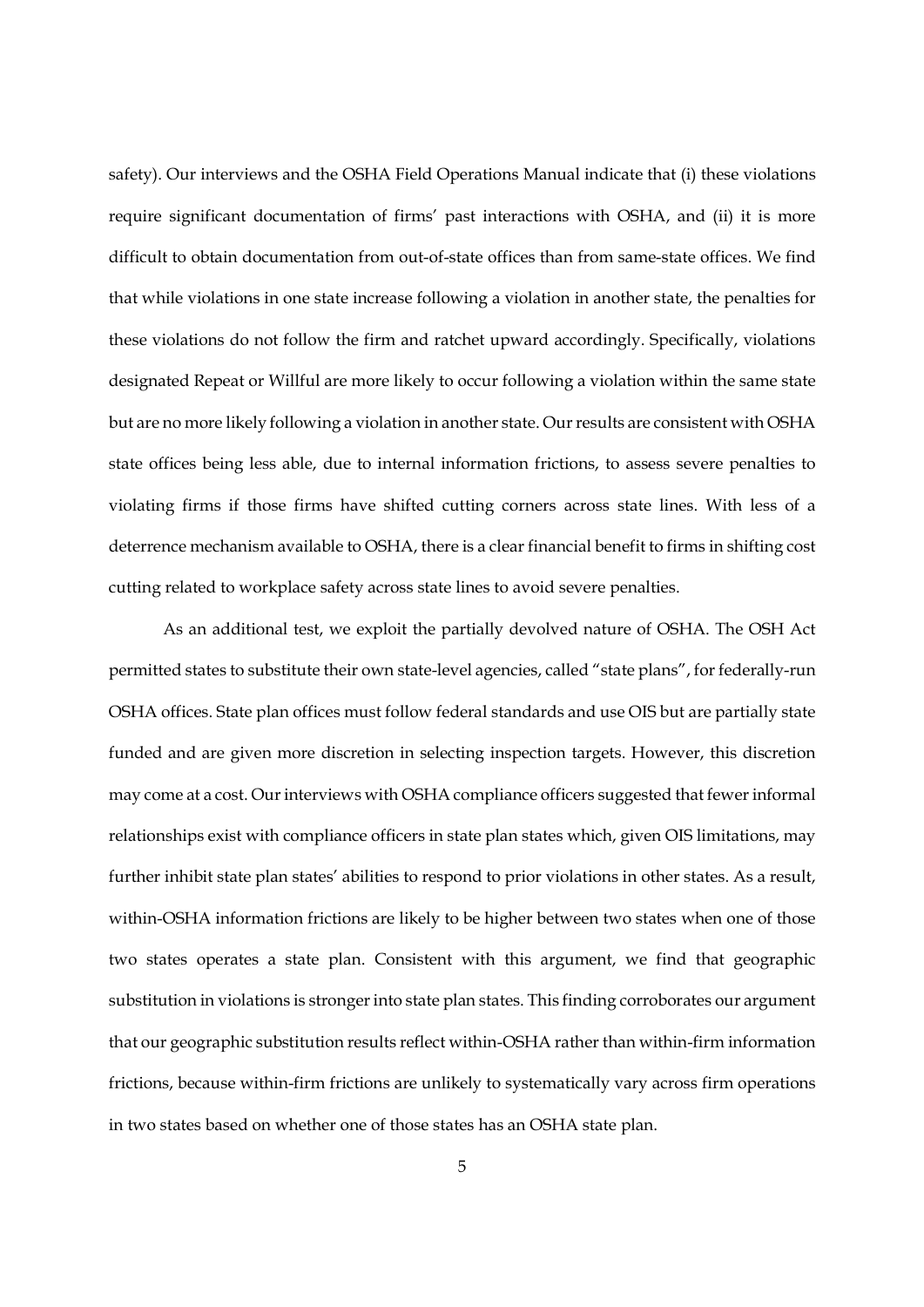safety). Our interviews and the OSHA Field Operations Manual indicate that (i) these violations require significant documentation of firms' past interactions with OSHA, and (ii) it is more difficult to obtain documentation from out-of-state offices than from same-state offices. We find that while violations in one state increase following a violation in another state, the penalties for these violations do not follow the firm and ratchet upward accordingly. Specifically, violations designated Repeat or Willful are more likely to occur following a violation within the same state but are no more likely following a violation in another state. Our results are consistent with OSHA state offices being less able, due to internal information frictions, to assess severe penalties to violating firms if those firms have shifted cutting corners across state lines. With less of a deterrence mechanism available to OSHA, there is a clear financial benefit to firms in shifting cost cutting related to workplace safety across state lines to avoid severe penalties.

As an additional test, we exploit the partially devolved nature of OSHA. The OSH Act permitted states to substitute their own state-level agencies, called "state plans", for federally-run OSHA offices. State plan offices must follow federal standards and use OIS but are partially state funded and are given more discretion in selecting inspection targets. However, this discretion may come at a cost. Our interviews with OSHA compliance officers suggested that fewer informal relationships exist with compliance officers in state plan states which, given OIS limitations, may further inhibit state plan states' abilities to respond to prior violations in other states. As a result, within-OSHA information frictions are likely to be higher between two states when one of those two states operates a state plan. Consistent with this argument, we find that geographic substitution in violations is stronger into state plan states. This finding corroborates our argument that our geographic substitution results reflect within-OSHA rather than within-firm information frictions, because within-firm frictions are unlikely to systematically vary across firm operations in two states based on whether one of those states has an OSHA state plan.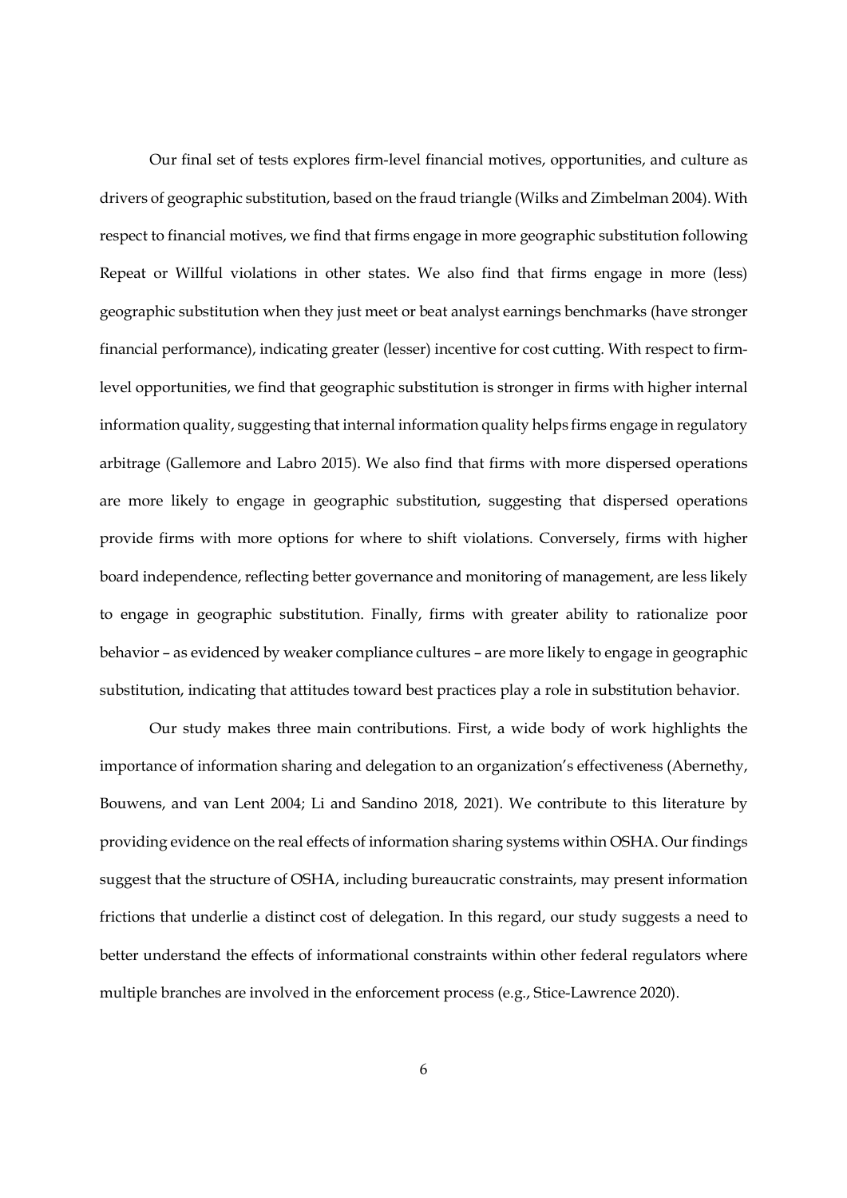Our final set of tests explores firm-level financial motives, opportunities, and culture as drivers of geographic substitution, based on the fraud triangle (Wilks and Zimbelman 2004). With respect to financial motives, we find that firms engage in more geographic substitution following Repeat or Willful violations in other states. We also find that firms engage in more (less) geographic substitution when they just meet or beat analyst earnings benchmarks (have stronger financial performance), indicating greater (lesser) incentive for cost cutting. With respect to firm-level opportunities, we find that geographic substitution is stronger in firms with higher internal information quality, suggesting that internal information quality helps firms engage in regulatory arbitrage (Gallemore and Labro 2015). We also find that firms with more dispersed operations are more likely to engage in geographic substitution, suggesting that dispersed operations provide firms with more options for where to shift violations. Conversely, firms with higher board independence, reflecting better governance and monitoring of management, are less likely to engage in geographic substitution. Finally, firms with greater ability to rationalize poor behavior – as evidenced by weaker compliance cultures – are more likely to engage in geographic substitution, indicating that attitudes toward best practices play a role in substitution behavior.

Our study makes three main contributions. First, a wide body of work highlights the importance of information sharing and delegation to an organization's effectiveness (Abernethy, Bouwens, and van Lent 2004; Li and Sandino 2018, 2021). We contribute to this literature by providing evidence on the real effects of information sharing systems within OSHA. Our findings suggest that the structure of OSHA, including bureaucratic constraints, may present information frictions that underlie a distinct cost of delegation. In this regard, our study suggests a need to better understand the effects of informational constraints within other federal regulators where multiple branches are involved in the enforcement process (e.g., Stice-Lawrence 2020).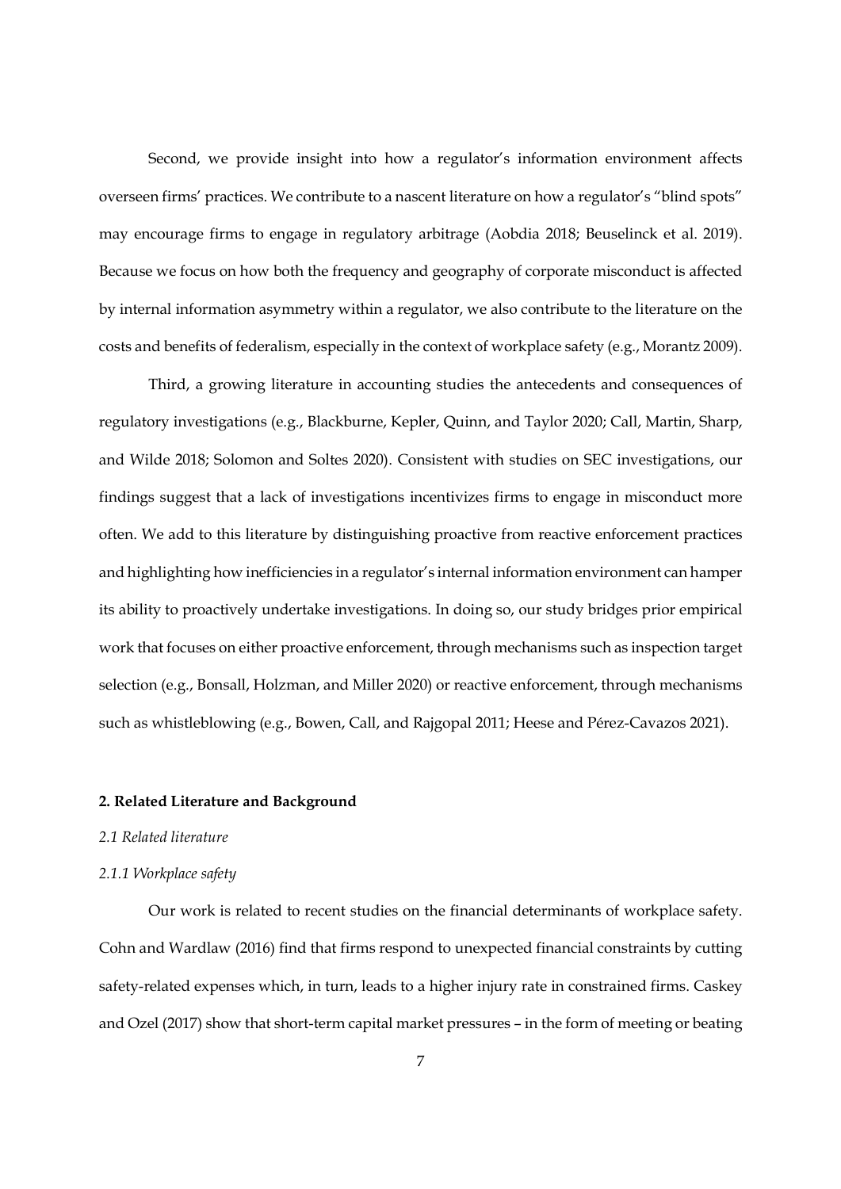Second, we provide insight into how a regulator's information environment affects overseen firms' practices. We contribute to a nascent literature on how a regulator's "blind spots" may encourage firms to engage in regulatory arbitrage (Aobdia 2018; Beuselinck et al. 2019). Because we focus on how both the frequency and geography of corporate misconduct is affected by internal information asymmetry within a regulator, we also contribute to the literature on the costs and benefits of federalism, especially in the context of workplace safety (e.g., Morantz 2009).

Third, a growing literature in accounting studies the antecedents and consequences of regulatory investigations (e.g., Blackburne, Kepler, Quinn, and Taylor 2020; Call, Martin, Sharp, and Wilde 2018; Solomon and Soltes 2020). Consistent with studies on SEC investigations, our findings suggest that a lack of investigations incentivizes firms to engage in misconduct more often. We add to this literature by distinguishing proactive from reactive enforcement practices and highlighting how inefficiencies in a regulator's internal information environment can hamper its ability to proactively undertake investigations. In doing so, our study bridges prior empirical work that focuses on either proactive enforcement, through mechanisms such as inspection target selection (e.g., Bonsall, Holzman, and Miller 2020) or reactive enforcement, through mechanisms such as whistleblowing (e.g., Bowen, Call, and Rajgopal 2011; Heese and Pérez-Cavazos 2021).

## 2. Related Literature and Background

### *2.1 Related literature*

#### *2.1.1 Workplace safety*

Our work is related to recent studies on the financial determinants of workplace safety. Cohn and Wardlaw (2016) find that firms respond to unexpected financial constraints by cutting safety-related expenses which, in turn, leads to a higher injury rate in constrained firms. Caskey and Ozel (2017) show that short-term capital market pressures – in the form of meeting or beating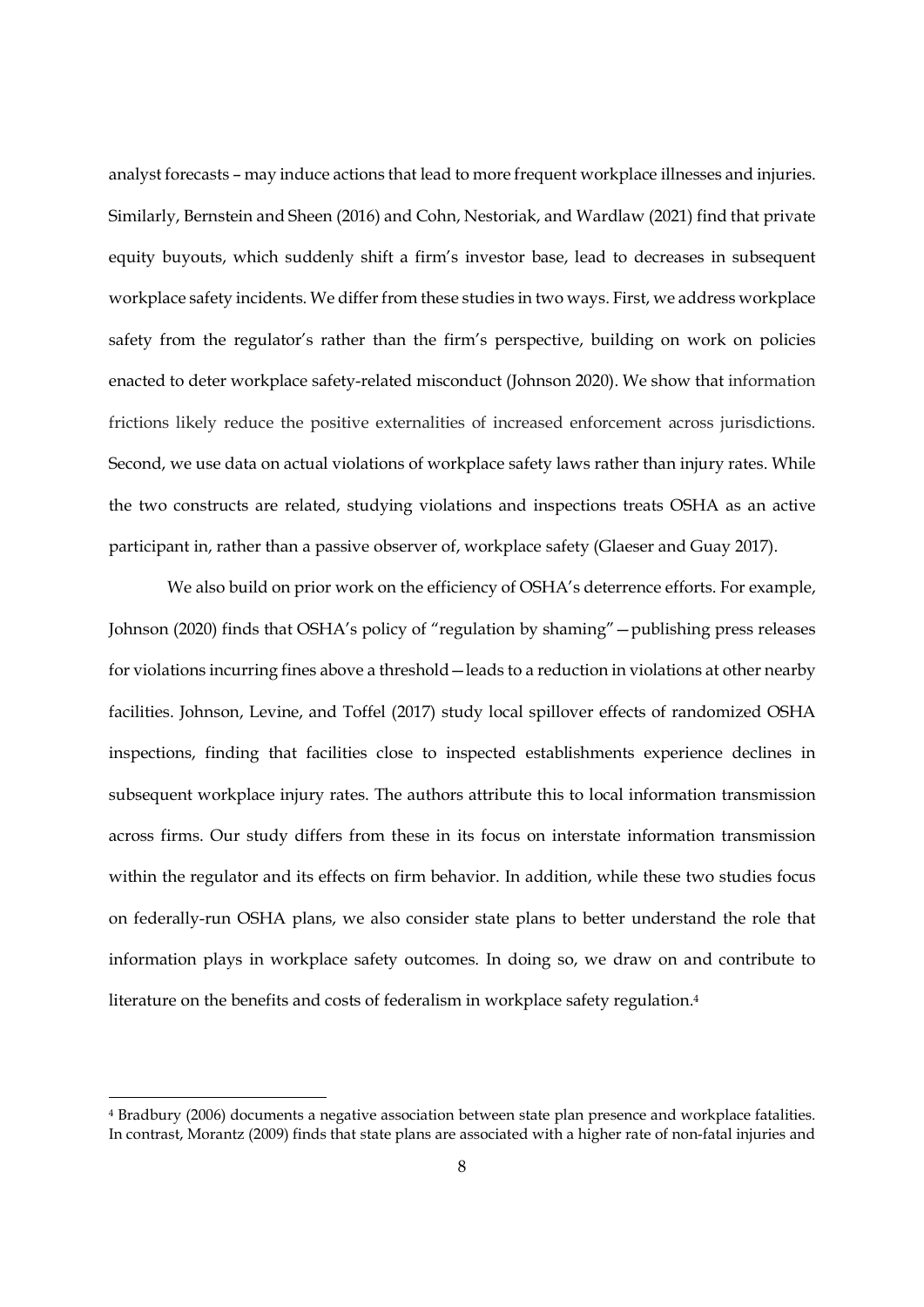analyst forecasts – may induce actions that lead to more frequent workplace illnesses and injuries. Similarly, Bernstein and Sheen (2016) and Cohn, Nestoriak, and Wardlaw (2021) find that private equity buyouts, which suddenly shift a firm's investor base, lead to decreases in subsequent workplace safety incidents. We differ from these studies in two ways. First, we address workplace safety from the regulator's rather than the firm's perspective, building on work on policies enacted to deter workplace safety-related misconduct (Johnson 2020). We show that information frictions likely reduce the positive externalities of increased enforcement across jurisdictions. Second, we use data on actual violations of workplace safety laws rather than injury rates. While the two constructs are related, studying violations and inspections treats OSHA as an active participant in, rather than a passive observer of, workplace safety (Glaeser and Guay 2017).

We also build on prior work on the efficiency of OSHA's deterrence efforts. For example, Johnson (2020) finds that OSHA's policy of "regulation by shaming"—publishing press releases for violations incurring fines above a threshold—leads to a reduction in violations at other nearby facilities. Johnson, Levine, and Toffel (2017) study local spillover effects of randomized OSHA inspections, finding that facilities close to inspected establishments experience declines in subsequent workplace injury rates. The authors attribute this to local information transmission across firms. Our study differs from these in its focus on interstate information transmission within the regulator and its effects on firm behavior. In addition, while these two studies focus on federally-run OSHA plans, we also consider state plans to better understand the role that information plays in workplace safety outcomes. In doing so, we draw on and contribute to literature on the benefits and costs of federalism in workplace safety regulation.[4]

[4] Bradbury (2006) documents a negative association between state plan presence and workplace fatalities. In contrast, Morantz (2009) finds that state plans are associated with a higher rate of non-fatal injuries and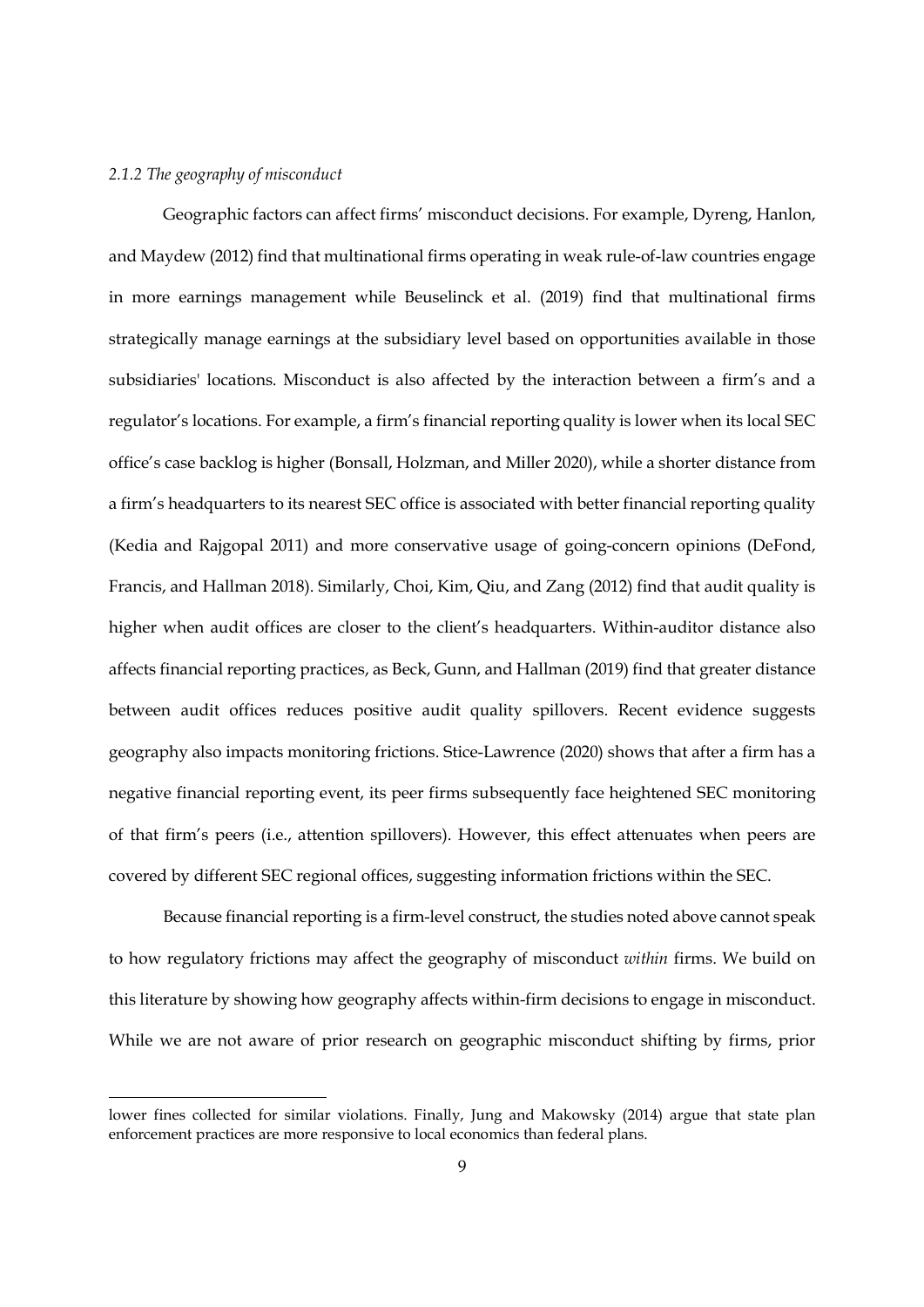### *2.1.2 The geography of misconduct*

Geographic factors can affect firms' misconduct decisions. For example, Dyreng, Hanlon, and Maydew (2012) find that multinational firms operating in weak rule-of-law countries engage in more earnings management while Beuselinck et al. (2019) find that multinational firms strategically manage earnings at the subsidiary level based on opportunities available in those subsidiaries' locations. Misconduct is also affected by the interaction between a firm's and a regulator's locations. For example, a firm's financial reporting quality is lower when its local SEC office's case backlog is higher (Bonsall, Holzman, and Miller 2020), while a shorter distance from a firm's headquarters to its nearest SEC office is associated with better financial reporting quality (Kedia and Rajgopal 2011) and more conservative usage of going-concern opinions (DeFond, Francis, and Hallman 2018). Similarly, Choi, Kim, Qiu, and Zang (2012) find that audit quality is higher when audit offices are closer to the client's headquarters. Within-auditor distance also affects financial reporting practices, as Beck, Gunn, and Hallman (2019) find that greater distance between audit offices reduces positive audit quality spillovers. Recent evidence suggests geography also impacts monitoring frictions. Stice-Lawrence (2020) shows that after a firm has a negative financial reporting event, its peer firms subsequently face heightened SEC monitoring of that firm's peers (i.e., attention spillovers). However, this effect attenuates when peers are covered by different SEC regional offices, suggesting information frictions within the SEC.

Because financial reporting is a firm-level construct, the studies noted above cannot speak to how regulatory frictions may affect the geography of misconduct *within* firms. We build on this literature by showing how geography affects within-firm decisions to engage in misconduct. While we are not aware of prior research on geographic misconduct shifting by firms, prior

---

lower fines collected for similar violations. Finally, Jung and Makowsky (2014) argue that state plan enforcement practices are more responsive to local economics than federal plans.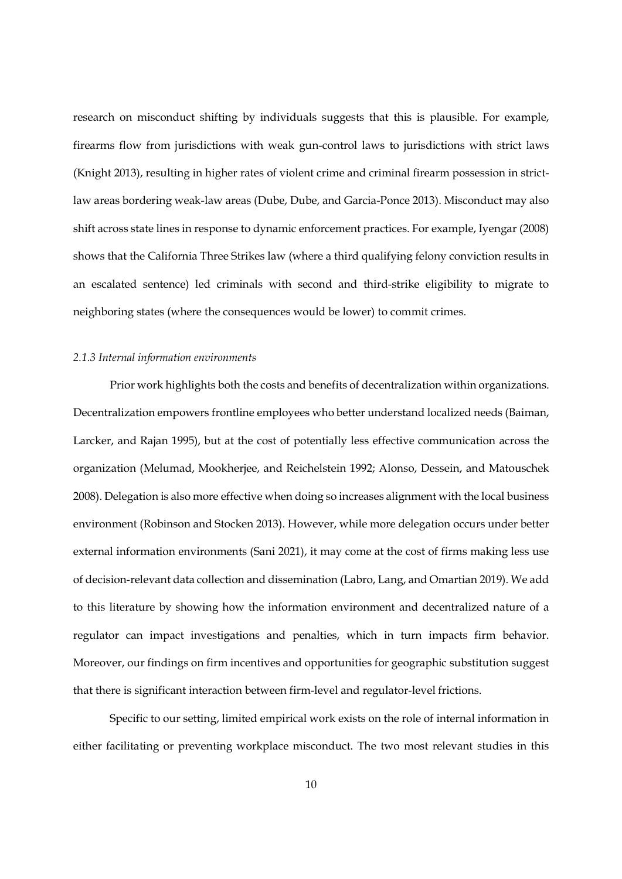research on misconduct shifting by individuals suggests that this is plausible. For example, firearms flow from jurisdictions with weak gun-control laws to jurisdictions with strict laws (Knight 2013), resulting in higher rates of violent crime and criminal firearm possession in strict-law areas bordering weak-law areas (Dube, Dube, and Garcia-Ponce 2013). Misconduct may also shift across state lines in response to dynamic enforcement practices. For example, Iyengar (2008) shows that the California Three Strikes law (where a third qualifying felony conviction results in an escalated sentence) led criminals with second and third-strike eligibility to migrate to neighboring states (where the consequences would be lower) to commit crimes.

### *2.1.3 Internal information environments*

Prior work highlights both the costs and benefits of decentralization within organizations. Decentralization empowers frontline employees who better understand localized needs (Baiman, Larcker, and Rajan 1995), but at the cost of potentially less effective communication across the organization (Melumad, Mookherjee, and Reichelstein 1992; Alonso, Dessein, and Matouschek 2008). Delegation is also more effective when doing so increases alignment with the local business environment (Robinson and Stocken 2013). However, while more delegation occurs under better external information environments (Sani 2021), it may come at the cost of firms making less use of decision-relevant data collection and dissemination (Labro, Lang, and Omartian 2019). We add to this literature by showing how the information environment and decentralized nature of a regulator can impact investigations and penalties, which in turn impacts firm behavior. Moreover, our findings on firm incentives and opportunities for geographic substitution suggest that there is significant interaction between firm-level and regulator-level frictions.

Specific to our setting, limited empirical work exists on the role of internal information in either facilitating or preventing workplace misconduct. The two most relevant studies in this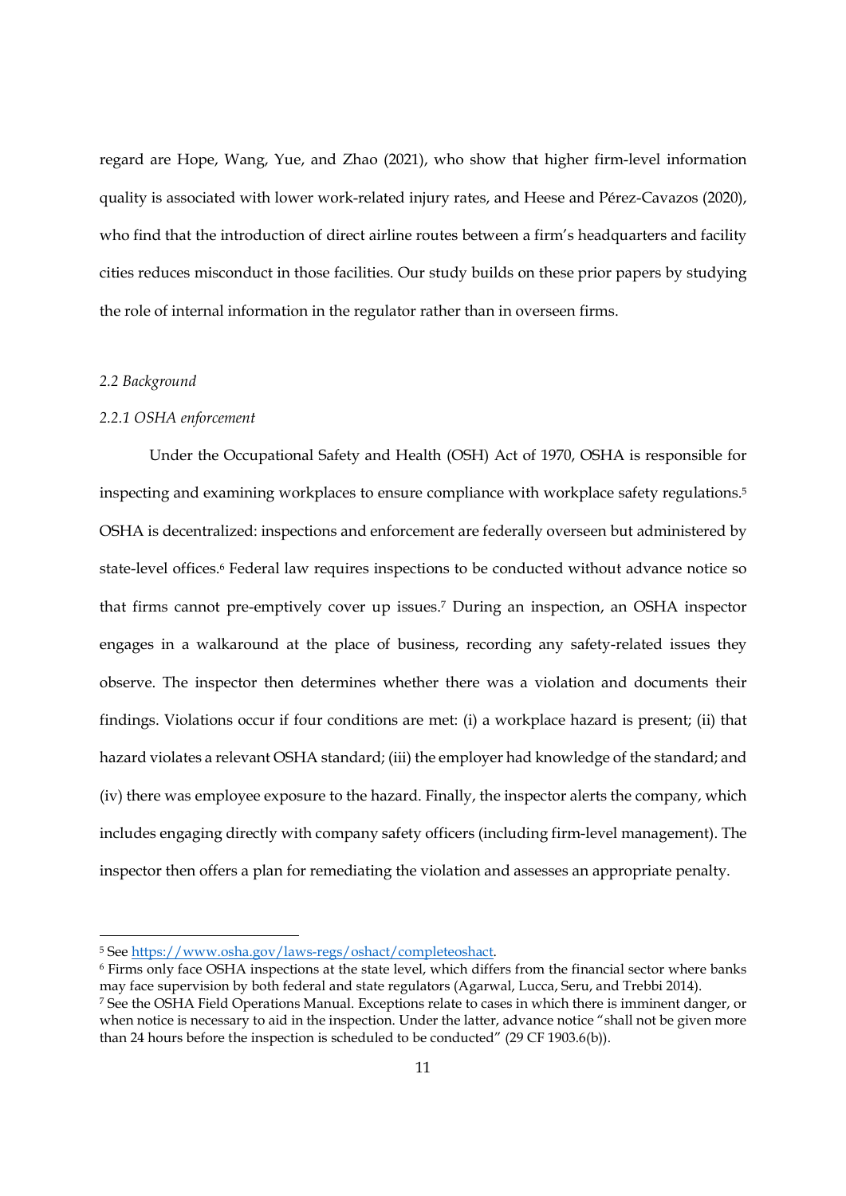regard are Hope, Wang, Yue, and Zhao (2021), who show that higher firm-level information quality is associated with lower work-related injury rates, and Heese and Pérez-Cavazos (2020), who find that the introduction of direct airline routes between a firm's headquarters and facility cities reduces misconduct in those facilities. Our study builds on these prior papers by studying the role of internal information in the regulator rather than in overseen firms.

### *2.2 Background*

#### *2.2.1 OSHA enforcement*

Under the Occupational Safety and Health (OSH) Act of 1970, OSHA is responsible for inspecting and examining workplaces to ensure compliance with workplace safety regulations.[5] OSHA is decentralized: inspections and enforcement are federally overseen but administered by state-level offices.[6] Federal law requires inspections to be conducted without advance notice so that firms cannot pre-emptively cover up issues.[7] During an inspection, an OSHA inspector engages in a walkaround at the place of business, recording any safety-related issues they observe. The inspector then determines whether there was a violation and documents their findings. Violations occur if four conditions are met: (i) a workplace hazard is present; (ii) that hazard violates a relevant OSHA standard; (iii) the employer had knowledge of the standard; and (iv) there was employee exposure to the hazard. Finally, the inspector alerts the company, which includes engaging directly with company safety officers (including firm-level management). The inspector then offers a plan for remediating the violation and assesses an appropriate penalty.

---

[5] See https://www.osha.gov/laws-regs/oshact/completeoshact.

[6] Firms only face OSHA inspections at the state level, which differs from the financial sector where banks may face supervision by both federal and state regulators (Agarwal, Lucca, Seru, and Trebbi 2014).

[7] See the OSHA Field Operations Manual. Exceptions relate to cases in which there is imminent danger, or when notice is necessary to aid in the inspection. Under the latter, advance notice "shall not be given more than 24 hours before the inspection is scheduled to be conducted" (29 CF 1903.6(b)).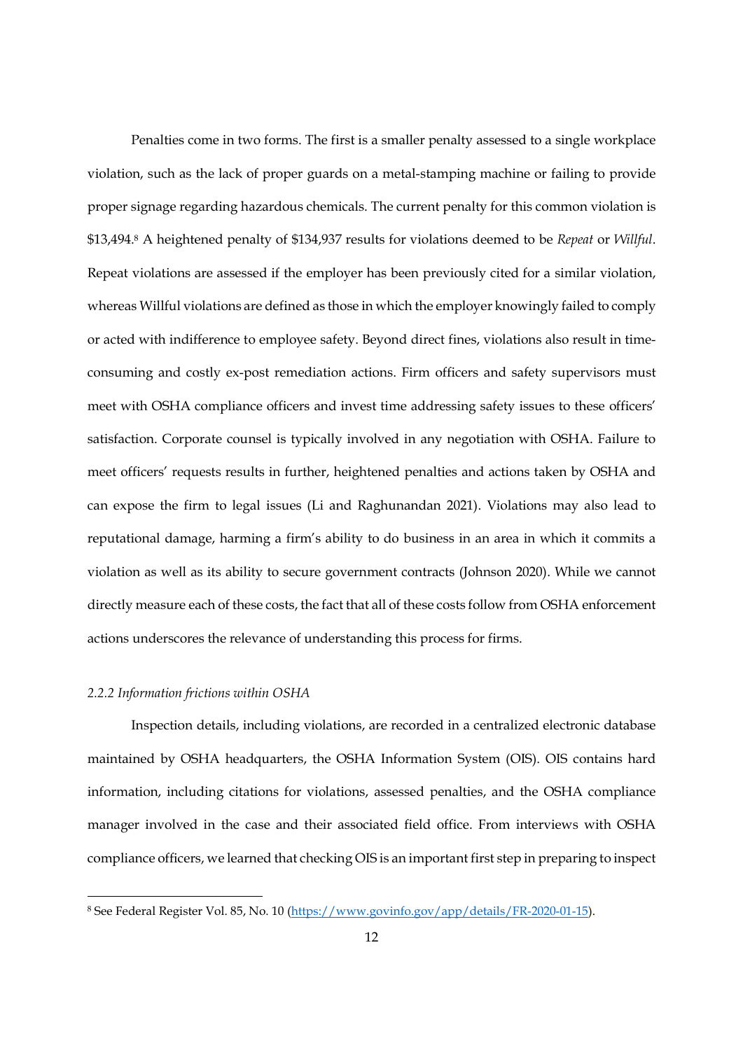Penalties come in two forms. The first is a smaller penalty assessed to a single workplace violation, such as the lack of proper guards on a metal-stamping machine or failing to provide proper signage regarding hazardous chemicals. The current penalty for this common violation is $13,494.[8] A heightened penalty of $134,937 results for violations deemed to be *Repeat* or *Willful*. Repeat violations are assessed if the employer has been previously cited for a similar violation, whereas Willful violations are defined as those in which the employer knowingly failed to comply or acted with indifference to employee safety. Beyond direct fines, violations also result in time-consuming and costly ex-post remediation actions. Firm officers and safety supervisors must meet with OSHA compliance officers and invest time addressing safety issues to these officers' satisfaction. Corporate counsel is typically involved in any negotiation with OSHA. Failure to meet officers' requests results in further, heightened penalties and actions taken by OSHA and can expose the firm to legal issues (Li and Raghunandan 2021). Violations may also lead to reputational damage, harming a firm's ability to do business in an area in which it commits a violation as well as its ability to secure government contracts (Johnson 2020). While we cannot directly measure each of these costs, the fact that all of these costs follow from OSHA enforcement actions underscores the relevance of understanding this process for firms.

### *2.2.2 Information frictions within OSHA*

Inspection details, including violations, are recorded in a centralized electronic database maintained by OSHA headquarters, the OSHA Information System (OIS). OIS contains hard information, including citations for violations, assessed penalties, and the OSHA compliance manager involved in the case and their associated field office. From interviews with OSHA compliance officers, we learned that checking OIS is an important first step in preparing to inspect

---

[8] See Federal Register Vol. 85, No. 10 (https://www.govinfo.gov/app/details/FR-2020-01-15).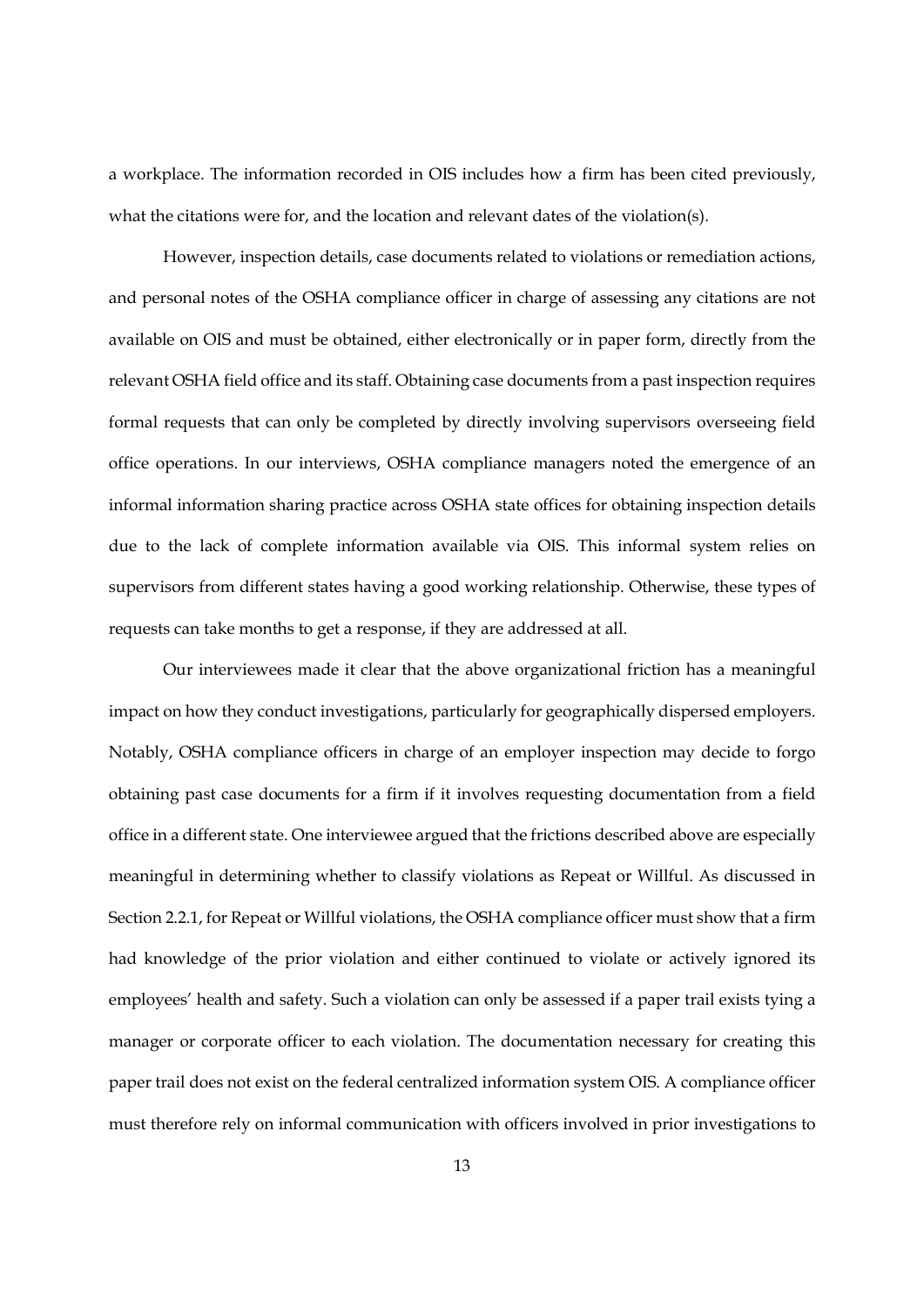a workplace. The information recorded in OIS includes how a firm has been cited previously, what the citations were for, and the location and relevant dates of the violation(s).

However, inspection details, case documents related to violations or remediation actions, and personal notes of the OSHA compliance officer in charge of assessing any citations are not available on OIS and must be obtained, either electronically or in paper form, directly from the relevant OSHA field office and its staff. Obtaining case documents from a past inspection requires formal requests that can only be completed by directly involving supervisors overseeing field office operations. In our interviews, OSHA compliance managers noted the emergence of an informal information sharing practice across OSHA state offices for obtaining inspection details due to the lack of complete information available via OIS. This informal system relies on supervisors from different states having a good working relationship. Otherwise, these types of requests can take months to get a response, if they are addressed at all.

Our interviewees made it clear that the above organizational friction has a meaningful impact on how they conduct investigations, particularly for geographically dispersed employers. Notably, OSHA compliance officers in charge of an employer inspection may decide to forgo obtaining past case documents for a firm if it involves requesting documentation from a field office in a different state. One interviewee argued that the frictions described above are especially meaningful in determining whether to classify violations as Repeat or Willful. As discussed in Section 2.2.1, for Repeat or Willful violations, the OSHA compliance officer must show that a firm had knowledge of the prior violation and either continued to violate or actively ignored its employees' health and safety. Such a violation can only be assessed if a paper trail exists tying a manager or corporate officer to each violation. The documentation necessary for creating this paper trail does not exist on the federal centralized information system OIS. A compliance officer must therefore rely on informal communication with officers involved in prior investigations to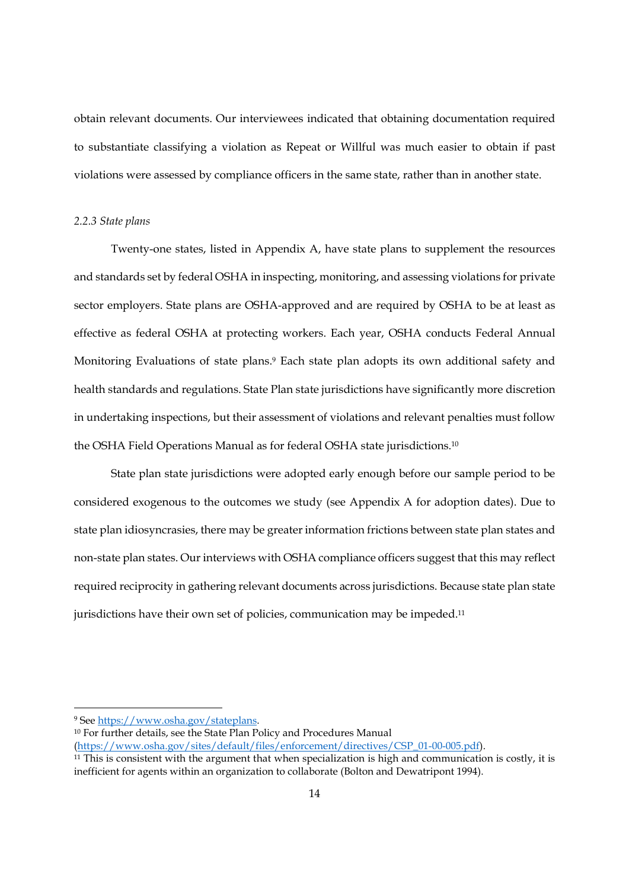obtain relevant documents. Our interviewees indicated that obtaining documentation required to substantiate classifying a violation as Repeat or Willful was much easier to obtain if past violations were assessed by compliance officers in the same state, rather than in another state.

### *2.2.3 State plans*

Twenty-one states, listed in Appendix A, have state plans to supplement the resources and standards set by federal OSHA in inspecting, monitoring, and assessing violations for private sector employers. State plans are OSHA-approved and are required by OSHA to be at least as effective as federal OSHA at protecting workers. Each year, OSHA conducts Federal Annual Monitoring Evaluations of state plans.[9] Each state plan adopts its own additional safety and health standards and regulations. State Plan state jurisdictions have significantly more discretion in undertaking inspections, but their assessment of violations and relevant penalties must follow the OSHA Field Operations Manual as for federal OSHA state jurisdictions.[10]

State plan state jurisdictions were adopted early enough before our sample period to be considered exogenous to the outcomes we study (see Appendix A for adoption dates). Due to state plan idiosyncrasies, there may be greater information frictions between state plan states and non-state plan states. Our interviews with OSHA compliance officers suggest that this may reflect required reciprocity in gathering relevant documents across jurisdictions. Because state plan state jurisdictions have their own set of policies, communication may be impeded.[11]

---

[9] See https://www.osha.gov/stateplans.

[10] For further details, see the State Plan Policy and Procedures Manual (https://www.osha.gov/sites/default/files/enforcement/directives/CSP_01-00-005.pdf).

[11] This is consistent with the argument that when specialization is high and communication is costly, it is inefficient for agents within an organization to collaborate (Bolton and Dewatripont 1994).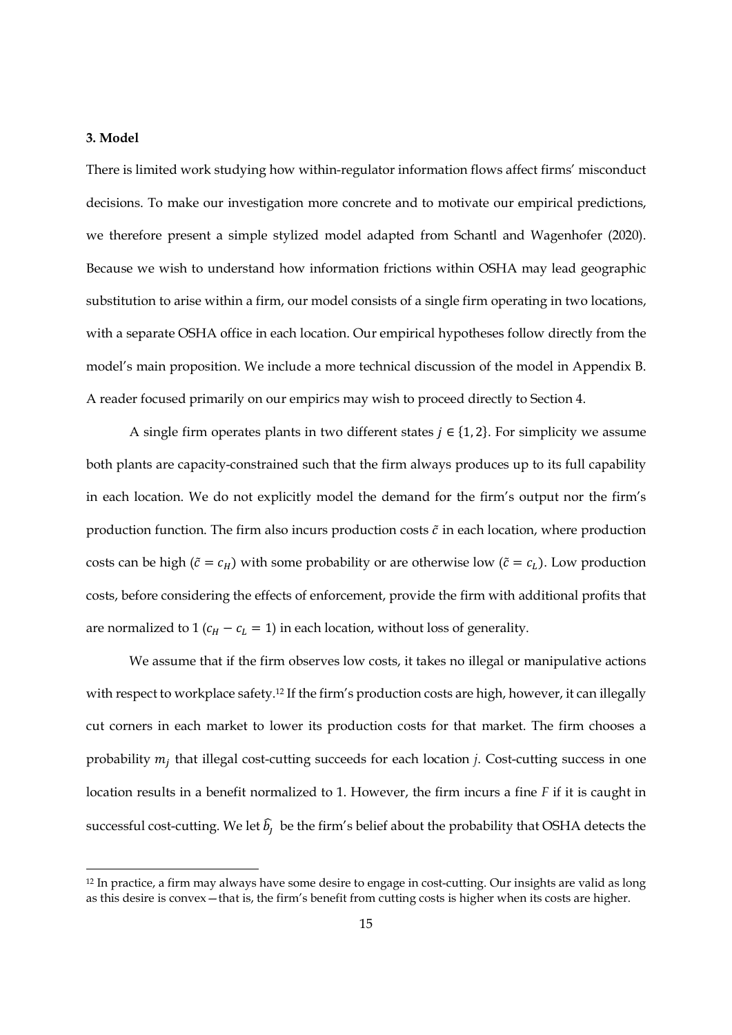### 3. Model

There is limited work studying how within-regulator information flows affect firms' misconduct decisions. To make our investigation more concrete and to motivate our empirical predictions, we therefore present a simple stylized model adapted from Schantl and Wagenhofer (2020). Because we wish to understand how information frictions within OSHA may lead geographic substitution to arise within a firm, our model consists of a single firm operating in two locations, with a separate OSHA office in each location. Our empirical hypotheses follow directly from the model's main proposition. We include a more technical discussion of the model in Appendix B. A reader focused primarily on our empirics may wish to proceed directly to Section 4.

A single firm operates plants in two different states $j \in \{1, 2\}$. For simplicity we assume both plants are capacity-constrained such that the firm always produces up to its full capability in each location. We do not explicitly model the demand for the firm's output nor the firm's production function. The firm also incurs production costs $\tilde{c}$ in each location, where production costs can be high ($\tilde{c} = c_H$) with some probability or are otherwise low ($\tilde{c} = c_L$). Low production costs, before considering the effects of enforcement, provide the firm with additional profits that are normalized to 1 ($c_H - c_L = 1$) in each location, without loss of generality.

We assume that if the firm observes low costs, it takes no illegal or manipulative actions with respect to workplace safety.[12] If the firm's production costs are high, however, it can illegally cut corners in each market to lower its production costs for that market. The firm chooses a probability $m_j$ that illegal cost-cutting succeeds for each location *j*. Cost-cutting success in one location results in a benefit normalized to 1. However, the firm incurs a fine *F* if it is caught in successful cost-cutting. We let $\widehat{b_j}$ be the firm's belief about the probability that OSHA detects the

[12] In practice, a firm may always have some desire to engage in cost-cutting. Our insights are valid as long as this desire is convex—that is, the firm's benefit from cutting costs is higher when its costs are higher.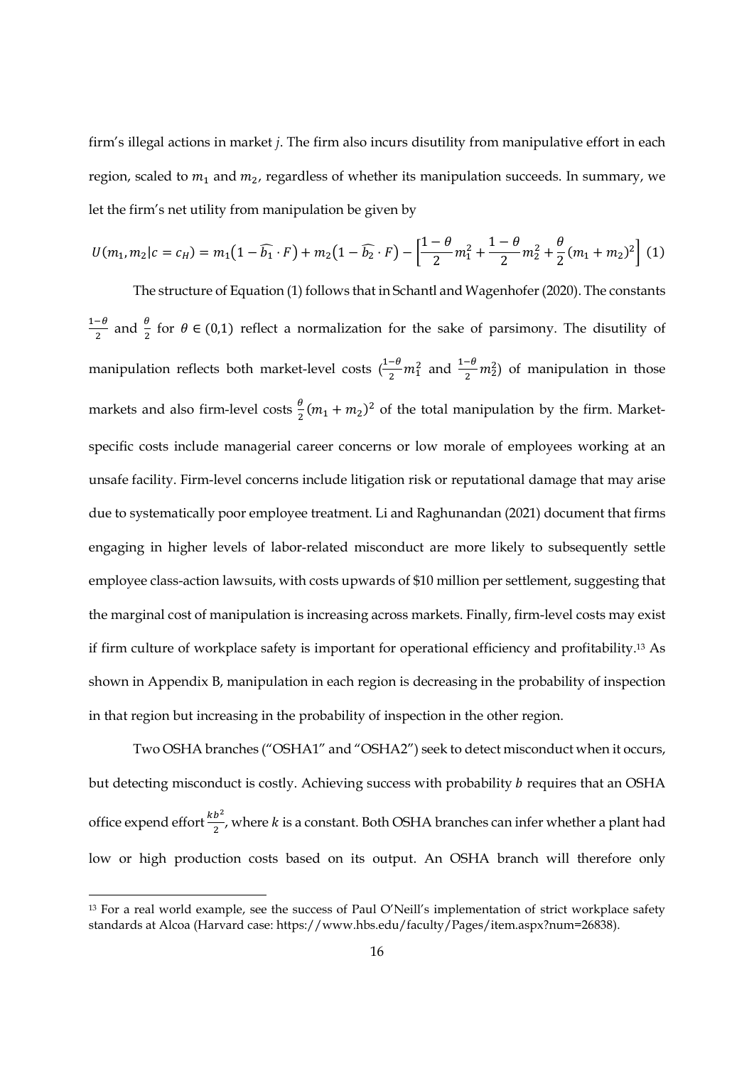firm's illegal actions in market *j*. The firm also incurs disutility from manipulative effort in each region, scaled to $m_1$ and $m_2$, regardless of whether its manipulation succeeds. In summary, we let the firm's net utility from manipulation be given by

$$U(m_1, m_2 | c = c_H) = m_1\left(1 - \widehat{b_1} \cdot F\right) + m_2\left(1 - \widehat{b_2} \cdot F\right) - \left[\frac{1-\theta}{2} m_1^2 + \frac{1-\theta}{2} m_2^2 + \frac{\theta}{2}(m_1 + m_2)^2\right] \quad (1)$$

The structure of Equation (1) follows that in Schantl and Wagenhofer (2020). The constants $\frac{1-\theta}{2}$ and $\frac{\theta}{2}$ for $\theta \in (0,1)$ reflect a normalization for the sake of parsimony. The disutility of manipulation reflects both market-level costs ($\frac{1-\theta}{2} m_1^2$ and $\frac{1-\theta}{2} m_2^2$) of manipulation in those markets and also firm-level costs $\frac{\theta}{2}(m_1 + m_2)^2$ of the total manipulation by the firm. Market-specific costs include managerial career concerns or low morale of employees working at an unsafe facility. Firm-level concerns include litigation risk or reputational damage that may arise due to systematically poor employee treatment. Li and Raghunandan (2021) document that firms engaging in higher levels of labor-related misconduct are more likely to subsequently settle employee class-action lawsuits, with costs upwards of $10 million per settlement, suggesting that the marginal cost of manipulation is increasing across markets. Finally, firm-level costs may exist if firm culture of workplace safety is important for operational efficiency and profitability.[13] As shown in Appendix B, manipulation in each region is decreasing in the probability of inspection in that region but increasing in the probability of inspection in the other region.

Two OSHA branches ("OSHA1" and "OSHA2") seek to detect misconduct when it occurs, but detecting misconduct is costly. Achieving success with probability $b$ requires that an OSHA office expend effort $\frac{kb^2}{2}$, where $k$ is a constant. Both OSHA branches can infer whether a plant had low or high production costs based on its output. An OSHA branch will therefore only

[13] For a real world example, see the success of Paul O'Neill's implementation of strict workplace safety standards at Alcoa (Harvard case: https://www.hbs.edu/faculty/Pages/item.aspx?num=26838).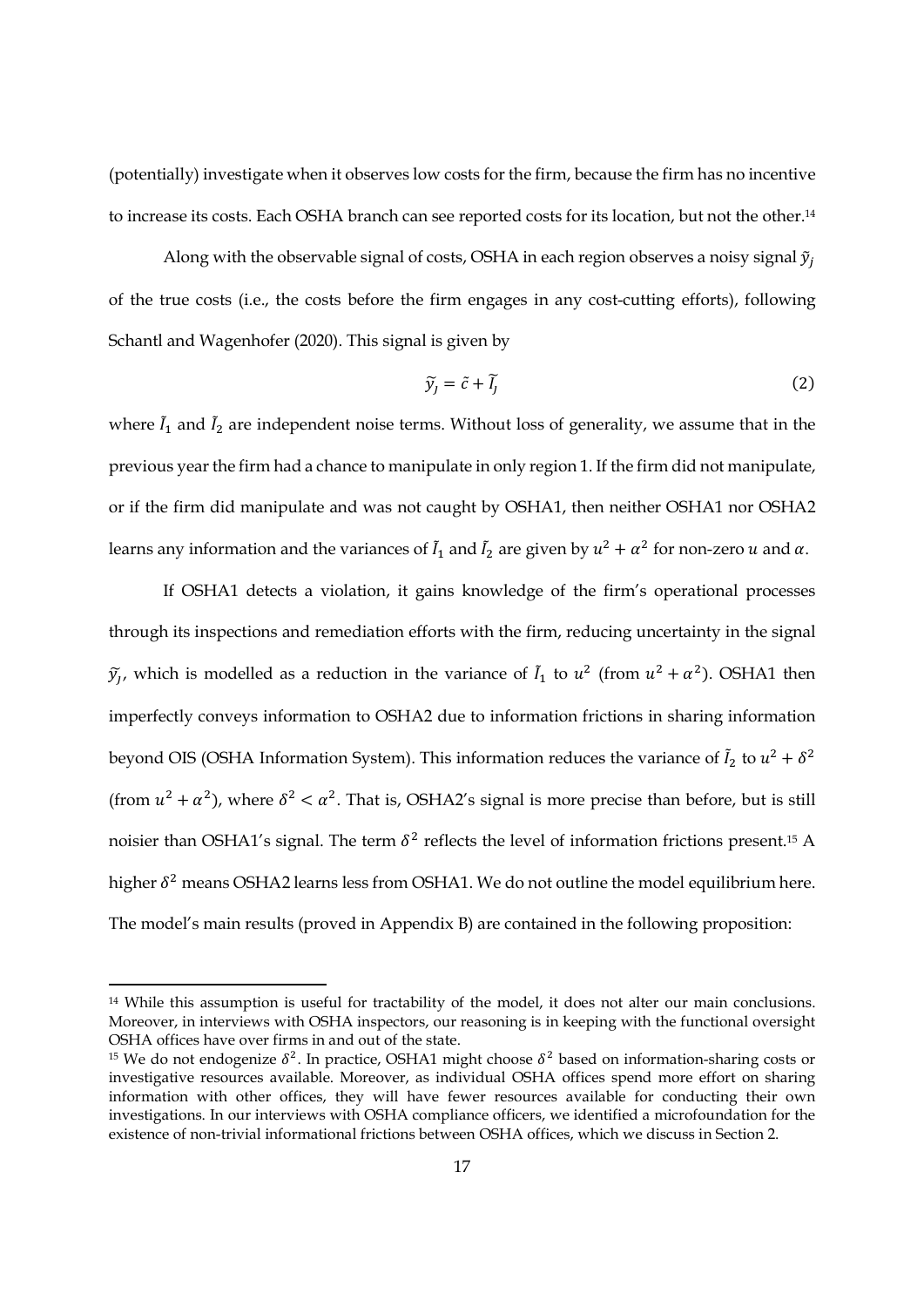(potentially) investigate when it observes low costs for the firm, because the firm has no incentive to increase its costs. Each OSHA branch can see reported costs for its location, but not the other.[14]

Along with the observable signal of costs, OSHA in each region observes a noisy signal $\tilde{y}_j$ of the true costs (i.e., the costs before the firm engages in any cost-cutting efforts), following Schantl and Wagenhofer (2020). This signal is given by

$$\tilde{y}_j = \tilde{c} + \tilde{I}_j \tag{2}$$

where $\tilde{I}_1$ and $\tilde{I}_2$ are independent noise terms. Without loss of generality, we assume that in the previous year the firm had a chance to manipulate in only region 1. If the firm did not manipulate, or if the firm did manipulate and was not caught by OSHA1, then neither OSHA1 nor OSHA2 learns any information and the variances of $\tilde{I}_1$ and $\tilde{I}_2$ are given by $u^2 + \alpha^2$ for non-zero $u$ and $\alpha$.

If OSHA1 detects a violation, it gains knowledge of the firm's operational processes through its inspections and remediation efforts with the firm, reducing uncertainty in the signal $\tilde{y}_j$, which is modelled as a reduction in the variance of $\tilde{I}_1$ to $u^2$ (from $u^2 + \alpha^2$). OSHA1 then imperfectly conveys information to OSHA2 due to information frictions in sharing information beyond OIS (OSHA Information System). This information reduces the variance of $\tilde{I}_2$ to $u^2 + \delta^2$ (from $u^2 + \alpha^2$), where $\delta^2 < \alpha^2$. That is, OSHA2's signal is more precise than before, but is still noisier than OSHA1's signal. The term $\delta^2$ reflects the level of information frictions present.[15] A higher $\delta^2$ means OSHA2 learns less from OSHA1. We do not outline the model equilibrium here. The model's main results (proved in Appendix B) are contained in the following proposition:

[14] While this assumption is useful for tractability of the model, it does not alter our main conclusions. Moreover, in interviews with OSHA inspectors, our reasoning is in keeping with the functional oversight OSHA offices have over firms in and out of the state.

[15] We do not endogenize $\delta^2$. In practice, OSHA1 might choose $\delta^2$ based on information-sharing costs or investigative resources available. Moreover, as individual OSHA offices spend more effort on sharing information with other offices, they will have fewer resources available for conducting their own investigations. In our interviews with OSHA compliance officers, we identified a microfoundation for the existence of non-trivial informational frictions between OSHA offices, which we discuss in Section 2.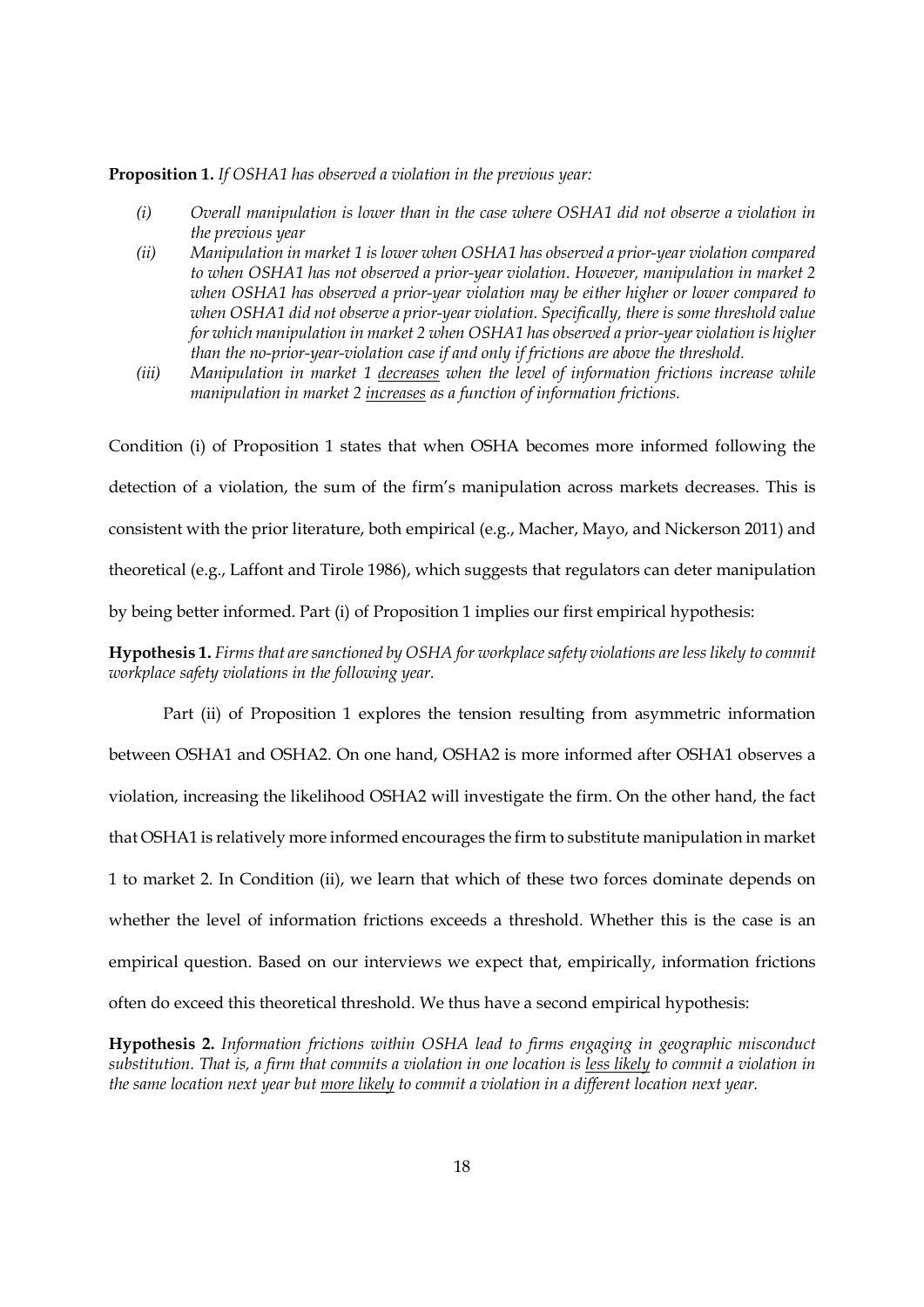**Proposition 1.** *If OSHA1 has observed a violation in the previous year:*

*(i) Overall manipulation is lower than in the case where OSHA1 did not observe a violation in the previous year*

*(ii) Manipulation in market 1 is lower when OSHA1 has observed a prior-year violation compared to when OSHA1 has not observed a prior-year violation. However, manipulation in market 2 when OSHA1 has observed a prior-year violation may be either higher or lower compared to when OSHA1 did not observe a prior-year violation. Specifically, there is some threshold value for which manipulation in market 2 when OSHA1 has observed a prior-year violation is higher than the no-prior-year-violation case if and only if frictions are above the threshold.*

*(iii) Manipulation in market 1 <u>decreases</u> when the level of information frictions increase while manipulation in market 2 <u>increases</u> as a function of information frictions.*

Condition (i) of Proposition 1 states that when OSHA becomes more informed following the detection of a violation, the sum of the firm's manipulation across markets decreases. This is consistent with the prior literature, both empirical (e.g., Macher, Mayo, and Nickerson 2011) and theoretical (e.g., Laffont and Tirole 1986), which suggests that regulators can deter manipulation by being better informed. Part (i) of Proposition 1 implies our first empirical hypothesis:

**Hypothesis 1.** *Firms that are sanctioned by OSHA for workplace safety violations are less likely to commit workplace safety violations in the following year.*

Part (ii) of Proposition 1 explores the tension resulting from asymmetric information between OSHA1 and OSHA2. On one hand, OSHA2 is more informed after OSHA1 observes a violation, increasing the likelihood OSHA2 will investigate the firm. On the other hand, the fact that OSHA1 is relatively more informed encourages the firm to substitute manipulation in market 1 to market 2. In Condition (ii), we learn that which of these two forces dominate depends on whether the level of information frictions exceeds a threshold. Whether this is the case is an empirical question. Based on our interviews we expect that, empirically, information frictions often do exceed this theoretical threshold. We thus have a second empirical hypothesis:

**Hypothesis 2.** *Information frictions within OSHA lead to firms engaging in geographic misconduct substitution. That is, a firm that commits a violation in one location is <u>less likely</u> to commit a violation in the same location next year but <u>more likely</u> to commit a violation in a different location next year.*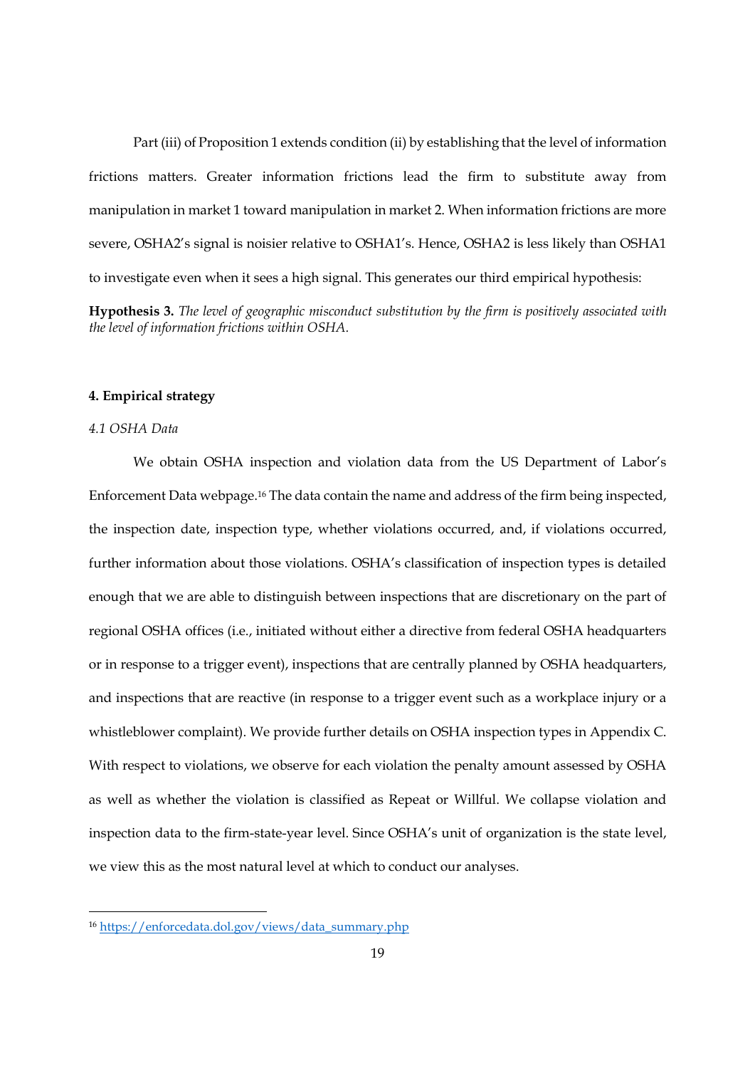Part (iii) of Proposition 1 extends condition (ii) by establishing that the level of information frictions matters. Greater information frictions lead the firm to substitute away from manipulation in market 1 toward manipulation in market 2. When information frictions are more severe, OSHA2's signal is noisier relative to OSHA1's. Hence, OSHA2 is less likely than OSHA1 to investigate even when it sees a high signal. This generates our third empirical hypothesis:

**Hypothesis 3.** *The level of geographic misconduct substitution by the firm is positively associated with the level of information frictions within OSHA.*

## 4. Empirical strategy

### *4.1 OSHA Data*

We obtain OSHA inspection and violation data from the US Department of Labor's Enforcement Data webpage.[16] The data contain the name and address of the firm being inspected, the inspection date, inspection type, whether violations occurred, and, if violations occurred, further information about those violations. OSHA's classification of inspection types is detailed enough that we are able to distinguish between inspections that are discretionary on the part of regional OSHA offices (i.e., initiated without either a directive from federal OSHA headquarters or in response to a trigger event), inspections that are centrally planned by OSHA headquarters, and inspections that are reactive (in response to a trigger event such as a workplace injury or a whistleblower complaint). We provide further details on OSHA inspection types in Appendix C. With respect to violations, we observe for each violation the penalty amount assessed by OSHA as well as whether the violation is classified as Repeat or Willful. We collapse violation and inspection data to the firm-state-year level. Since OSHA's unit of organization is the state level, we view this as the most natural level at which to conduct our analyses.

[16] https://enforcedata.dol.gov/views/data_summary.php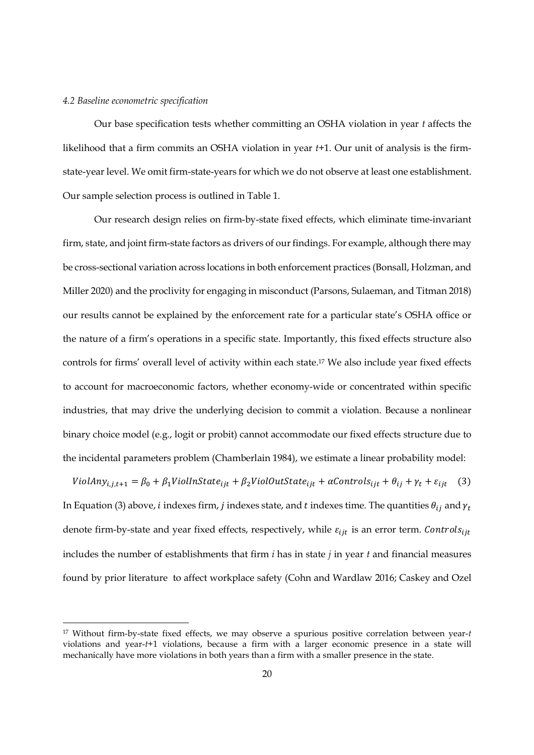*4.2 Baseline econometric specification*

Our base specification tests whether committing an OSHA violation in year $t$ affects the likelihood that a firm commits an OSHA violation in year $t$+1. Our unit of analysis is the firm-state-year level. We omit firm-state-years for which we do not observe at least one establishment. Our sample selection process is outlined in Table 1.

Our research design relies on firm-by-state fixed effects, which eliminate time-invariant firm, state, and joint firm-state factors as drivers of our findings. For example, although there may be cross-sectional variation across locations in both enforcement practices (Bonsall, Holzman, and Miller 2020) and the proclivity for engaging in misconduct (Parsons, Sulaeman, and Titman 2018) our results cannot be explained by the enforcement rate for a particular state's OSHA office or the nature of a firm's operations in a specific state. Importantly, this fixed effects structure also controls for firms' overall level of activity within each state.[17] We also include year fixed effects to account for macroeconomic factors, whether economy-wide or concentrated within specific industries, that may drive the underlying decision to commit a violation. Because a nonlinear binary choice model (e.g., logit or probit) cannot accommodate our fixed effects structure due to the incidental parameters problem (Chamberlain 1984), we estimate a linear probability model:

$$ViolAny_{i,j,t+1} = \beta_0 + \beta_1 ViolInState_{ijt} + \beta_2 ViolOutState_{ijt} + \alpha Controls_{ijt} + \theta_{ij} + \gamma_t + \varepsilon_{ijt} \quad (3)$$

In Equation (3) above, $i$ indexes firm, $j$ indexes state, and $t$ indexes time. The quantities $\theta_{ij}$ and $\gamma_t$ denote firm-by-state and year fixed effects, respectively, while $\varepsilon_{ijt}$ is an error term. $Controls_{ijt}$ includes the number of establishments that firm $i$ has in state $j$ in year $t$ and financial measures found by prior literature to affect workplace safety (Cohn and Wardlaw 2016; Caskey and Ozel

[17] Without firm-by-state fixed effects, we may observe a spurious positive correlation between year-$t$ violations and year-$t$+1 violations, because a firm with a larger economic presence in a state will mechanically have more violations in both years than a firm with a smaller presence in the state.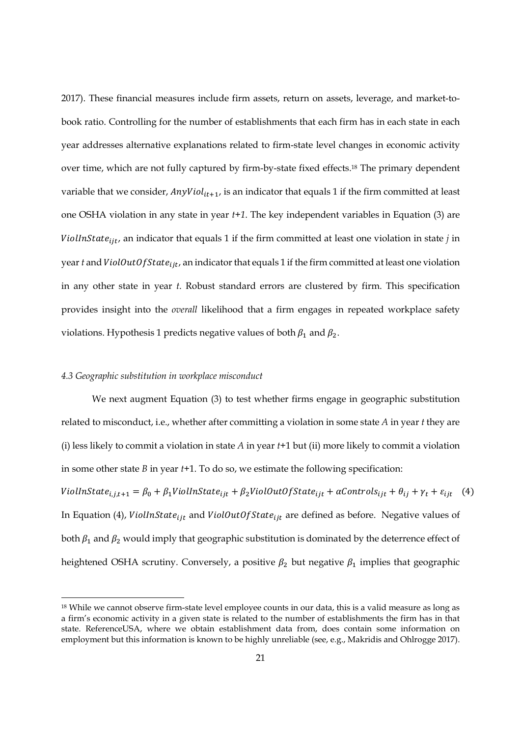2017). These financial measures include firm assets, return on assets, leverage, and market-to-book ratio. Controlling for the number of establishments that each firm has in each state in each year addresses alternative explanations related to firm-state level changes in economic activity over time, which are not fully captured by firm-by-state fixed effects.[18] The primary dependent variable that we consider, $AnyViol_{it+1}$, is an indicator that equals 1 if the firm committed at least one OSHA violation in any state in year *t+1*. The key independent variables in Equation (3) are $ViolInState_{ijt}$, an indicator that equals 1 if the firm committed at least one violation in state *j* in year *t* and $ViolOutOfState_{ijt}$, an indicator that equals 1 if the firm committed at least one violation in any other state in year *t*. Robust standard errors are clustered by firm. This specification provides insight into the *overall* likelihood that a firm engages in repeated workplace safety violations. Hypothesis 1 predicts negative values of both $\beta_1$ and $\beta_2$.

### *4.3 Geographic substitution in workplace misconduct*

We next augment Equation (3) to test whether firms engage in geographic substitution related to misconduct, i.e., whether after committing a violation in some state *A* in year *t* they are (i) less likely to commit a violation in state *A* in year *t*+1 but (ii) more likely to commit a violation in some other state *B* in year *t*+1. To do so, we estimate the following specification:

$$ViolInState_{i,j,t+1} = \beta_0 + \beta_1 ViolInState_{ijt} + \beta_2 ViolOutOfState_{ijt} + \alpha Controls_{ijt} + \theta_{ij} + \gamma_t + \varepsilon_{ijt} \quad (4)$$

In Equation (4), $ViolInState_{ijt}$ and $ViolOutOfState_{ijt}$ are defined as before. Negative values of both $\beta_1$ and $\beta_2$ would imply that geographic substitution is dominated by the deterrence effect of heightened OSHA scrutiny. Conversely, a positive $\beta_2$ but negative $\beta_1$ implies that geographic

[18] While we cannot observe firm-state level employee counts in our data, this is a valid measure as long as a firm's economic activity in a given state is related to the number of establishments the firm has in that state. ReferenceUSA, where we obtain establishment data from, does contain some information on employment but this information is known to be highly unreliable (see, e.g., Makridis and Ohlrogge 2017).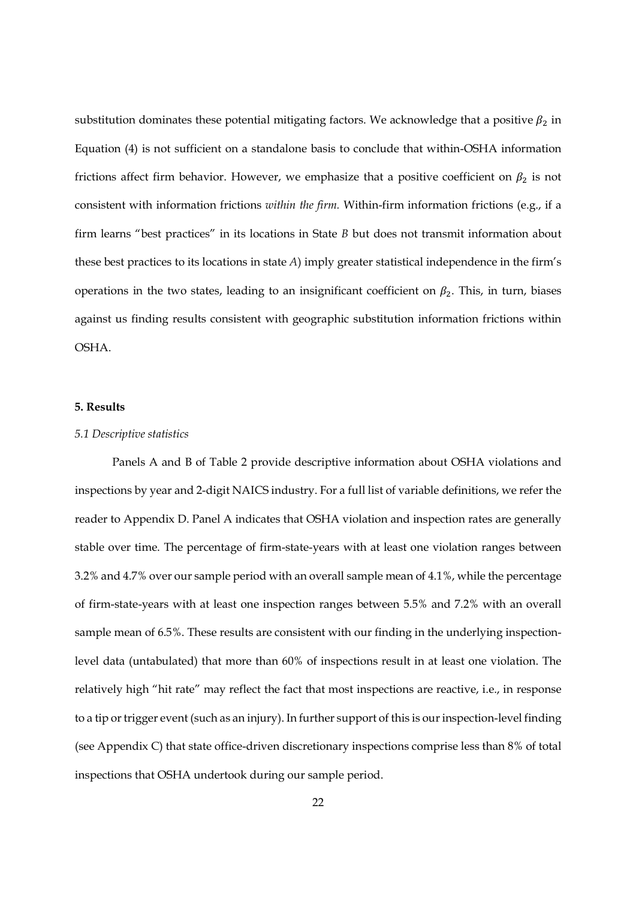substitution dominates these potential mitigating factors. We acknowledge that a positive $\beta_2$ in Equation (4) is not sufficient on a standalone basis to conclude that within-OSHA information frictions affect firm behavior. However, we emphasize that a positive coefficient on $\beta_2$ is not consistent with information frictions *within the firm.* Within-firm information frictions (e.g., if a firm learns "best practices" in its locations in State *B* but does not transmit information about these best practices to its locations in state *A*) imply greater statistical independence in the firm's operations in the two states, leading to an insignificant coefficient on $\beta_2$. This, in turn, biases against us finding results consistent with geographic substitution information frictions within OSHA.

## 5. Results

### *5.1 Descriptive statistics*

Panels A and B of Table 2 provide descriptive information about OSHA violations and inspections by year and 2-digit NAICS industry. For a full list of variable definitions, we refer the reader to Appendix D. Panel A indicates that OSHA violation and inspection rates are generally stable over time. The percentage of firm-state-years with at least one violation ranges between 3.2% and 4.7% over our sample period with an overall sample mean of 4.1%, while the percentage of firm-state-years with at least one inspection ranges between 5.5% and 7.2% with an overall sample mean of 6.5%. These results are consistent with our finding in the underlying inspection-level data (untabulated) that more than 60% of inspections result in at least one violation. The relatively high "hit rate" may reflect the fact that most inspections are reactive, i.e., in response to a tip or trigger event (such as an injury). In further support of this is our inspection-level finding (see Appendix C) that state office-driven discretionary inspections comprise less than 8% of total inspections that OSHA undertook during our sample period.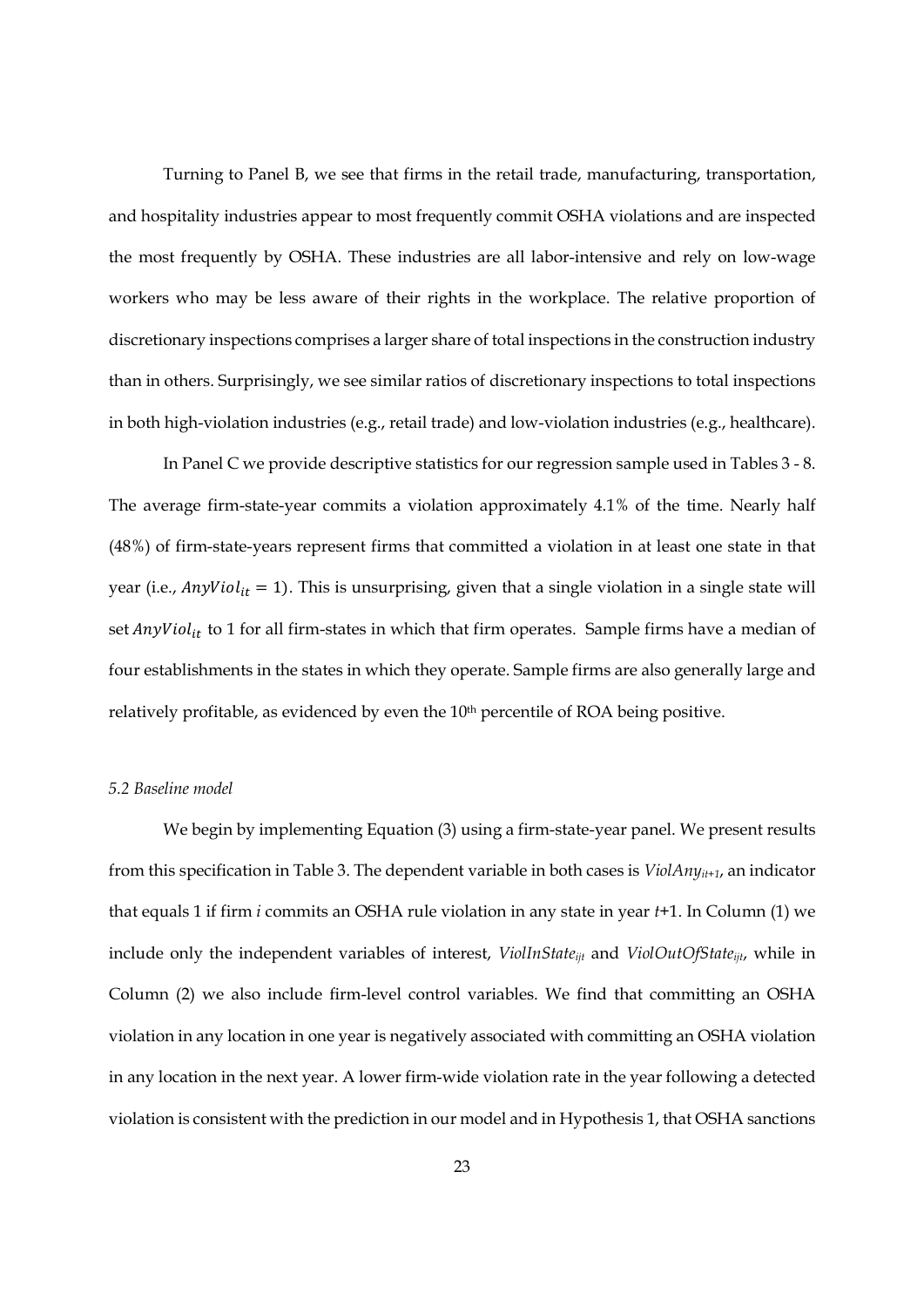Turning to Panel B, we see that firms in the retail trade, manufacturing, transportation, and hospitality industries appear to most frequently commit OSHA violations and are inspected the most frequently by OSHA. These industries are all labor-intensive and rely on low-wage workers who may be less aware of their rights in the workplace. The relative proportion of discretionary inspections comprises a larger share of total inspections in the construction industry than in others. Surprisingly, we see similar ratios of discretionary inspections to total inspections in both high-violation industries (e.g., retail trade) and low-violation industries (e.g., healthcare).

In Panel C we provide descriptive statistics for our regression sample used in Tables 3 - 8. The average firm-state-year commits a violation approximately 4.1% of the time. Nearly half (48%) of firm-state-years represent firms that committed a violation in at least one state in that year (i.e., $AnyViol_{it} = 1$). This is unsurprising, given that a single violation in a single state will set $AnyViol_{it}$ to 1 for all firm-states in which that firm operates. Sample firms have a median of four establishments in the states in which they operate. Sample firms are also generally large and relatively profitable, as evidenced by even the 10th percentile of ROA being positive.

*5.2 Baseline model*

We begin by implementing Equation (3) using a firm-state-year panel. We present results from this specification in Table 3. The dependent variable in both cases is $ViolAny_{it+1}$, an indicator that equals 1 if firm *i* commits an OSHA rule violation in any state in year *t*+1. In Column (1) we include only the independent variables of interest, $ViolInState_{ijt}$ and $ViolOutOfState_{ijt}$, while in Column (2) we also include firm-level control variables. We find that committing an OSHA violation in any location in one year is negatively associated with committing an OSHA violation in any location in the next year. A lower firm-wide violation rate in the year following a detected violation is consistent with the prediction in our model and in Hypothesis 1, that OSHA sanctions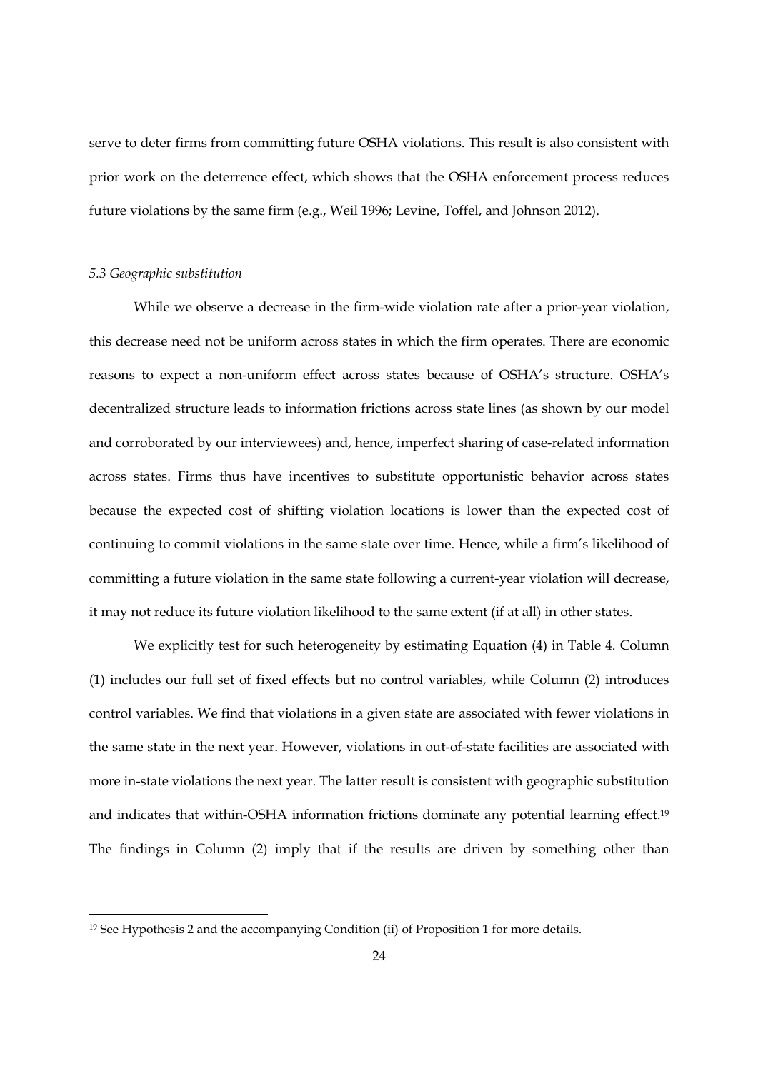serve to deter firms from committing future OSHA violations. This result is also consistent with prior work on the deterrence effect, which shows that the OSHA enforcement process reduces future violations by the same firm (e.g., Weil 1996; Levine, Toffel, and Johnson 2012).

### *5.3 Geographic substitution*

While we observe a decrease in the firm-wide violation rate after a prior-year violation, this decrease need not be uniform across states in which the firm operates. There are economic reasons to expect a non-uniform effect across states because of OSHA's structure. OSHA's decentralized structure leads to information frictions across state lines (as shown by our model and corroborated by our interviewees) and, hence, imperfect sharing of case-related information across states. Firms thus have incentives to substitute opportunistic behavior across states because the expected cost of shifting violation locations is lower than the expected cost of continuing to commit violations in the same state over time. Hence, while a firm's likelihood of committing a future violation in the same state following a current-year violation will decrease, it may not reduce its future violation likelihood to the same extent (if at all) in other states.

We explicitly test for such heterogeneity by estimating Equation (4) in Table 4. Column (1) includes our full set of fixed effects but no control variables, while Column (2) introduces control variables. We find that violations in a given state are associated with fewer violations in the same state in the next year. However, violations in out-of-state facilities are associated with more in-state violations the next year. The latter result is consistent with geographic substitution and indicates that within-OSHA information frictions dominate any potential learning effect.[19] The findings in Column (2) imply that if the results are driven by something other than

[19] See Hypothesis 2 and the accompanying Condition (ii) of Proposition 1 for more details.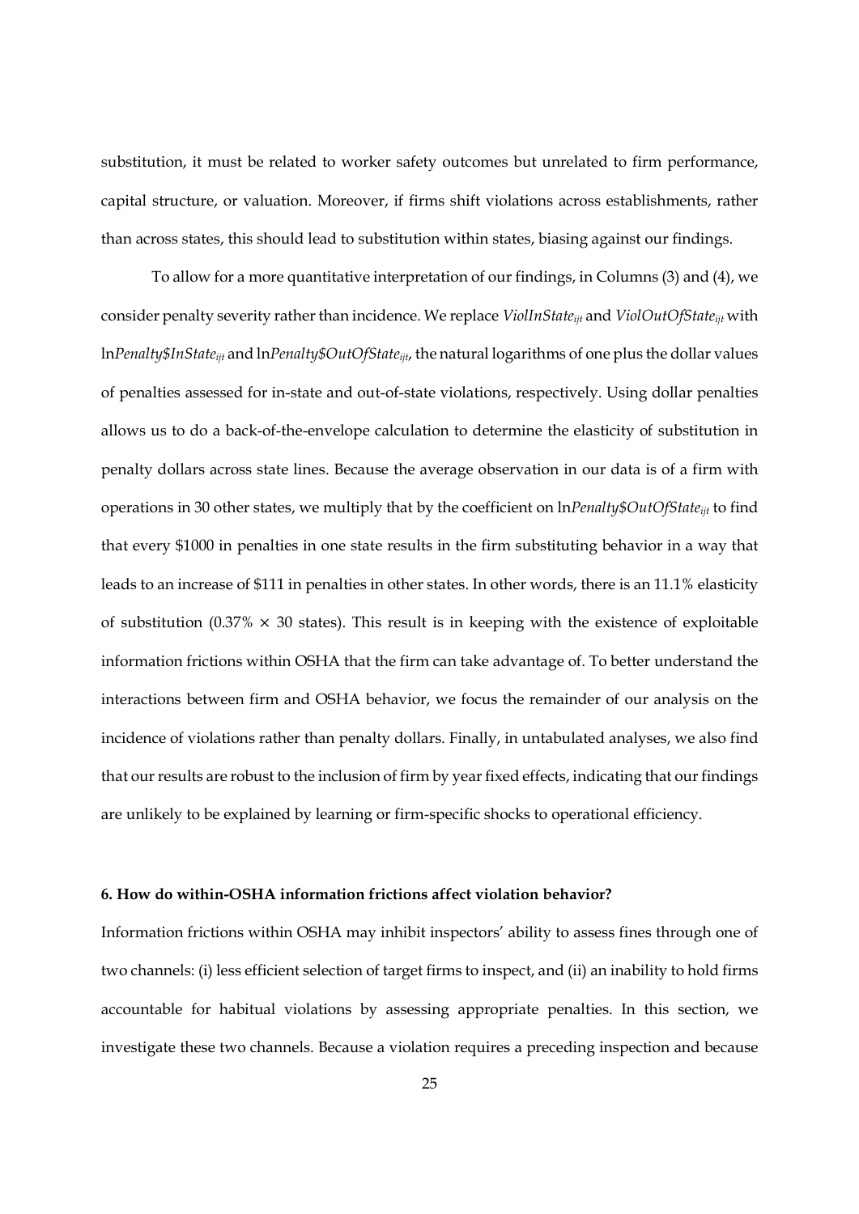substitution, it must be related to worker safety outcomes but unrelated to firm performance, capital structure, or valuation. Moreover, if firms shift violations across establishments, rather than across states, this should lead to substitution within states, biasing against our findings.

To allow for a more quantitative interpretation of our findings, in Columns (3) and (4), we consider penalty severity rather than incidence. We replace $ViolInState_{ijt}$ and $ViolOutOfState_{ijt}$ with $\ln Penalty\$InState_{ijt}$ and $\ln Penalty\$OutOfState_{ijt}$, the natural logarithms of one plus the dollar values of penalties assessed for in-state and out-of-state violations, respectively. Using dollar penalties allows us to do a back-of-the-envelope calculation to determine the elasticity of substitution in penalty dollars across state lines. Because the average observation in our data is of a firm with operations in 30 other states, we multiply that by the coefficient on $\ln Penalty\$OutOfState_{ijt}$ to find that every \$1000 in penalties in one state results in the firm substituting behavior in a way that leads to an increase of \$111 in penalties in other states. In other words, there is an 11.1% elasticity of substitution (0.37% $\times$ 30 states). This result is in keeping with the existence of exploitable information frictions within OSHA that the firm can take advantage of. To better understand the interactions between firm and OSHA behavior, we focus the remainder of our analysis on the incidence of violations rather than penalty dollars. Finally, in untabulated analyses, we also find that our results are robust to the inclusion of firm by year fixed effects, indicating that our findings are unlikely to be explained by learning or firm-specific shocks to operational efficiency.

## 6. How do within-OSHA information frictions affect violation behavior?

Information frictions within OSHA may inhibit inspectors' ability to assess fines through one of two channels: (i) less efficient selection of target firms to inspect, and (ii) an inability to hold firms accountable for habitual violations by assessing appropriate penalties. In this section, we investigate these two channels. Because a violation requires a preceding inspection and because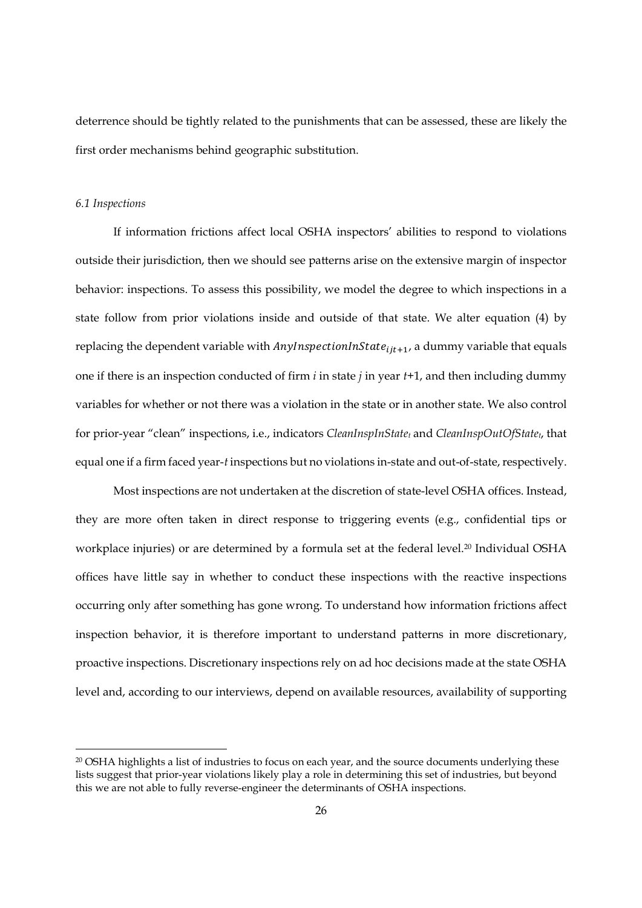deterrence should be tightly related to the punishments that can be assessed, these are likely the first order mechanisms behind geographic substitution.

*6.1 Inspections*

If information frictions affect local OSHA inspectors' abilities to respond to violations outside their jurisdiction, then we should see patterns arise on the extensive margin of inspector behavior: inspections. To assess this possibility, we model the degree to which inspections in a state follow from prior violations inside and outside of that state. We alter equation (4) by replacing the dependent variable with $AnyInspectionInState_{ijt+1}$, a dummy variable that equals one if there is an inspection conducted of firm *i* in state *j* in year *t*+1, and then including dummy variables for whether or not there was a violation in the state or in another state. We also control for prior-year "clean" inspections, i.e., indicators $CleanInspInState_t$ and $CleanInspOutOfState_t$, that equal one if a firm faced year-*t* inspections but no violations in-state and out-of-state, respectively.

Most inspections are not undertaken at the discretion of state-level OSHA offices. Instead, they are more often taken in direct response to triggering events (e.g., confidential tips or workplace injuries) or are determined by a formula set at the federal level.[20] Individual OSHA offices have little say in whether to conduct these inspections with the reactive inspections occurring only after something has gone wrong. To understand how information frictions affect inspection behavior, it is therefore important to understand patterns in more discretionary, proactive inspections. Discretionary inspections rely on ad hoc decisions made at the state OSHA level and, according to our interviews, depend on available resources, availability of supporting

[20] OSHA highlights a list of industries to focus on each year, and the source documents underlying these lists suggest that prior-year violations likely play a role in determining this set of industries, but beyond this we are not able to fully reverse-engineer the determinants of OSHA inspections.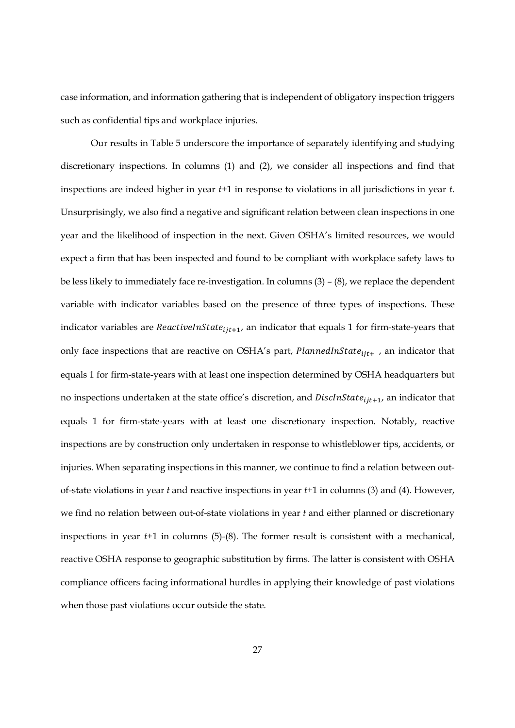case information, and information gathering that is independent of obligatory inspection triggers such as confidential tips and workplace injuries.

Our results in Table 5 underscore the importance of separately identifying and studying discretionary inspections. In columns (1) and (2), we consider all inspections and find that inspections are indeed higher in year *t*+1 in response to violations in all jurisdictions in year *t*. Unsurprisingly, we also find a negative and significant relation between clean inspections in one year and the likelihood of inspection in the next. Given OSHA's limited resources, we would expect a firm that has been inspected and found to be compliant with workplace safety laws to be less likely to immediately face re-investigation. In columns (3) – (8), we replace the dependent variable with indicator variables based on the presence of three types of inspections. These indicator variables are $ReactiveInState_{ijt+1}$, an indicator that equals 1 for firm-state-years that only face inspections that are reactive on OSHA's part, $PlannedInState_{ijt+}$ , an indicator that equals 1 for firm-state-years with at least one inspection determined by OSHA headquarters but no inspections undertaken at the state office's discretion, and $DiscInState_{ijt+1}$, an indicator that equals 1 for firm-state-years with at least one discretionary inspection. Notably, reactive inspections are by construction only undertaken in response to whistleblower tips, accidents, or injuries. When separating inspections in this manner, we continue to find a relation between out-of-state violations in year *t* and reactive inspections in year *t*+1 in columns (3) and (4). However, we find no relation between out-of-state violations in year *t* and either planned or discretionary inspections in year *t*+1 in columns (5)-(8). The former result is consistent with a mechanical, reactive OSHA response to geographic substitution by firms. The latter is consistent with OSHA compliance officers facing informational hurdles in applying their knowledge of past violations when those past violations occur outside the state.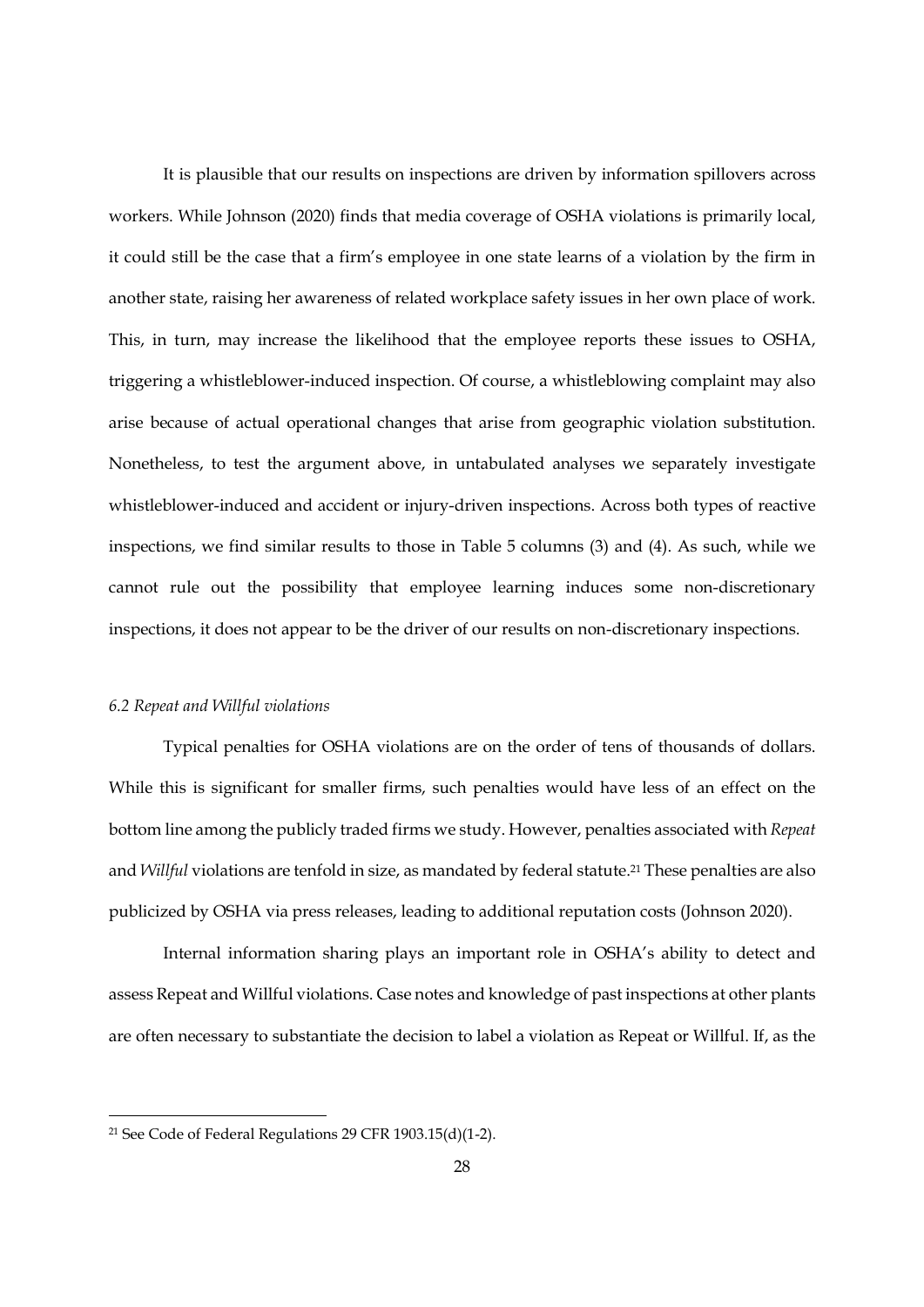It is plausible that our results on inspections are driven by information spillovers across workers. While Johnson (2020) finds that media coverage of OSHA violations is primarily local, it could still be the case that a firm's employee in one state learns of a violation by the firm in another state, raising her awareness of related workplace safety issues in her own place of work. This, in turn, may increase the likelihood that the employee reports these issues to OSHA, triggering a whistleblower-induced inspection. Of course, a whistleblowing complaint may also arise because of actual operational changes that arise from geographic violation substitution. Nonetheless, to test the argument above, in untabulated analyses we separately investigate whistleblower-induced and accident or injury-driven inspections. Across both types of reactive inspections, we find similar results to those in Table 5 columns (3) and (4). As such, while we cannot rule out the possibility that employee learning induces some non-discretionary inspections, it does not appear to be the driver of our results on non-discretionary inspections.

### *6.2 Repeat and Willful violations*

Typical penalties for OSHA violations are on the order of tens of thousands of dollars. While this is significant for smaller firms, such penalties would have less of an effect on the bottom line among the publicly traded firms we study. However, penalties associated with *Repeat* and *Willful* violations are tenfold in size, as mandated by federal statute.[21] These penalties are also publicized by OSHA via press releases, leading to additional reputation costs (Johnson 2020).

Internal information sharing plays an important role in OSHA's ability to detect and assess Repeat and Willful violations. Case notes and knowledge of past inspections at other plants are often necessary to substantiate the decision to label a violation as Repeat or Willful. If, as the

[21] See Code of Federal Regulations 29 CFR 1903.15(d)(1-2).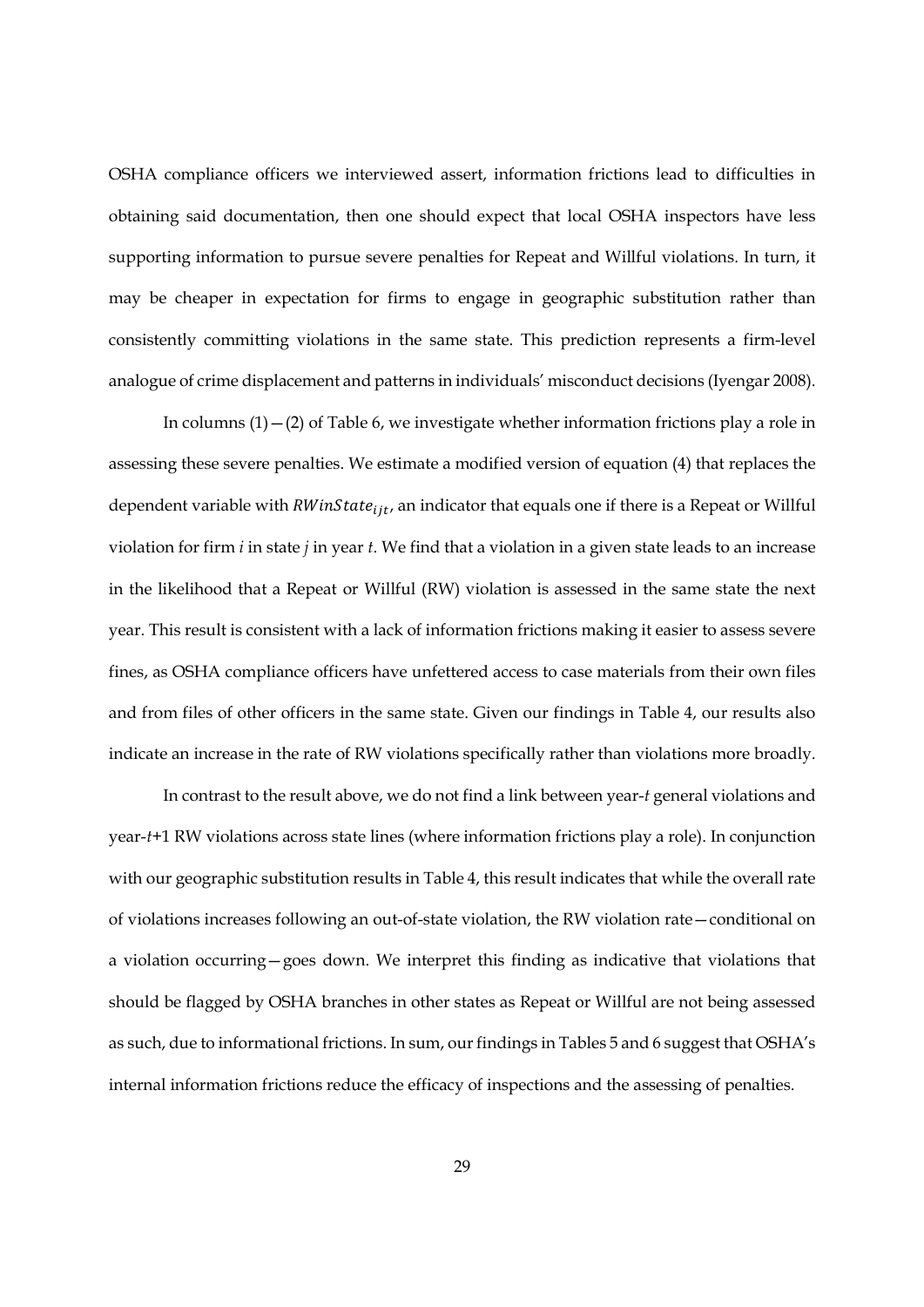OSHA compliance officers we interviewed assert, information frictions lead to difficulties in obtaining said documentation, then one should expect that local OSHA inspectors have less supporting information to pursue severe penalties for Repeat and Willful violations. In turn, it may be cheaper in expectation for firms to engage in geographic substitution rather than consistently committing violations in the same state. This prediction represents a firm-level analogue of crime displacement and patterns in individuals' misconduct decisions (Iyengar 2008).

In columns (1) — (2) of Table 6, we investigate whether information frictions play a role in assessing these severe penalties. We estimate a modified version of equation (4) that replaces the dependent variable with $RWinState_{ijt}$, an indicator that equals one if there is a Repeat or Willful violation for firm *i* in state *j* in year *t*. We find that a violation in a given state leads to an increase in the likelihood that a Repeat or Willful (RW) violation is assessed in the same state the next year. This result is consistent with a lack of information frictions making it easier to assess severe fines, as OSHA compliance officers have unfettered access to case materials from their own files and from files of other officers in the same state. Given our findings in Table 4, our results also indicate an increase in the rate of RW violations specifically rather than violations more broadly.

In contrast to the result above, we do not find a link between year-*t* general violations and year-*t*+1 RW violations across state lines (where information frictions play a role). In conjunction with our geographic substitution results in Table 4, this result indicates that while the overall rate of violations increases following an out-of-state violation, the RW violation rate—conditional on a violation occurring—goes down. We interpret this finding as indicative that violations that should be flagged by OSHA branches in other states as Repeat or Willful are not being assessed as such, due to informational frictions. In sum, our findings in Tables 5 and 6 suggest that OSHA's internal information frictions reduce the efficacy of inspections and the assessing of penalties.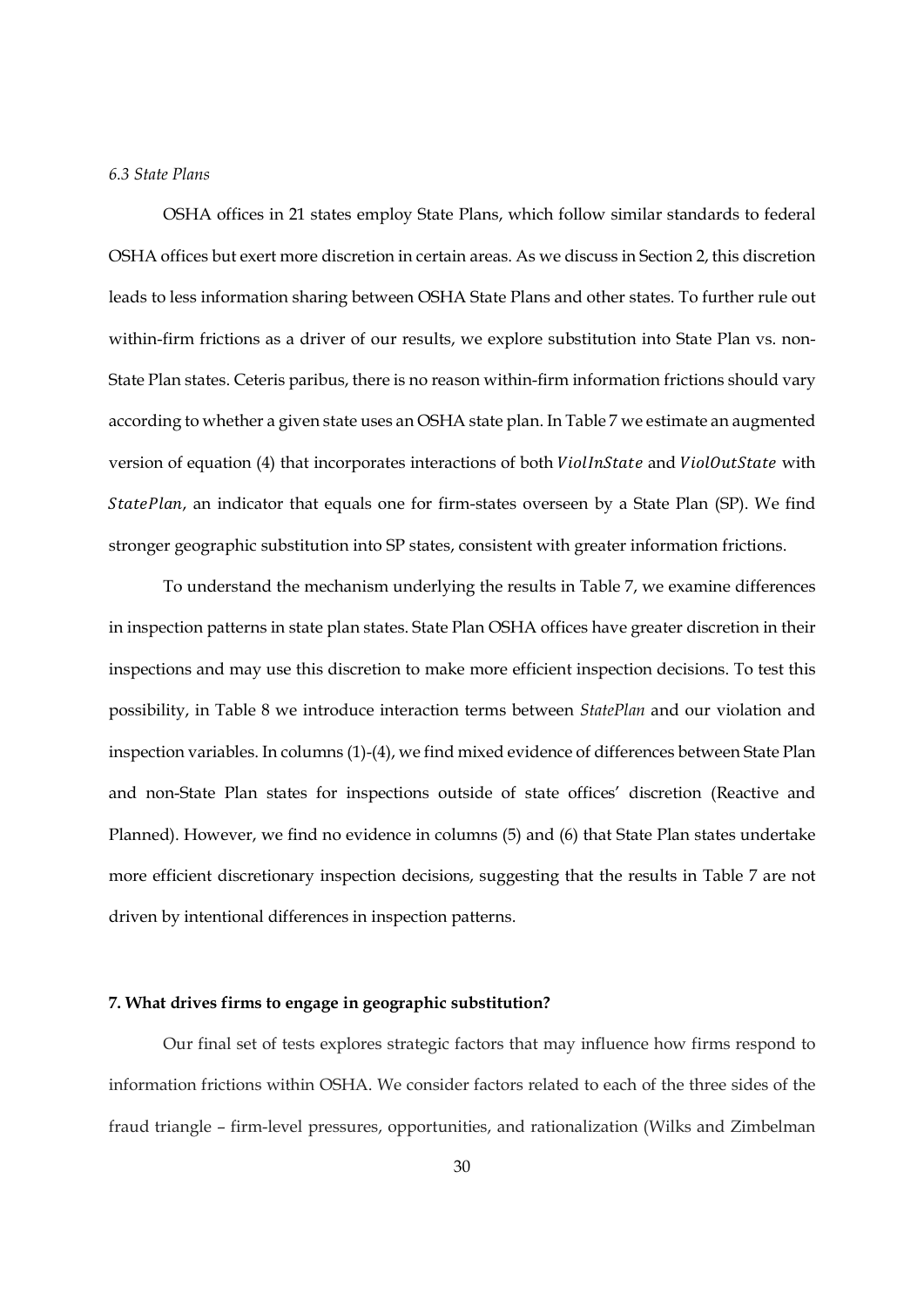### *6.3 State Plans*

OSHA offices in 21 states employ State Plans, which follow similar standards to federal OSHA offices but exert more discretion in certain areas. As we discuss in Section 2, this discretion leads to less information sharing between OSHA State Plans and other states. To further rule out within-firm frictions as a driver of our results, we explore substitution into State Plan vs. non-State Plan states. Ceteris paribus, there is no reason within-firm information frictions should vary according to whether a given state uses an OSHA state plan. In Table 7 we estimate an augmented version of equation (4) that incorporates interactions of both $ViolInState$ and $ViolOutState$ with $StatePlan$, an indicator that equals one for firm-states overseen by a State Plan (SP). We find stronger geographic substitution into SP states, consistent with greater information frictions.

To understand the mechanism underlying the results in Table 7, we examine differences in inspection patterns in state plan states. State Plan OSHA offices have greater discretion in their inspections and may use this discretion to make more efficient inspection decisions. To test this possibility, in Table 8 we introduce interaction terms between *StatePlan* and our violation and inspection variables. In columns (1)-(4), we find mixed evidence of differences between State Plan and non-State Plan states for inspections outside of state offices' discretion (Reactive and Planned). However, we find no evidence in columns (5) and (6) that State Plan states undertake more efficient discretionary inspection decisions, suggesting that the results in Table 7 are not driven by intentional differences in inspection patterns.

## **7. What drives firms to engage in geographic substitution?**

Our final set of tests explores strategic factors that may influence how firms respond to information frictions within OSHA. We consider factors related to each of the three sides of the fraud triangle – firm-level pressures, opportunities, and rationalization (Wilks and Zimbelman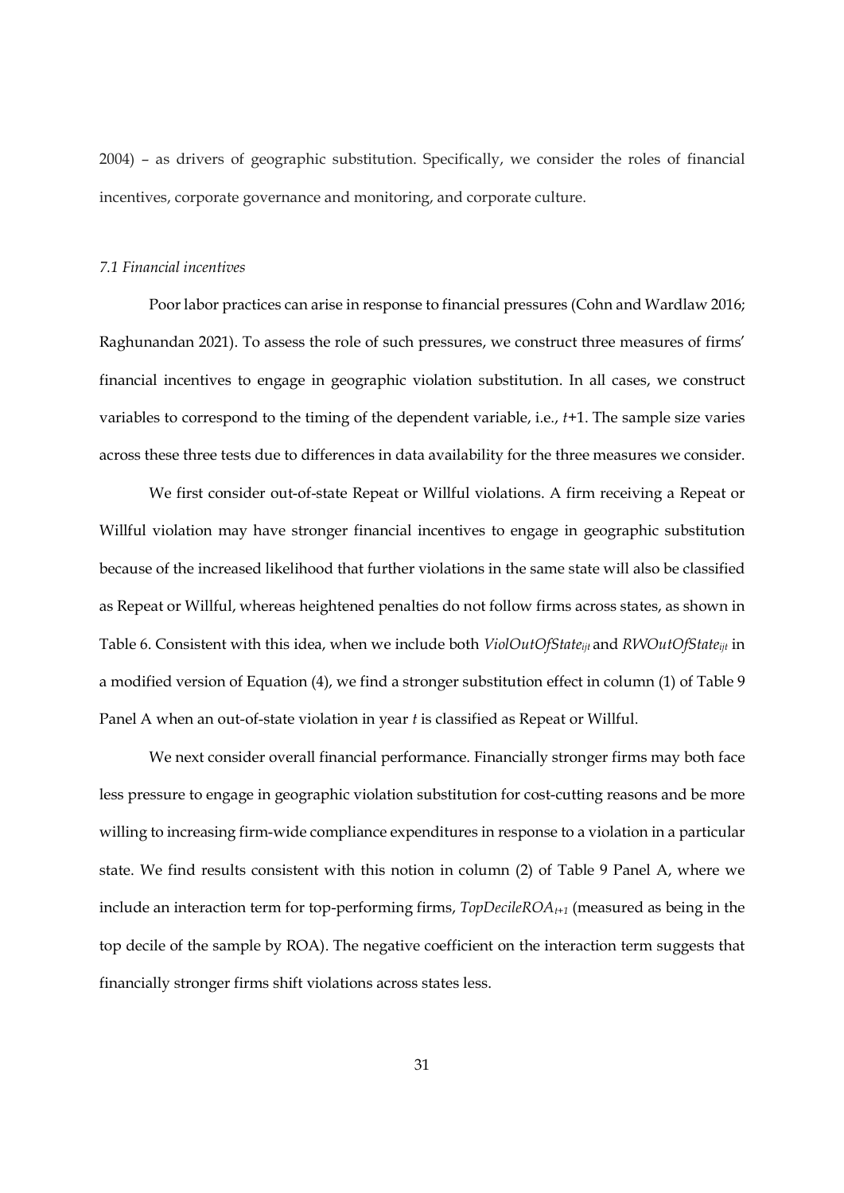2004) – as drivers of geographic substitution. Specifically, we consider the roles of financial incentives, corporate governance and monitoring, and corporate culture.

### *7.1 Financial incentives*

Poor labor practices can arise in response to financial pressures (Cohn and Wardlaw 2016; Raghunandan 2021). To assess the role of such pressures, we construct three measures of firms' financial incentives to engage in geographic violation substitution. In all cases, we construct variables to correspond to the timing of the dependent variable, i.e., *t*+1. The sample size varies across these three tests due to differences in data availability for the three measures we consider.

We first consider out-of-state Repeat or Willful violations. A firm receiving a Repeat or Willful violation may have stronger financial incentives to engage in geographic substitution because of the increased likelihood that further violations in the same state will also be classified as Repeat or Willful, whereas heightened penalties do not follow firms across states, as shown in Table 6. Consistent with this idea, when we include both $ViolOutOfState_{ijt}$ and $RWOutOfState_{ijt}$ in a modified version of Equation (4), we find a stronger substitution effect in column (1) of Table 9 Panel A when an out-of-state violation in year *t* is classified as Repeat or Willful.

We next consider overall financial performance. Financially stronger firms may both face less pressure to engage in geographic violation substitution for cost-cutting reasons and be more willing to increasing firm-wide compliance expenditures in response to a violation in a particular state. We find results consistent with this notion in column (2) of Table 9 Panel A, where we include an interaction term for top-performing firms, $TopDecileROA_{t+1}$ (measured as being in the top decile of the sample by ROA). The negative coefficient on the interaction term suggests that financially stronger firms shift violations across states less.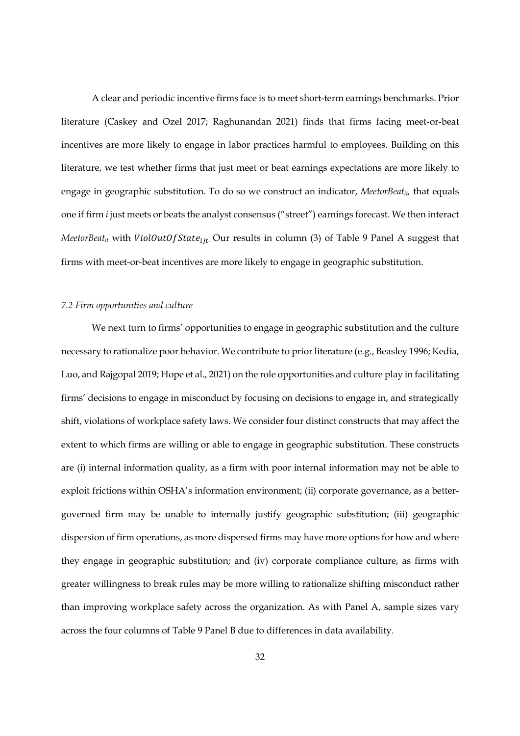A clear and periodic incentive firms face is to meet short-term earnings benchmarks. Prior literature (Caskey and Ozel 2017; Raghunandan 2021) finds that firms facing meet-or-beat incentives are more likely to engage in labor practices harmful to employees. Building on this literature, we test whether firms that just meet or beat earnings expectations are more likely to engage in geographic substitution. To do so we construct an indicator, *MeetorBeat$_{it}$*, that equals one if firm *i* just meets or beats the analyst consensus ("street") earnings forecast. We then interact *MeetorBeat$_{it}$* with $ViolOutOfState_{ijt}$. Our results in column (3) of Table 9 Panel A suggest that firms with meet-or-beat incentives are more likely to engage in geographic substitution.

### *7.2 Firm opportunities and culture*

We next turn to firms' opportunities to engage in geographic substitution and the culture necessary to rationalize poor behavior. We contribute to prior literature (e.g., Beasley 1996; Kedia, Luo, and Rajgopal 2019; Hope et al., 2021) on the role opportunities and culture play in facilitating firms' decisions to engage in misconduct by focusing on decisions to engage in, and strategically shift, violations of workplace safety laws. We consider four distinct constructs that may affect the extent to which firms are willing or able to engage in geographic substitution. These constructs are (i) internal information quality, as a firm with poor internal information may not be able to exploit frictions within OSHA's information environment; (ii) corporate governance, as a better-governed firm may be unable to internally justify geographic substitution; (iii) geographic dispersion of firm operations, as more dispersed firms may have more options for how and where they engage in geographic substitution; and (iv) corporate compliance culture, as firms with greater willingness to break rules may be more willing to rationalize shifting misconduct rather than improving workplace safety across the organization. As with Panel A, sample sizes vary across the four columns of Table 9 Panel B due to differences in data availability.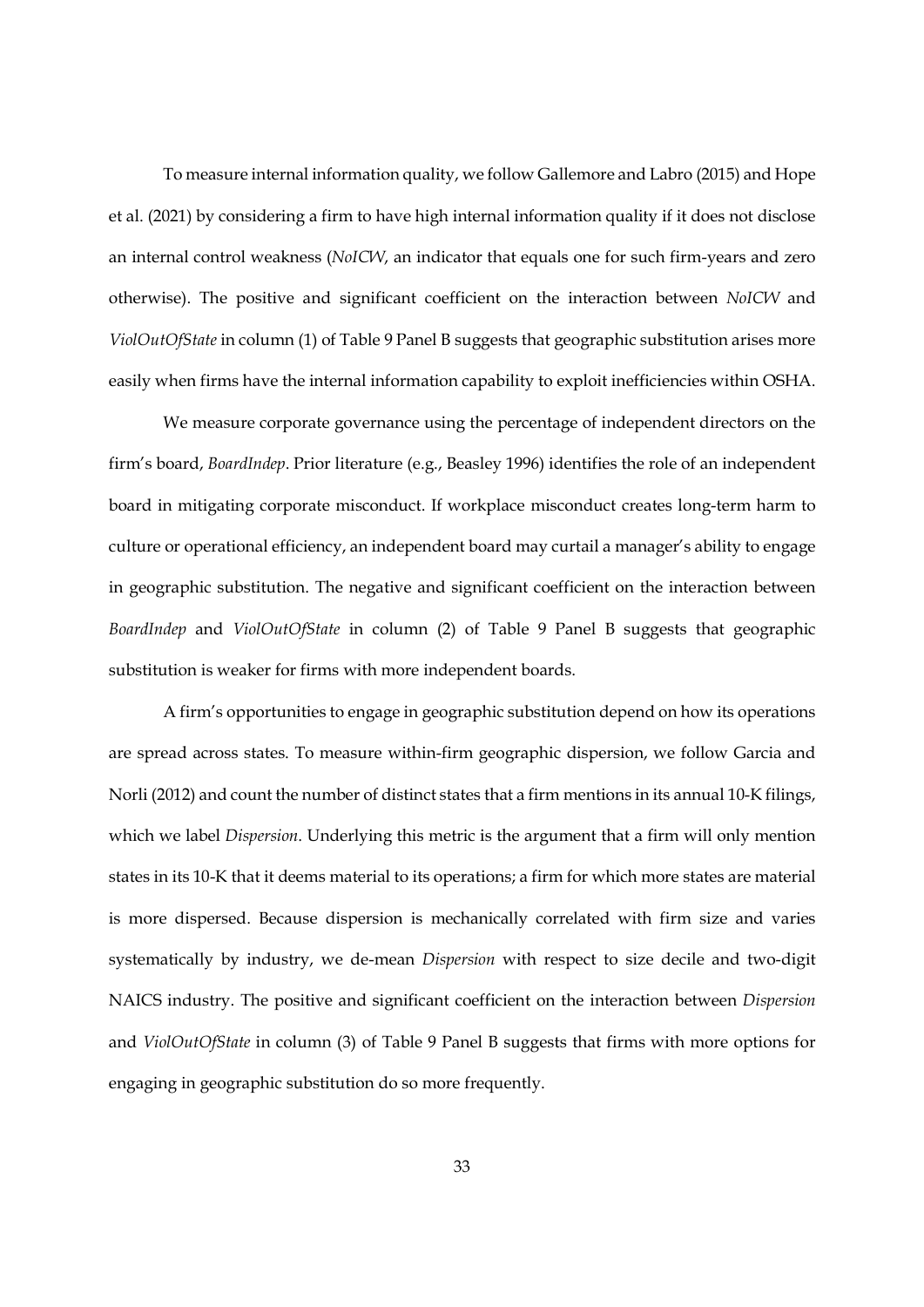To measure internal information quality, we follow Gallemore and Labro (2015) and Hope et al. (2021) by considering a firm to have high internal information quality if it does not disclose an internal control weakness (*NoICW*, an indicator that equals one for such firm-years and zero otherwise). The positive and significant coefficient on the interaction between *NoICW* and *ViolOutOfState* in column (1) of Table 9 Panel B suggests that geographic substitution arises more easily when firms have the internal information capability to exploit inefficiencies within OSHA.

We measure corporate governance using the percentage of independent directors on the firm's board, *BoardIndep*. Prior literature (e.g., Beasley 1996) identifies the role of an independent board in mitigating corporate misconduct. If workplace misconduct creates long-term harm to culture or operational efficiency, an independent board may curtail a manager's ability to engage in geographic substitution. The negative and significant coefficient on the interaction between *BoardIndep* and *ViolOutOfState* in column (2) of Table 9 Panel B suggests that geographic substitution is weaker for firms with more independent boards.

A firm's opportunities to engage in geographic substitution depend on how its operations are spread across states. To measure within-firm geographic dispersion, we follow Garcia and Norli (2012) and count the number of distinct states that a firm mentions in its annual 10-K filings, which we label *Dispersion*. Underlying this metric is the argument that a firm will only mention states in its 10-K that it deems material to its operations; a firm for which more states are material is more dispersed. Because dispersion is mechanically correlated with firm size and varies systematically by industry, we de-mean *Dispersion* with respect to size decile and two-digit NAICS industry. The positive and significant coefficient on the interaction between *Dispersion* and *ViolOutOfState* in column (3) of Table 9 Panel B suggests that firms with more options for engaging in geographic substitution do so more frequently.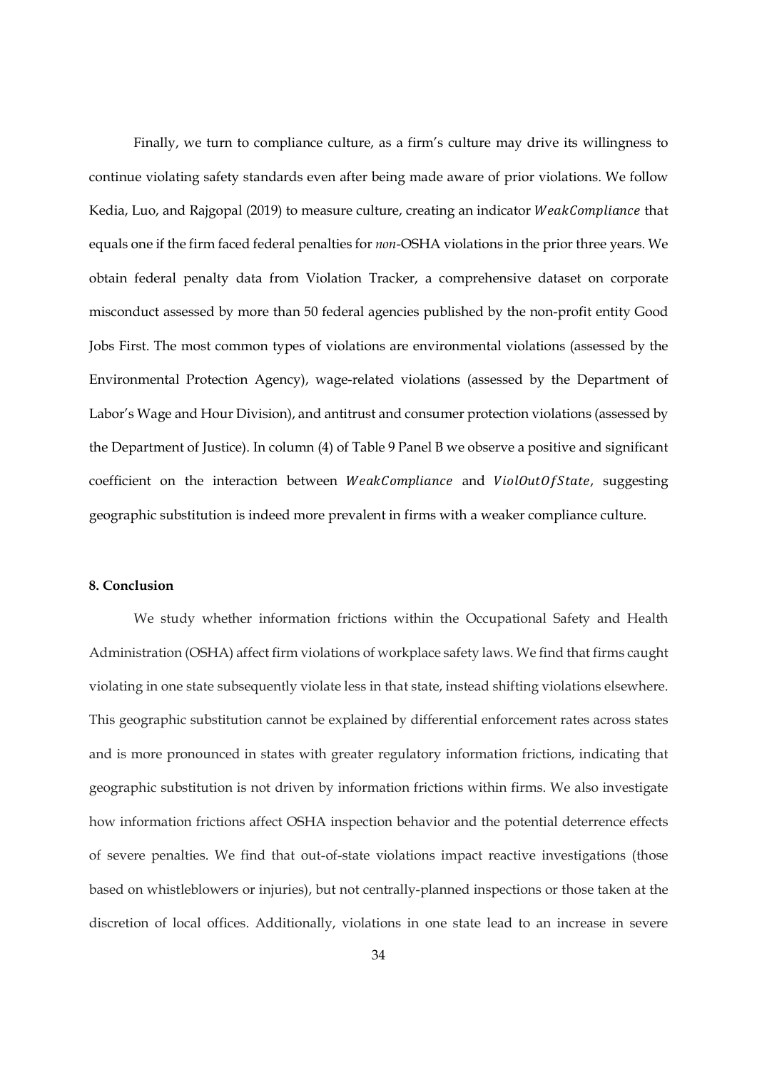Finally, we turn to compliance culture, as a firm's culture may drive its willingness to continue violating safety standards even after being made aware of prior violations. We follow Kedia, Luo, and Rajgopal (2019) to measure culture, creating an indicator $WeakCompliance$ that equals one if the firm faced federal penalties for *non*-OSHA violations in the prior three years. We obtain federal penalty data from Violation Tracker, a comprehensive dataset on corporate misconduct assessed by more than 50 federal agencies published by the non-profit entity Good Jobs First. The most common types of violations are environmental violations (assessed by the Environmental Protection Agency), wage-related violations (assessed by the Department of Labor's Wage and Hour Division), and antitrust and consumer protection violations (assessed by the Department of Justice). In column (4) of Table 9 Panel B we observe a positive and significant coefficient on the interaction between $WeakCompliance$ and $ViolOutOfState$, suggesting geographic substitution is indeed more prevalent in firms with a weaker compliance culture.

**8. Conclusion**

We study whether information frictions within the Occupational Safety and Health Administration (OSHA) affect firm violations of workplace safety laws. We find that firms caught violating in one state subsequently violate less in that state, instead shifting violations elsewhere. This geographic substitution cannot be explained by differential enforcement rates across states and is more pronounced in states with greater regulatory information frictions, indicating that geographic substitution is not driven by information frictions within firms. We also investigate how information frictions affect OSHA inspection behavior and the potential deterrence effects of severe penalties. We find that out-of-state violations impact reactive investigations (those based on whistleblowers or injuries), but not centrally-planned inspections or those taken at the discretion of local offices. Additionally, violations in one state lead to an increase in severe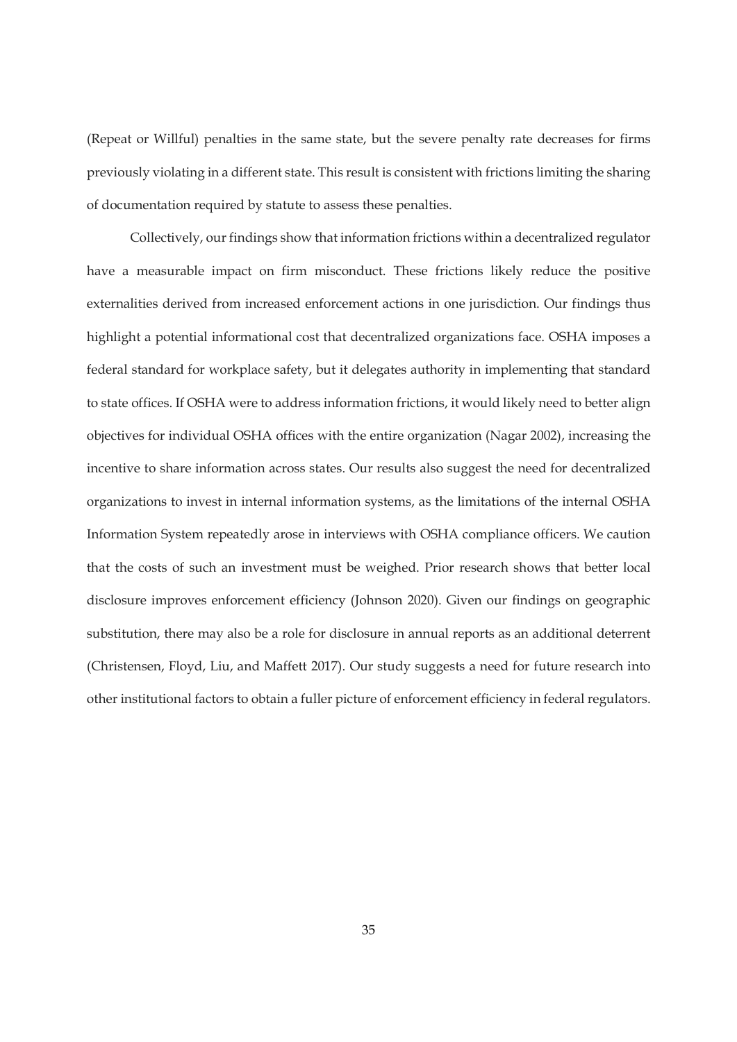(Repeat or Willful) penalties in the same state, but the severe penalty rate decreases for firms previously violating in a different state. This result is consistent with frictions limiting the sharing of documentation required by statute to assess these penalties.

Collectively, our findings show that information frictions within a decentralized regulator have a measurable impact on firm misconduct. These frictions likely reduce the positive externalities derived from increased enforcement actions in one jurisdiction. Our findings thus highlight a potential informational cost that decentralized organizations face. OSHA imposes a federal standard for workplace safety, but it delegates authority in implementing that standard to state offices. If OSHA were to address information frictions, it would likely need to better align objectives for individual OSHA offices with the entire organization (Nagar 2002), increasing the incentive to share information across states. Our results also suggest the need for decentralized organizations to invest in internal information systems, as the limitations of the internal OSHA Information System repeatedly arose in interviews with OSHA compliance officers. We caution that the costs of such an investment must be weighed. Prior research shows that better local disclosure improves enforcement efficiency (Johnson 2020). Given our findings on geographic substitution, there may also be a role for disclosure in annual reports as an additional deterrent (Christensen, Floyd, Liu, and Maffett 2017). Our study suggests a need for future research into other institutional factors to obtain a fuller picture of enforcement efficiency in federal regulators.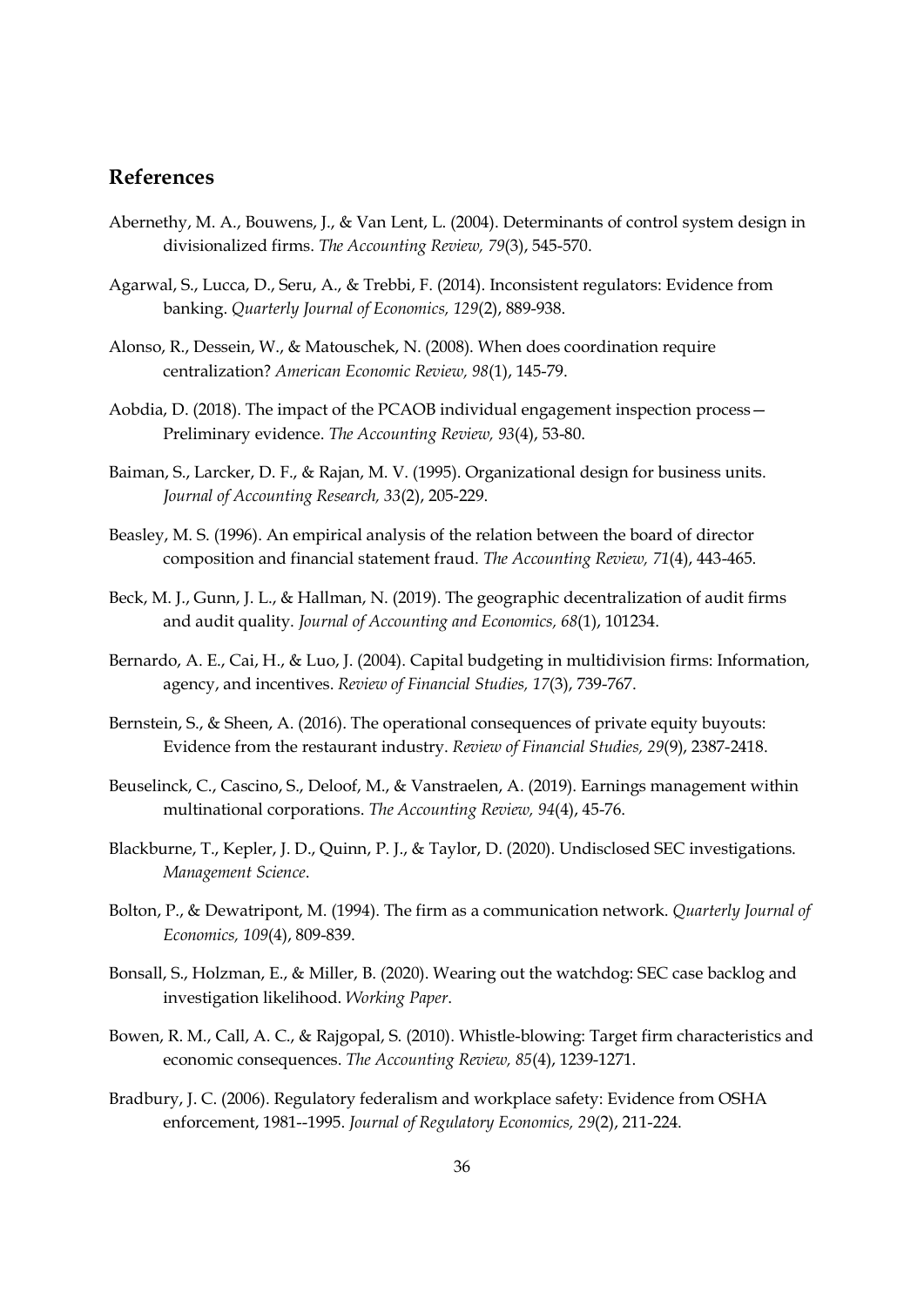## References

Abernethy, M. A., Bouwens, J., & Van Lent, L. (2004). Determinants of control system design in divisionalized firms. *The Accounting Review, 79*(3), 545-570.

Agarwal, S., Lucca, D., Seru, A., & Trebbi, F. (2014). Inconsistent regulators: Evidence from banking. *Quarterly Journal of Economics, 129*(2), 889-938.

Alonso, R., Dessein, W., & Matouschek, N. (2008). When does coordination require centralization? *American Economic Review, 98*(1), 145-79.

Aobdia, D. (2018). The impact of the PCAOB individual engagement inspection process—Preliminary evidence. *The Accounting Review, 93*(4), 53-80.

Baiman, S., Larcker, D. F., & Rajan, M. V. (1995). Organizational design for business units. *Journal of Accounting Research, 33*(2), 205-229.

Beasley, M. S. (1996). An empirical analysis of the relation between the board of director composition and financial statement fraud. *The Accounting Review, 71*(4), 443-465.

Beck, M. J., Gunn, J. L., & Hallman, N. (2019). The geographic decentralization of audit firms and audit quality. *Journal of Accounting and Economics, 68*(1), 101234.

Bernardo, A. E., Cai, H., & Luo, J. (2004). Capital budgeting in multidivision firms: Information, agency, and incentives. *Review of Financial Studies, 17*(3), 739-767.

Bernstein, S., & Sheen, A. (2016). The operational consequences of private equity buyouts: Evidence from the restaurant industry. *Review of Financial Studies, 29*(9), 2387-2418.

Beuselinck, C., Cascino, S., Deloof, M., & Vanstraelen, A. (2019). Earnings management within multinational corporations. *The Accounting Review, 94*(4), 45-76.

Blackburne, T., Kepler, J. D., Quinn, P. J., & Taylor, D. (2020). Undisclosed SEC investigations. *Management Science*.

Bolton, P., & Dewatripont, M. (1994). The firm as a communication network. *Quarterly Journal of Economics, 109*(4), 809-839.

Bonsall, S., Holzman, E., & Miller, B. (2020). Wearing out the watchdog: SEC case backlog and investigation likelihood. *Working Paper*.

Bowen, R. M., Call, A. C., & Rajgopal, S. (2010). Whistle-blowing: Target firm characteristics and economic consequences. *The Accounting Review, 85*(4), 1239-1271.

Bradbury, J. C. (2006). Regulatory federalism and workplace safety: Evidence from OSHA enforcement, 1981--1995. *Journal of Regulatory Economics, 29*(2), 211-224.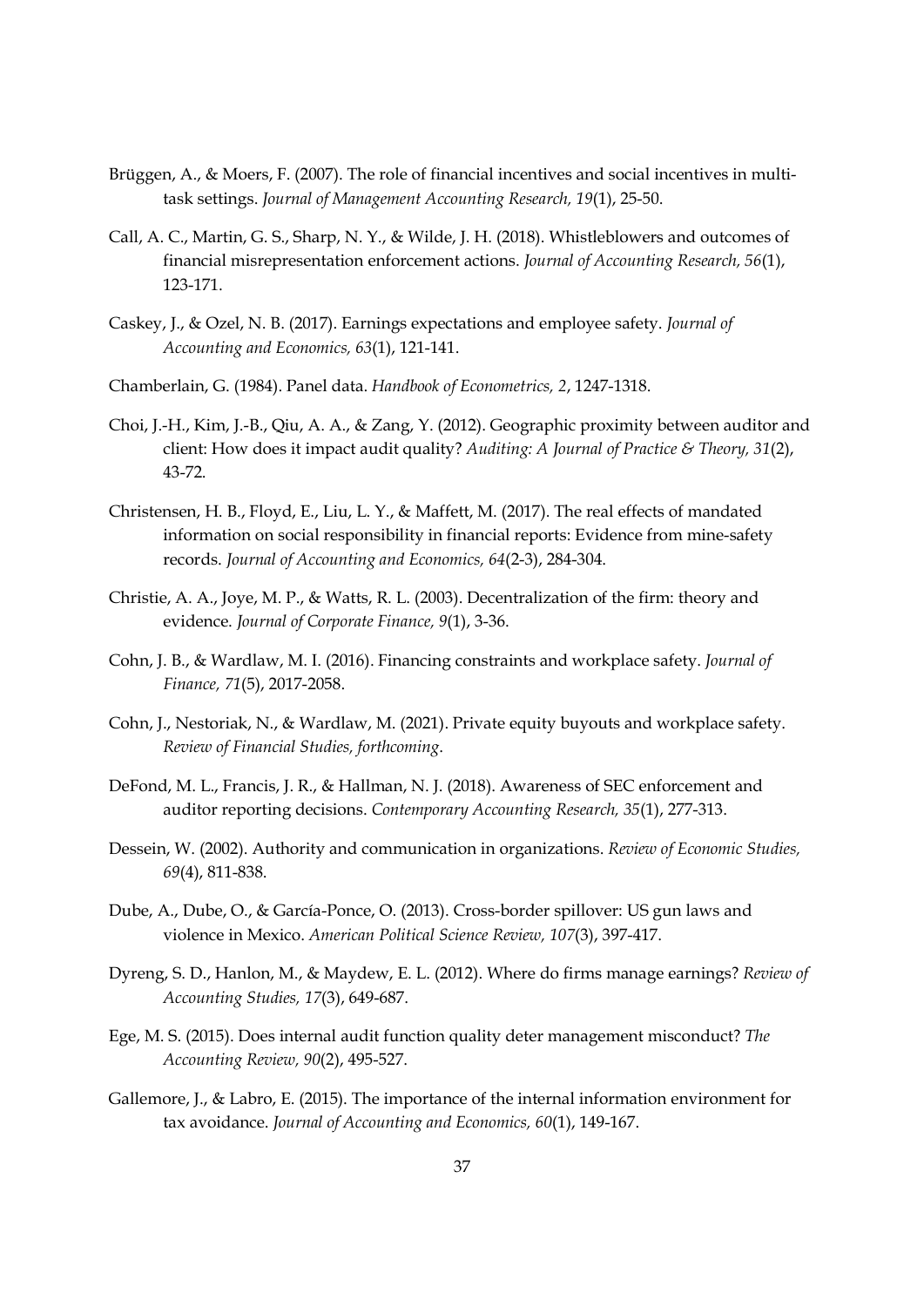Brüggen, A., & Moers, F. (2007). The role of financial incentives and social incentives in multi-task settings. *Journal of Management Accounting Research, 19*(1), 25-50.

Call, A. C., Martin, G. S., Sharp, N. Y., & Wilde, J. H. (2018). Whistleblowers and outcomes of financial misrepresentation enforcement actions. *Journal of Accounting Research, 56*(1), 123-171.

Caskey, J., & Ozel, N. B. (2017). Earnings expectations and employee safety. *Journal of Accounting and Economics, 63*(1), 121-141.

Chamberlain, G. (1984). Panel data. *Handbook of Econometrics, 2*, 1247-1318.

Choi, J.-H., Kim, J.-B., Qiu, A. A., & Zang, Y. (2012). Geographic proximity between auditor and client: How does it impact audit quality? *Auditing: A Journal of Practice & Theory, 31*(2), 43-72.

Christensen, H. B., Floyd, E., Liu, L. Y., & Maffett, M. (2017). The real effects of mandated information on social responsibility in financial reports: Evidence from mine-safety records. *Journal of Accounting and Economics, 64*(2-3), 284-304.

Christie, A. A., Joye, M. P., & Watts, R. L. (2003). Decentralization of the firm: theory and evidence. *Journal of Corporate Finance, 9*(1), 3-36.

Cohn, J. B., & Wardlaw, M. I. (2016). Financing constraints and workplace safety. *Journal of Finance, 71*(5), 2017-2058.

Cohn, J., Nestoriak, N., & Wardlaw, M. (2021). Private equity buyouts and workplace safety. *Review of Financial Studies, forthcoming*.

DeFond, M. L., Francis, J. R., & Hallman, N. J. (2018). Awareness of SEC enforcement and auditor reporting decisions. *Contemporary Accounting Research, 35*(1), 277-313.

Dessein, W. (2002). Authority and communication in organizations. *Review of Economic Studies, 69*(4), 811-838.

Dube, A., Dube, O., & García-Ponce, O. (2013). Cross-border spillover: US gun laws and violence in Mexico. *American Political Science Review, 107*(3), 397-417.

Dyreng, S. D., Hanlon, M., & Maydew, E. L. (2012). Where do firms manage earnings? *Review of Accounting Studies, 17*(3), 649-687.

Ege, M. S. (2015). Does internal audit function quality deter management misconduct? *The Accounting Review, 90*(2), 495-527.

Gallemore, J., & Labro, E. (2015). The importance of the internal information environment for tax avoidance. *Journal of Accounting and Economics, 60*(1), 149-167.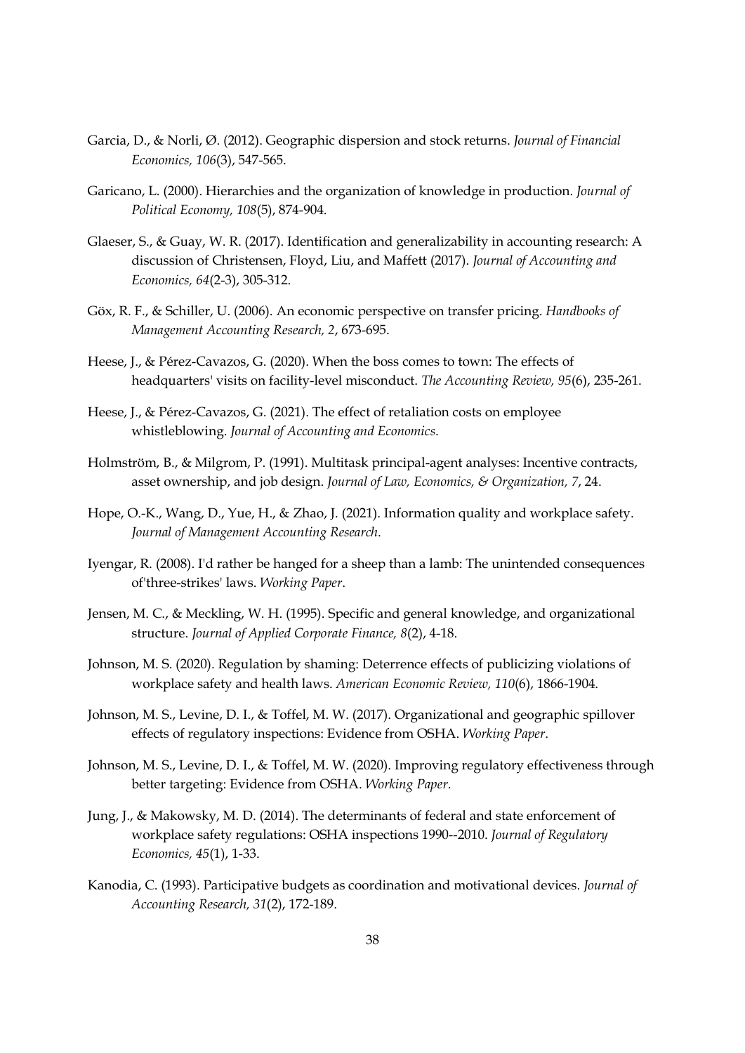Garcia, D., & Norli, Ø. (2012). Geographic dispersion and stock returns. *Journal of Financial Economics, 106*(3), 547-565.

Garicano, L. (2000). Hierarchies and the organization of knowledge in production. *Journal of Political Economy, 108*(5), 874-904.

Glaeser, S., & Guay, W. R. (2017). Identification and generalizability in accounting research: A discussion of Christensen, Floyd, Liu, and Maffett (2017). *Journal of Accounting and Economics, 64*(2-3), 305-312.

Göx, R. F., & Schiller, U. (2006). An economic perspective on transfer pricing. *Handbooks of Management Accounting Research, 2*, 673-695.

Heese, J., & Pérez-Cavazos, G. (2020). When the boss comes to town: The effects of headquarters' visits on facility-level misconduct. *The Accounting Review, 95*(6), 235-261.

Heese, J., & Pérez-Cavazos, G. (2021). The effect of retaliation costs on employee whistleblowing. *Journal of Accounting and Economics*.

Holmström, B., & Milgrom, P. (1991). Multitask principal-agent analyses: Incentive contracts, asset ownership, and job design. *Journal of Law, Economics, & Organization, 7*, 24.

Hope, O.-K., Wang, D., Yue, H., & Zhao, J. (2021). Information quality and workplace safety. *Journal of Management Accounting Research*.

Iyengar, R. (2008). I'd rather be hanged for a sheep than a lamb: The unintended consequences of'three-strikes' laws. *Working Paper*.

Jensen, M. C., & Meckling, W. H. (1995). Specific and general knowledge, and organizational structure. *Journal of Applied Corporate Finance, 8*(2), 4-18.

Johnson, M. S. (2020). Regulation by shaming: Deterrence effects of publicizing violations of workplace safety and health laws. *American Economic Review, 110*(6), 1866-1904.

Johnson, M. S., Levine, D. I., & Toffel, M. W. (2017). Organizational and geographic spillover effects of regulatory inspections: Evidence from OSHA. *Working Paper*.

Johnson, M. S., Levine, D. I., & Toffel, M. W. (2020). Improving regulatory effectiveness through better targeting: Evidence from OSHA. *Working Paper*.

Jung, J., & Makowsky, M. D. (2014). The determinants of federal and state enforcement of workplace safety regulations: OSHA inspections 1990--2010. *Journal of Regulatory Economics, 45*(1), 1-33.

Kanodia, C. (1993). Participative budgets as coordination and motivational devices. *Journal of Accounting Research, 31*(2), 172-189.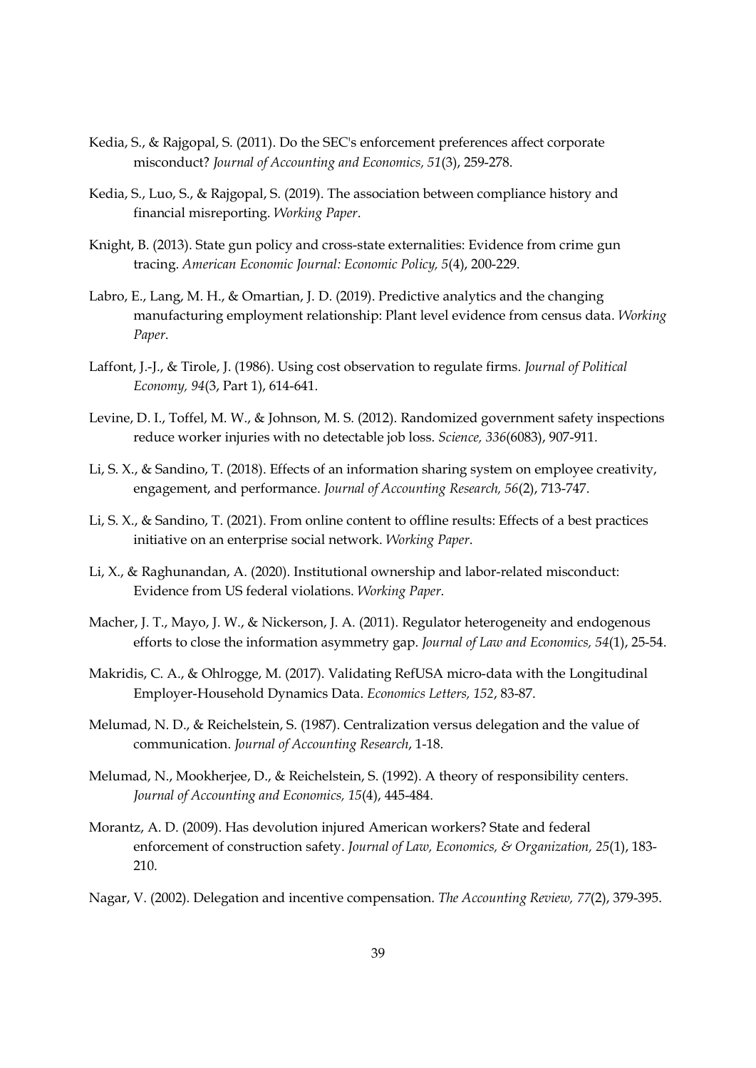Kedia, S., & Rajgopal, S. (2011). Do the SEC's enforcement preferences affect corporate misconduct? *Journal of Accounting and Economics, 51*(3), 259-278.

Kedia, S., Luo, S., & Rajgopal, S. (2019). The association between compliance history and financial misreporting. *Working Paper*.

Knight, B. (2013). State gun policy and cross-state externalities: Evidence from crime gun tracing. *American Economic Journal: Economic Policy, 5*(4), 200-229.

Labro, E., Lang, M. H., & Omartian, J. D. (2019). Predictive analytics and the changing manufacturing employment relationship: Plant level evidence from census data. *Working Paper*.

Laffont, J.-J., & Tirole, J. (1986). Using cost observation to regulate firms. *Journal of Political Economy, 94*(3, Part 1), 614-641.

Levine, D. I., Toffel, M. W., & Johnson, M. S. (2012). Randomized government safety inspections reduce worker injuries with no detectable job loss. *Science, 336*(6083), 907-911.

Li, S. X., & Sandino, T. (2018). Effects of an information sharing system on employee creativity, engagement, and performance. *Journal of Accounting Research, 56*(2), 713-747.

Li, S. X., & Sandino, T. (2021). From online content to offline results: Effects of a best practices initiative on an enterprise social network. *Working Paper*.

Li, X., & Raghunandan, A. (2020). Institutional ownership and labor-related misconduct: Evidence from US federal violations. *Working Paper*.

Macher, J. T., Mayo, J. W., & Nickerson, J. A. (2011). Regulator heterogeneity and endogenous efforts to close the information asymmetry gap. *Journal of Law and Economics, 54*(1), 25-54.

Makridis, C. A., & Ohlrogge, M. (2017). Validating RefUSA micro-data with the Longitudinal Employer-Household Dynamics Data. *Economics Letters, 152*, 83-87.

Melumad, N. D., & Reichelstein, S. (1987). Centralization versus delegation and the value of communication. *Journal of Accounting Research*, 1-18.

Melumad, N., Mookherjee, D., & Reichelstein, S. (1992). A theory of responsibility centers. *Journal of Accounting and Economics, 15*(4), 445-484.

Morantz, A. D. (2009). Has devolution injured American workers? State and federal enforcement of construction safety. *Journal of Law, Economics, & Organization, 25*(1), 183-210.

Nagar, V. (2002). Delegation and incentive compensation. *The Accounting Review, 77*(2), 379-395.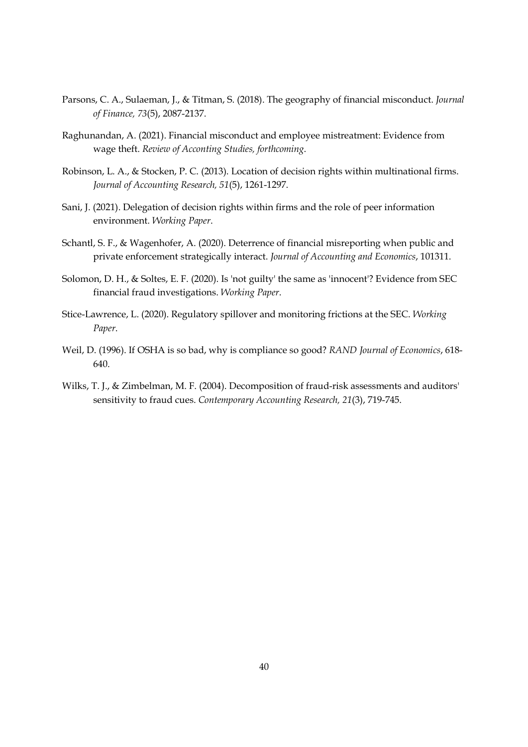Parsons, C. A., Sulaeman, J., & Titman, S. (2018). The geography of financial misconduct. *Journal of Finance, 73*(5), 2087-2137.

Raghunandan, A. (2021). Financial misconduct and employee mistreatment: Evidence from wage theft. *Review of Acconting Studies, forthcoming*.

Robinson, L. A., & Stocken, P. C. (2013). Location of decision rights within multinational firms. *Journal of Accounting Research, 51*(5), 1261-1297.

Sani, J. (2021). Delegation of decision rights within firms and the role of peer information environment. *Working Paper*.

Schantl, S. F., & Wagenhofer, A. (2020). Deterrence of financial misreporting when public and private enforcement strategically interact. *Journal of Accounting and Economics*, 101311.

Solomon, D. H., & Soltes, E. F. (2020). Is 'not guilty' the same as 'innocent'? Evidence from SEC financial fraud investigations. *Working Paper*.

Stice-Lawrence, L. (2020). Regulatory spillover and monitoring frictions at the SEC. *Working Paper*.

Weil, D. (1996). If OSHA is so bad, why is compliance so good? *RAND Journal of Economics*, 618-640.

Wilks, T. J., & Zimbelman, M. F. (2004). Decomposition of fraud-risk assessments and auditors' sensitivity to fraud cues. *Contemporary Accounting Research, 21*(3), 719-745.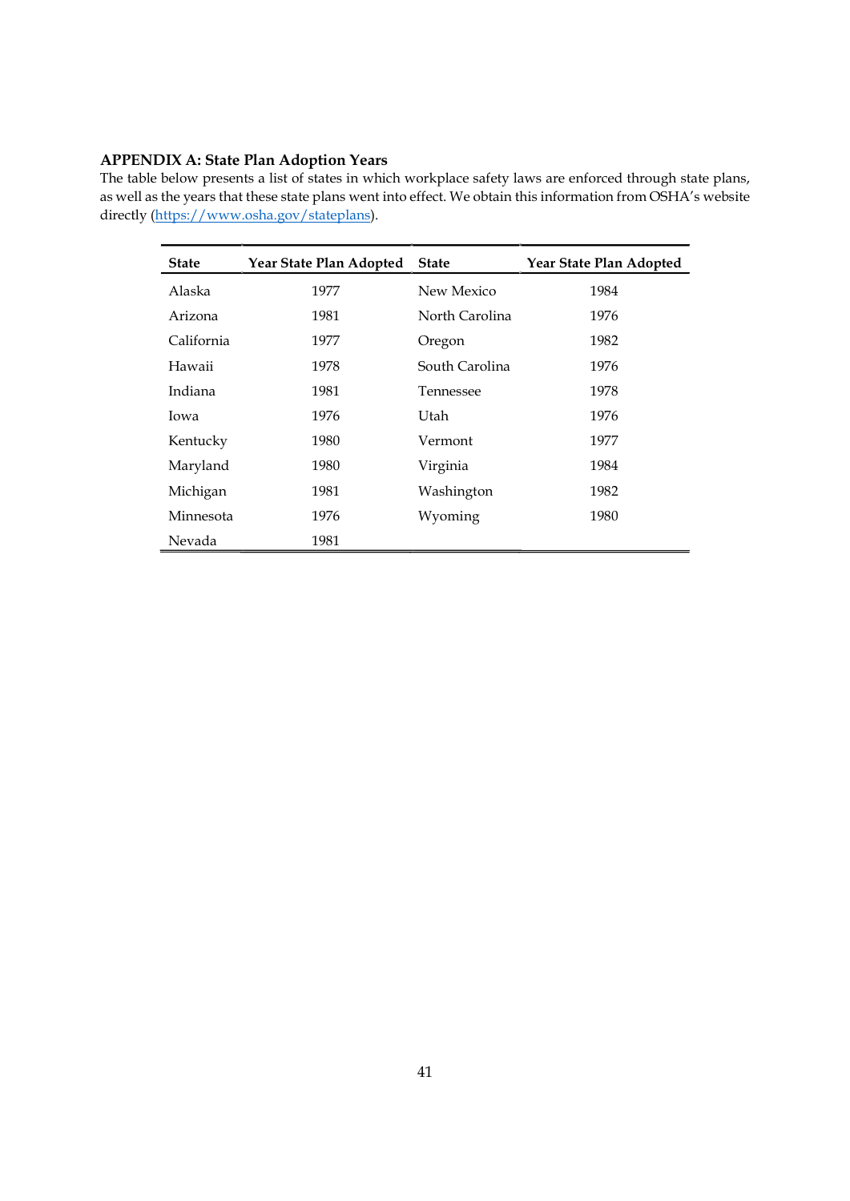**APPENDIX A: State Plan Adoption Years**

The table below presents a list of states in which workplace safety laws are enforced through state plans, as well as the years that these state plans went into effect. We obtain this information from OSHA's website directly (https://www.osha.gov/stateplans).

| State | Year State Plan Adopted | State | Year State Plan Adopted |
|---|---|---|---|
| Alaska | 1977 | New Mexico | 1984 |
| Arizona | 1981 | North Carolina | 1976 |
| California | 1977 | Oregon | 1982 |
| Hawaii | 1978 | South Carolina | 1976 |
| Indiana | 1981 | Tennessee | 1978 |
| Iowa | 1976 | Utah | 1976 |
| Kentucky | 1980 | Vermont | 1977 |
| Maryland | 1980 | Virginia | 1984 |
| Michigan | 1981 | Washington | 1982 |
| Minnesota | 1976 | Wyoming | 1980 |
| Nevada | 1981 | | |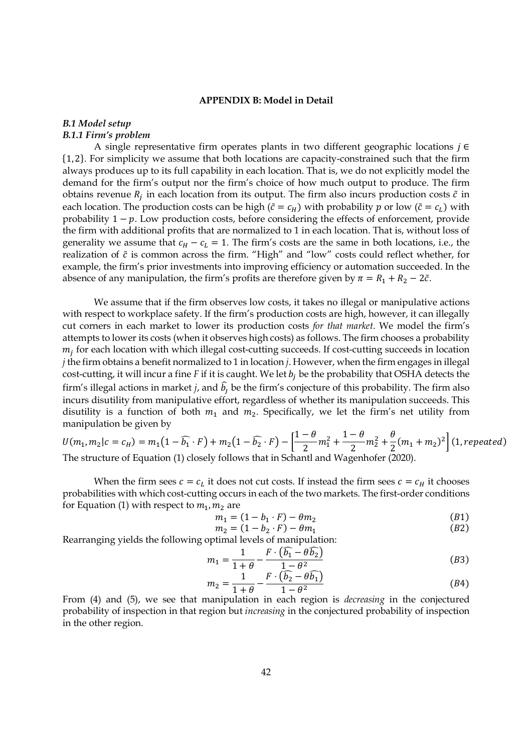## APPENDIX B: Model in Detail

### *B.1 Model setup*

#### *B.1.1 Firm's problem*

A single representative firm operates plants in two different geographic locations $j \in \{1, 2\}$. For simplicity we assume that both locations are capacity-constrained such that the firm always produces up to its full capability in each location. That is, we do not explicitly model the demand for the firm's output nor the firm's choice of how much output to produce. The firm obtains revenue $R_j$ in each location from its output. The firm also incurs production costs $\tilde{c}$ in each location. The production costs can be high ($\tilde{c} = c_H$) with probability $p$ or low ($\tilde{c} = c_L$) with probability $1 - p$. Low production costs, before considering the effects of enforcement, provide the firm with additional profits that are normalized to 1 in each location. That is, without loss of generality we assume that $c_H - c_L = 1$. The firm's costs are the same in both locations, i.e., the realization of $\tilde{c}$ is common across the firm. "High" and "low" costs could reflect whether, for example, the firm's prior investments into improving efficiency or automation succeeded. In the absence of any manipulation, the firm's profits are therefore given by $\pi = R_1 + R_2 - 2\tilde{c}$.

We assume that if the firm observes low costs, it takes no illegal or manipulative actions with respect to workplace safety. If the firm's production costs are high, however, it can illegally cut corners in each market to lower its production costs *for that market*. We model the firm's attempts to lower its costs (when it observes high costs) as follows. The firm chooses a probability $m_j$ for each location with which illegal cost-cutting succeeds. If cost-cutting succeeds in location *j* the firm obtains a benefit normalized to 1 in location *j*. However, when the firm engages in illegal cost-cutting, it will incur a fine *F* if it is caught. We let $b_j$ be the probability that OSHA detects the firm's illegal actions in market *j*, and $\widehat{b_j}$ be the firm's conjecture of this probability. The firm also incurs disutility from manipulative effort, regardless of whether its manipulation succeeds. This disutility is a function of both $m_1$ and $m_2$. Specifically, we let the firm's net utility from manipulation be given by

$$U(m_1, m_2 | c = c_H) = m_1\left(1 - \widehat{b_1} \cdot F\right) + m_2\left(1 - \widehat{b_2} \cdot F\right) - \left[\frac{1-\theta}{2}m_1^2 + \frac{1-\theta}{2}m_2^2 + \frac{\theta}{2}(m_1 + m_2)^2\right] \quad (1, repeated)$$

The structure of Equation (1) closely follows that in Schantl and Wagenhofer (2020).

When the firm sees $c = c_L$ it does not cut costs. If instead the firm sees $c = c_H$ it chooses probabilities with which cost-cutting occurs in each of the two markets. The first-order conditions for Equation (1) with respect to $m_1, m_2$ are

$$m_1 = (1 - b_1 \cdot F) - \theta m_2 \quad (B1)$$

$$m_2 = (1 - b_2 \cdot F) - \theta m_1 \quad (B2)$$

Rearranging yields the following optimal levels of manipulation:

$$m_1 = \frac{1}{1+\theta} - \frac{F \cdot \left(\widehat{b_1} - \theta \widehat{b_2}\right)}{1 - \theta^2} \quad (B3)$$

$$m_2 = \frac{1}{1+\theta} - \frac{F \cdot \left(\widehat{b_2} - \theta \widehat{b_1}\right)}{1 - \theta^2} \quad (B4)$$

From (4) and (5), we see that manipulation in each region is *decreasing* in the conjectured probability of inspection in that region but *increasing* in the conjectured probability of inspection in the other region.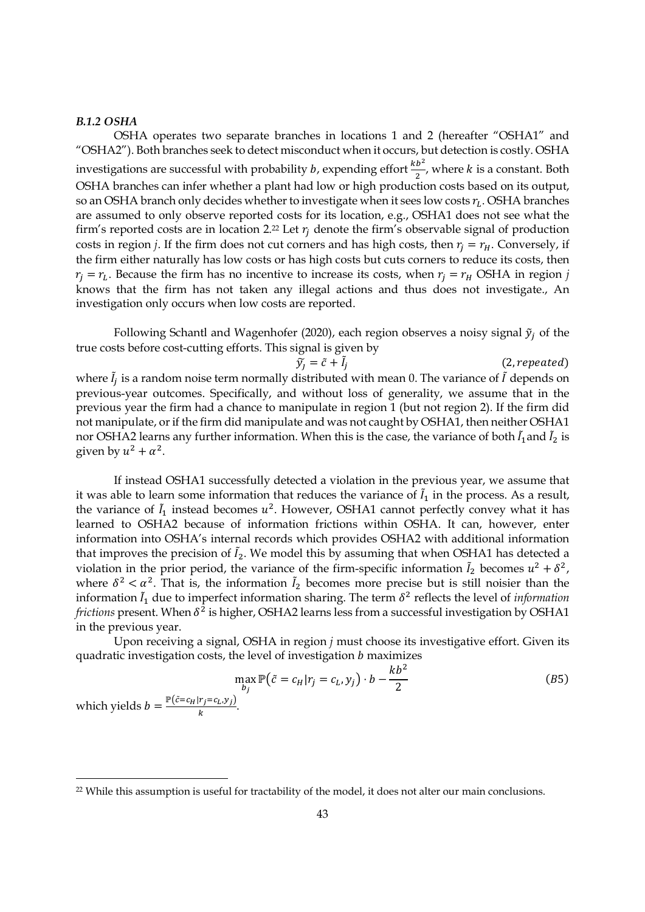#### *B.1.2 OSHA*

OSHA operates two separate branches in locations 1 and 2 (hereafter "OSHA1" and "OSHA2"). Both branches seek to detect misconduct when it occurs, but detection is costly. OSHA investigations are successful with probability $b$, expending effort $\frac{kb^2}{2}$, where $k$ is a constant. Both OSHA branches can infer whether a plant had low or high production costs based on its output, so an OSHA branch only decides whether to investigate when it sees low costs $r_L$. OSHA branches are assumed to only observe reported costs for its location, e.g., OSHA1 does not see what the firm's reported costs are in location 2.[22] Let $r_j$ denote the firm's observable signal of production costs in region *j*. If the firm does not cut corners and has high costs, then $r_j = r_H$. Conversely, if the firm either naturally has low costs or has high costs but cuts corners to reduce its costs, then $r_j = r_L$. Because the firm has no incentive to increase its costs, when $r_j = r_H$ OSHA in region *j* knows that the firm has not taken any illegal actions and thus does not investigate., An investigation only occurs when low costs are reported.

Following Schantl and Wagenhofer (2020), each region observes a noisy signal $\tilde{y}_j$ of the true costs before cost-cutting efforts. This signal is given by

$$\tilde{y}_j = \tilde{c} + \tilde{I}_j \qquad (2, repeated)$$

where $\tilde{I}_j$ is a random noise term normally distributed with mean 0. The variance of $\tilde{I}$ depends on previous-year outcomes. Specifically, and without loss of generality, we assume that in the previous year the firm had a chance to manipulate in region 1 (but not region 2). If the firm did not manipulate, or if the firm did manipulate and was not caught by OSHA1, then neither OSHA1 nor OSHA2 learns any further information. When this is the case, the variance of both $\tilde{I}_1$ and $\tilde{I}_2$ is given by $u^2 + \alpha^2$.

If instead OSHA1 successfully detected a violation in the previous year, we assume that it was able to learn some information that reduces the variance of $\tilde{I}_1$ in the process. As a result, the variance of $\tilde{I}_1$ instead becomes $u^2$. However, OSHA1 cannot perfectly convey what it has learned to OSHA2 because of information frictions within OSHA. It can, however, enter information into OSHA's internal records which provides OSHA2 with additional information that improves the precision of $\tilde{I}_2$. We model this by assuming that when OSHA1 has detected a violation in the prior period, the variance of the firm-specific information $\tilde{I}_2$ becomes $u^2 + \delta^2$, where $\delta^2 < \alpha^2$. That is, the information $\tilde{I}_2$ becomes more precise but is still noisier than the information $\tilde{I}_1$ due to imperfect information sharing. The term $\delta^2$ reflects the level of *information frictions* present. When $\delta^2$ is higher, OSHA2 learns less from a successful investigation by OSHA1 in the previous year.

Upon receiving a signal, OSHA in region *j* must choose its investigative effort. Given its quadratic investigation costs, the level of investigation $b$ maximizes

$$\max_{b_j} \mathbb{P}\left(\tilde{c} = c_H | r_j = c_L, y_j\right) \cdot b - \frac{kb^2}{2} \qquad (B5)$$

which yields $b = \frac{\mathbb{P}(\tilde{c} = c_H | r_j = c_L, y_j)}{k}$.

[22] While this assumption is useful for tractability of the model, it does not alter our main conclusions.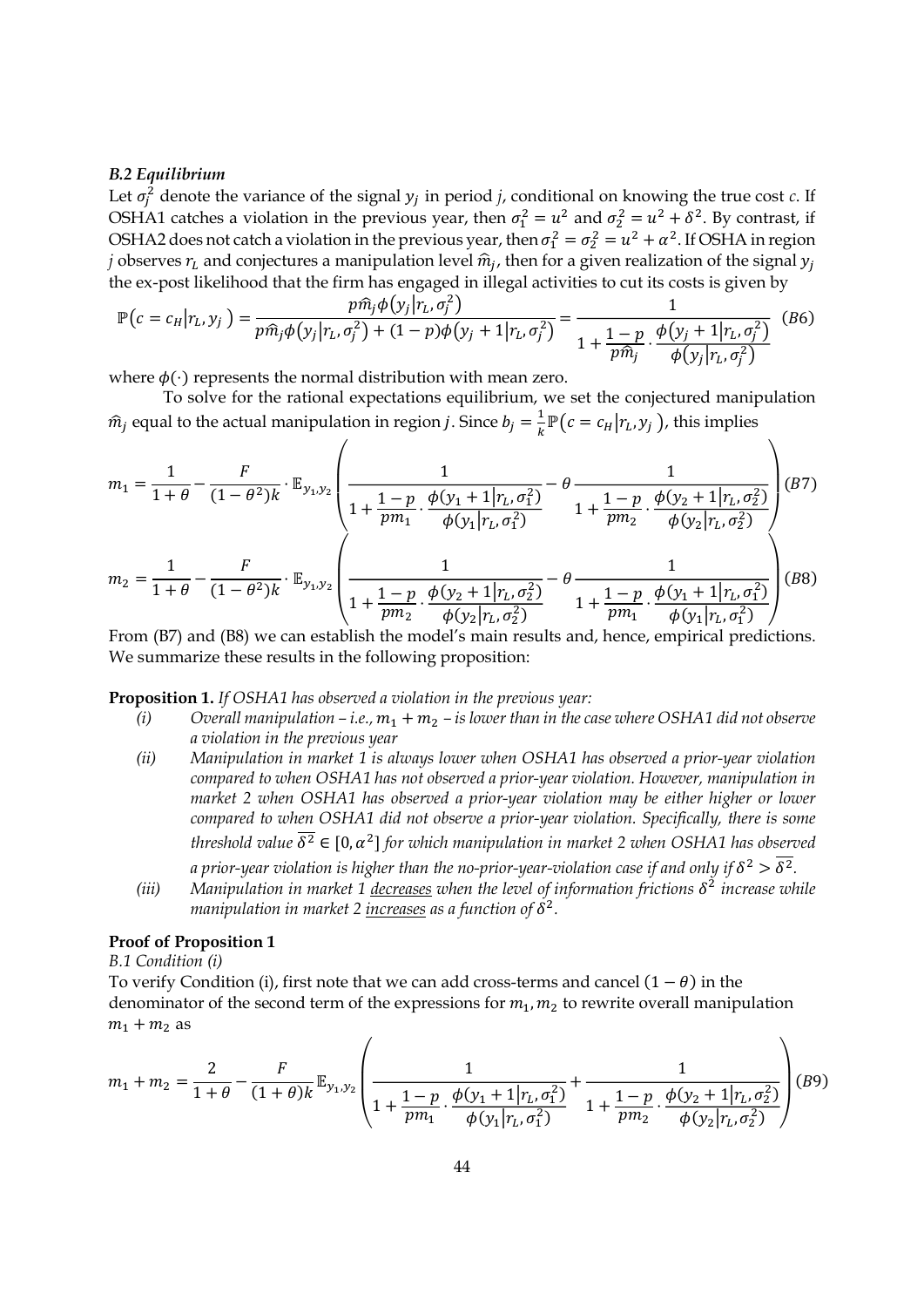### *B.2 Equilibrium*

Let $\sigma_j^2$ denote the variance of the signal $y_j$ in period $j$, conditional on knowing the true cost $c$. If OSHA1 catches a violation in the previous year, then $\sigma_1^2 = u^2$ and $\sigma_2^2 = u^2 + \delta^2$. By contrast, if OSHA2 does not catch a violation in the previous year, then $\sigma_1^2 = \sigma_2^2 = u^2 + \alpha^2$. If OSHA in region $j$ observes $r_L$ and conjectures a manipulation level $\widehat{m}_j$, then for a given realization of the signal $y_j$ the ex-post likelihood that the firm has engaged in illegal activities to cut its costs is given by

$$\mathbb{P}(c = c_H | r_L, y_j) = \frac{p\widehat{m}_j \phi(y_j | r_L, \sigma_j^2)}{p\widehat{m}_j \phi(y_j | r_L, \sigma_j^2) + (1-p)\phi(y_j + 1 | r_L, \sigma_j^2)} = \frac{1}{1 + \frac{1-p}{p\widehat{m}_j} \cdot \frac{\phi(y_j + 1 | r_L, \sigma_j^2)}{\phi(y_j | r_L, \sigma_j^2)}} \quad (B6)$$

where $\phi(\cdot)$ represents the normal distribution with mean zero.

To solve for the rational expectations equilibrium, we set the conjectured manipulation $\widehat{m}_j$ equal to the actual manipulation in region $j$. Since $b_j = \frac{1}{k}\mathbb{P}(c = c_H | r_L, y_j)$, this implies

$$m_1 = \frac{1}{1+\theta} - \frac{F}{(1-\theta^2)k} \cdot \mathbb{E}_{y_1, y_2}\left( \frac{1}{1 + \frac{1-p}{pm_1} \cdot \frac{\phi(y_1 + 1 | r_L, \sigma_1^2)}{\phi(y_1 | r_L, \sigma_1^2)}} - \theta \frac{1}{1 + \frac{1-p}{pm_2} \cdot \frac{\phi(y_2 + 1 | r_L, \sigma_2^2)}{\phi(y_2 | r_L, \sigma_2^2)}} \right) (B7)$$

$$m_2 = \frac{1}{1+\theta} - \frac{F}{(1-\theta^2)k} \cdot \mathbb{E}_{y_1, y_2}\left( \frac{1}{1 + \frac{1-p}{pm_2} \cdot \frac{\phi(y_2 + 1 | r_L, \sigma_2^2)}{\phi(y_2 | r_L, \sigma_2^2)}} - \theta \frac{1}{1 + \frac{1-p}{pm_1} \cdot \frac{\phi(y_1 + 1 | r_L, \sigma_1^2)}{\phi(y_1 | r_L, \sigma_1^2)}} \right) (B8)$$

From (B7) and (B8) we can establish the model's main results and, hence, empirical predictions. We summarize these results in the following proposition:

**Proposition 1.** *If OSHA1 has observed a violation in the previous year:*

*(i) Overall manipulation – i.e., $m_1 + m_2$ – is lower than in the case where OSHA1 did not observe a violation in the previous year*

*(ii) Manipulation in market 1 is always lower when OSHA1 has observed a prior-year violation compared to when OSHA1 has not observed a prior-year violation. However, manipulation in market 2 when OSHA1 has observed a prior-year violation may be either higher or lower compared to when OSHA1 did not observe a prior-year violation. Specifically, there is some threshold value $\overline{\delta^2} \in [0, \alpha^2]$ for which manipulation in market 2 when OSHA1 has observed a prior-year violation is higher than the no-prior-year-violation case if and only if $\delta^2 > \overline{\delta^2}$.*

*(iii) Manipulation in market 1 <u>decreases</u> when the level of information frictions $\delta^2$ increase while manipulation in market 2 <u>increases</u> as a function of $\delta^2$.*

**Proof of Proposition 1**

*B.1 Condition (i)*

To verify Condition (i), first note that we can add cross-terms and cancel $(1-\theta)$ in the denominator of the second term of the expressions for $m_1, m_2$ to rewrite overall manipulation $m_1 + m_2$ as

$$m_1 + m_2 = \frac{2}{1+\theta} - \frac{F}{(1+\theta)k}\mathbb{E}_{y_1, y_2}\left( \frac{1}{1 + \frac{1-p}{pm_1} \cdot \frac{\phi(y_1 + 1 | r_L, \sigma_1^2)}{\phi(y_1 | r_L, \sigma_1^2)}} + \frac{1}{1 + \frac{1-p}{pm_2} \cdot \frac{\phi(y_2 + 1 | r_L, \sigma_2^2)}{\phi(y_2 | r_L, \sigma_2^2)}} \right) (B9)$$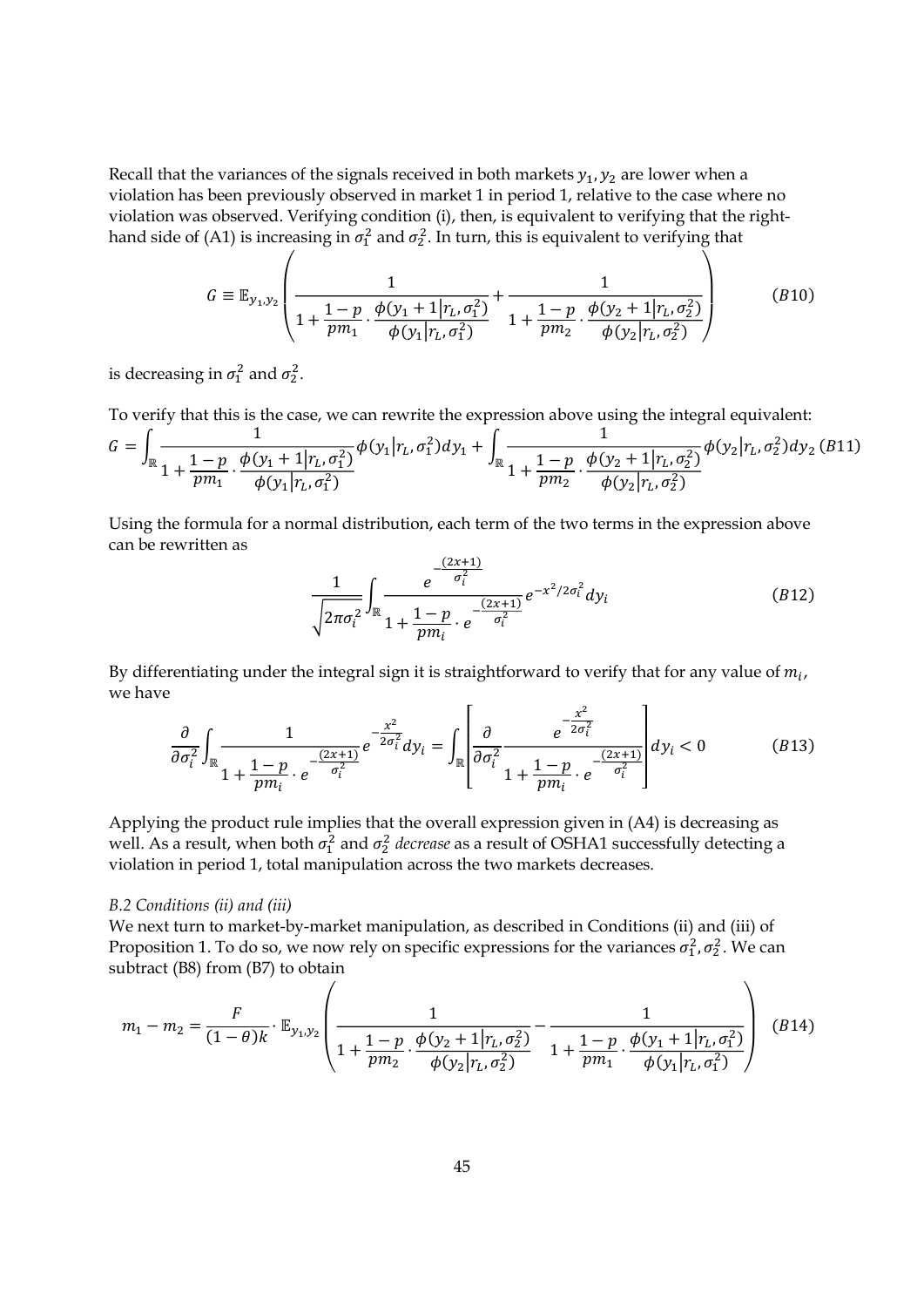Recall that the variances of the signals received in both markets $y_1, y_2$ are lower when a violation has been previously observed in market 1 in period 1, relative to the case where no violation was observed. Verifying condition (i), then, is equivalent to verifying that the right-hand side of (A1) is increasing in $\sigma_1^2$ and $\sigma_2^2$. In turn, this is equivalent to verifying that

$$G \equiv \mathbb{E}_{y_1,y_2}\left(\frac{1}{1+\frac{1-p}{pm_1}\cdot\frac{\phi(y_1+1|r_L,\sigma_1^2)}{\phi(y_1|r_L,\sigma_1^2)}}+\frac{1}{1+\frac{1-p}{pm_2}\cdot\frac{\phi(y_2+1|r_L,\sigma_2^2)}{\phi(y_2|r_L,\sigma_2^2)}}\right) \quad (B10)$$

is decreasing in $\sigma_1^2$ and $\sigma_2^2$.

To verify that this is the case, we can rewrite the expression above using the integral equivalent:

$$G = \int_{\mathbb{R}}\frac{1}{1+\frac{1-p}{pm_1}\cdot\frac{\phi(y_1+1|r_L,\sigma_1^2)}{\phi(y_1|r_L,\sigma_1^2)}}\phi(y_1|r_L,\sigma_1^2)dy_1+\int_{\mathbb{R}}\frac{1}{1+\frac{1-p}{pm_2}\cdot\frac{\phi(y_2+1|r_L,\sigma_2^2)}{\phi(y_2|r_L,\sigma_2^2)}}\phi(y_2|r_L,\sigma_2^2)dy_2 \quad (B11)$$

Using the formula for a normal distribution, each term of the two terms in the expression above can be rewritten as

$$\frac{1}{\sqrt{2\pi\sigma_i^2}}\int_{\mathbb{R}}\frac{e^{-\frac{(2x+1)}{\sigma_i^2}}}{1+\frac{1-p}{pm_i}\cdot e^{-\frac{(2x+1)}{\sigma_i^2}}}e^{-x^2/2\sigma_i^2}dy_i \quad (B12)$$

By differentiating under the integral sign it is straightforward to verify that for any value of $m_i$, we have

$$\frac{\partial}{\partial\sigma_i^2}\int_{\mathbb{R}}\frac{1}{1+\frac{1-p}{pm_i}\cdot e^{-\frac{(2x+1)}{\sigma_i^2}}}e^{-\frac{x^2}{2\sigma_i^2}}dy_i=\int_{\mathbb{R}}\left[\frac{\partial}{\partial\sigma_i^2}\frac{e^{-\frac{x^2}{2\sigma_i^2}}}{1+\frac{1-p}{pm_i}\cdot e^{-\frac{(2x+1)}{\sigma_i^2}}}\right]dy_i<0 \quad (B13)$$

Applying the product rule implies that the overall expression given in (A4) is decreasing as well. As a result, when both $\sigma_1^2$ and $\sigma_2^2$ *decrease* as a result of OSHA1 successfully detecting a violation in period 1, total manipulation across the two markets decreases.

*B.2 Conditions (ii) and (iii)*

We next turn to market-by-market manipulation, as described in Conditions (ii) and (iii) of Proposition 1. To do so, we now rely on specific expressions for the variances $\sigma_1^2, \sigma_2^2$. We can subtract (B8) from (B7) to obtain

$$m_1-m_2=\frac{F}{(1-\theta)k}\cdot\mathbb{E}_{y_1,y_2}\left(\frac{1}{1+\frac{1-p}{pm_2}\cdot\frac{\phi(y_2+1|r_L,\sigma_2^2)}{\phi(y_2|r_L,\sigma_2^2)}}-\frac{1}{1+\frac{1-p}{pm_1}\cdot\frac{\phi(y_1+1|r_L,\sigma_1^2)}{\phi(y_1|r_L,\sigma_1^2)}}\right) \quad (B14)$$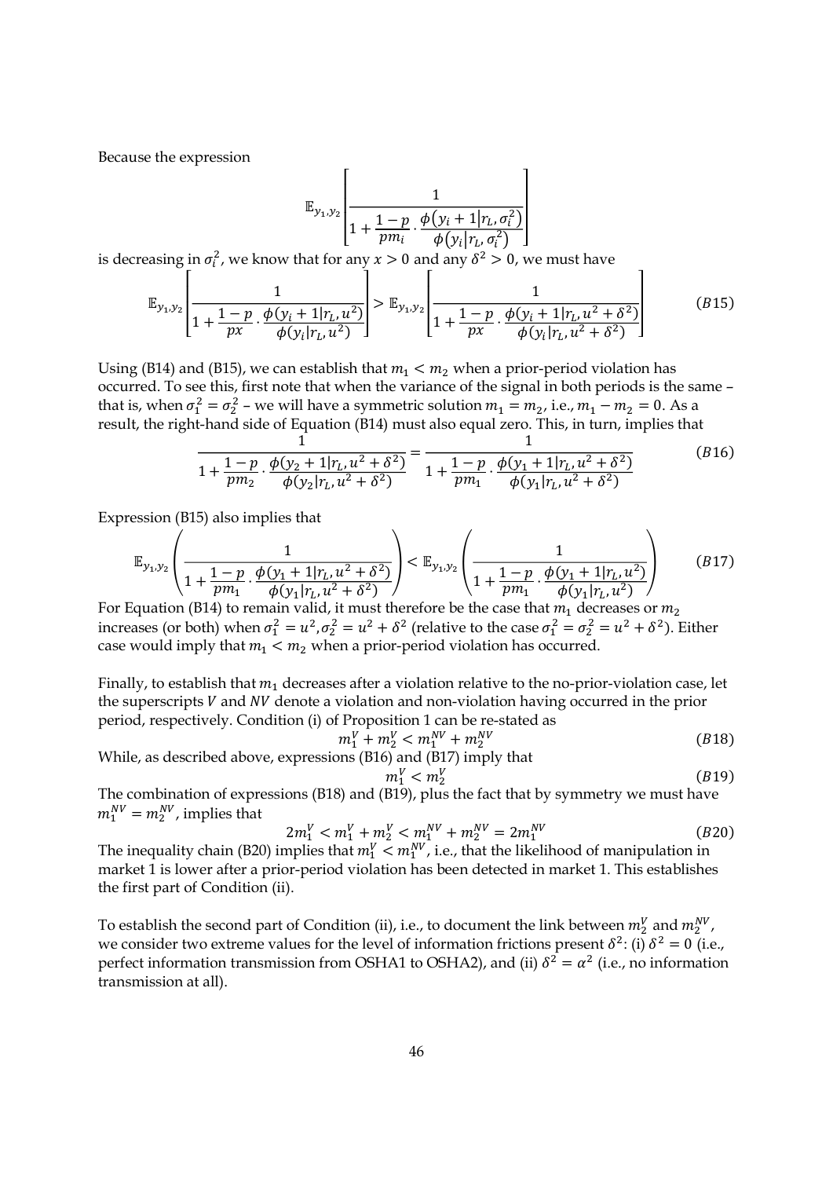Because the expression

$$\mathbb{E}_{y_1,y_2}\left[\frac{1}{1+\frac{1-p}{pm_i}\cdot\frac{\phi(y_i+1|r_L,\sigma_i^2)}{\phi(y_i|r_L,\sigma_i^2)}}\right]$$

is decreasing in $\sigma_i^2$, we know that for any $x > 0$ and any $\delta^2 > 0$, we must have

$$\mathbb{E}_{y_1,y_2}\left[\frac{1}{1+\frac{1-p}{px}\cdot\frac{\phi(y_i+1|r_L,u^2)}{\phi(y_i|r_L,u^2)}}\right] > \mathbb{E}_{y_1,y_2}\left[\frac{1}{1+\frac{1-p}{px}\cdot\frac{\phi(y_i+1|r_L,u^2+\delta^2)}{\phi(y_i|r_L,u^2+\delta^2)}}\right] \qquad (B15)$$

Using (B14) and (B15), we can establish that $m_1 < m_2$ when a prior-period violation has occurred. To see this, first note that when the variance of the signal in both periods is the same – that is, when $\sigma_1^2 = \sigma_2^2$ – we will have a symmetric solution $m_1 = m_2$, i.e., $m_1 - m_2 = 0$. As a result, the right-hand side of Equation (B14) must also equal zero. This, in turn, implies that

$$\frac{1}{1+\frac{1-p}{pm_2}\cdot\frac{\phi(y_2+1|r_L,u^2+\delta^2)}{\phi(y_2|r_L,u^2+\delta^2)}} = \frac{1}{1+\frac{1-p}{pm_1}\cdot\frac{\phi(y_1+1|r_L,u^2+\delta^2)}{\phi(y_1|r_L,u^2+\delta^2)}} \qquad (B16)$$

Expression (B15) also implies that

$$\mathbb{E}_{y_1,y_2}\left(\frac{1}{1+\frac{1-p}{pm_1}\cdot\frac{\phi(y_1+1|r_L,u^2+\delta^2)}{\phi(y_1|r_L,u^2+\delta^2)}}\right) < \mathbb{E}_{y_1,y_2}\left(\frac{1}{1+\frac{1-p}{pm_1}\cdot\frac{\phi(y_1+1|r_L,u^2)}{\phi(y_1|r_L,u^2)}}\right) \qquad (B17)$$

For Equation (B14) to remain valid, it must therefore be the case that $m_1$ decreases or $m_2$ increases (or both) when $\sigma_1^2 = u^2, \sigma_2^2 = u^2 + \delta^2$ (relative to the case $\sigma_1^2 = \sigma_2^2 = u^2 + \delta^2$). Either case would imply that $m_1 < m_2$ when a prior-period violation has occurred.

Finally, to establish that $m_1$ decreases after a violation relative to the no-prior-violation case, let the superscripts $V$ and $NV$ denote a violation and non-violation having occurred in the prior period, respectively. Condition (i) of Proposition 1 can be re-stated as

$$m_1^V + m_2^V < m_1^{NV} + m_2^{NV} \qquad (B18)$$

While, as described above, expressions (B16) and (B17) imply that

$$m_1^V < m_2^V \qquad (B19)$$

The combination of expressions (B18) and (B19), plus the fact that by symmetry we must have $m_1^{NV} = m_2^{NV}$, implies that

$$2m_1^V < m_1^V + m_2^V < m_1^{NV} + m_2^{NV} = 2m_1^{NV} \qquad (B20)$$

The inequality chain (B20) implies that $m_1^V < m_1^{NV}$, i.e., that the likelihood of manipulation in market 1 is lower after a prior-period violation has been detected in market 1. This establishes the first part of Condition (ii).

To establish the second part of Condition (ii), i.e., to document the link between $m_2^V$ and $m_2^{NV}$, we consider two extreme values for the level of information frictions present $\delta^2$: (i) $\delta^2 = 0$ (i.e., perfect information transmission from OSHA1 to OSHA2), and (ii) $\delta^2 = \alpha^2$ (i.e., no information transmission at all).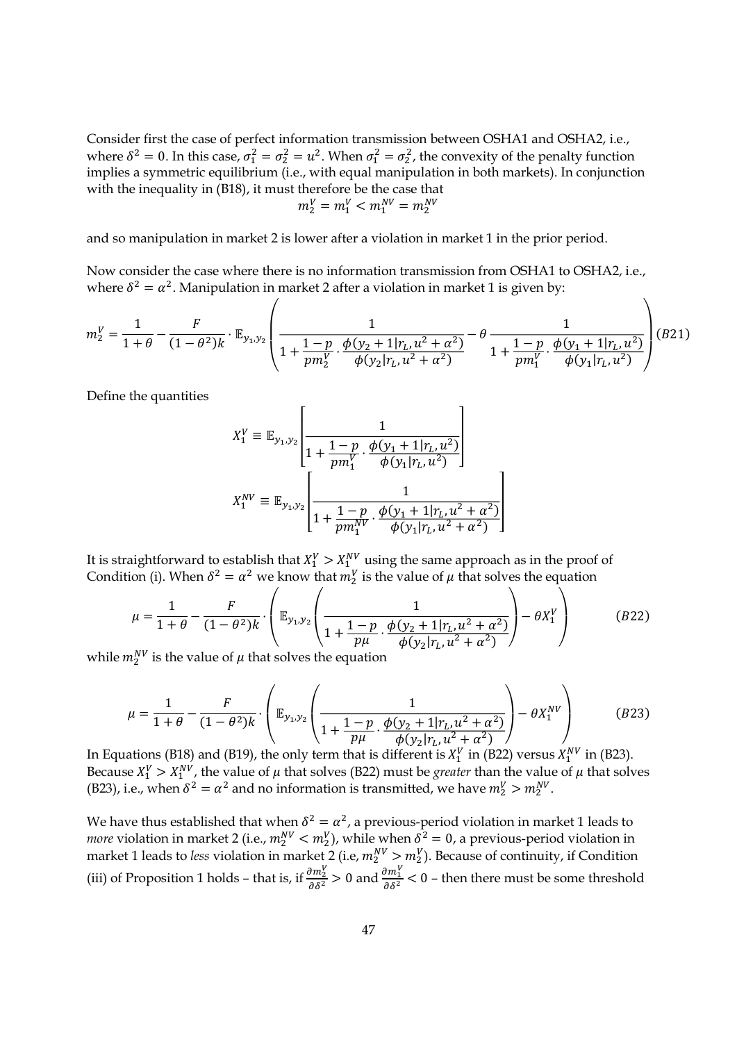Consider first the case of perfect information transmission between OSHA1 and OSHA2, i.e., where $\delta^2 = 0$. In this case, $\sigma_1^2 = \sigma_2^2 = u^2$. When $\sigma_1^2 = \sigma_2^2$, the convexity of the penalty function implies a symmetric equilibrium (i.e., with equal manipulation in both markets). In conjunction with the inequality in (B18), it must therefore be the case that

$$m_2^V = m_1^V < m_1^{NV} = m_2^{NV}$$

and so manipulation in market 2 is lower after a violation in market 1 in the prior period.

Now consider the case where there is no information transmission from OSHA1 to OSHA2, i.e., where $\delta^2 = \alpha^2$. Manipulation in market 2 after a violation in market 1 is given by:

$$m_2^V = \frac{1}{1+\theta} - \frac{F}{(1-\theta^2)k} \cdot \mathbb{E}_{y_1,y_2}\left( \frac{1}{1 + \frac{1-p}{pm_2^V} \cdot \frac{\phi(y_2+1|r_L,u^2+\alpha^2)}{\phi(y_2|r_L,u^2+\alpha^2)}} - \theta \frac{1}{1 + \frac{1-p}{pm_1^V} \cdot \frac{\phi(y_1+1|r_L,u^2)}{\phi(y_1|r_L,u^2)}} \right) \quad (B21)$$

Define the quantities

$$X_1^V \equiv \mathbb{E}_{y_1,y_2}\left[ \frac{1}{1 + \frac{1-p}{pm_1^V} \cdot \frac{\phi(y_1+1|r_L,u^2)}{\phi(y_1|r_L,u^2)}} \right]$$

$$X_1^{NV} \equiv \mathbb{E}_{y_1,y_2}\left[ \frac{1}{1 + \frac{1-p}{pm_1^{NV}} \cdot \frac{\phi(y_1+1|r_L,u^2+\alpha^2)}{\phi(y_1|r_L,u^2+\alpha^2)}} \right]$$

It is straightforward to establish that $X_1^V > X_1^{NV}$ using the same approach as in the proof of Condition (i). When $\delta^2 = \alpha^2$ we know that $m_2^V$ is the value of $\mu$ that solves the equation

$$\mu = \frac{1}{1+\theta} - \frac{F}{(1-\theta^2)k} \cdot \left( \mathbb{E}_{y_1,y_2}\left( \frac{1}{1 + \frac{1-p}{p\mu} \cdot \frac{\phi(y_2+1|r_L,u^2+\alpha^2)}{\phi(y_2|r_L,u^2+\alpha^2)}} \right) - \theta X_1^V \right) \quad (B22)$$

while $m_2^{NV}$ is the value of $\mu$ that solves the equation

$$\mu = \frac{1}{1+\theta} - \frac{F}{(1-\theta^2)k} \cdot \left( \mathbb{E}_{y_1,y_2}\left( \frac{1}{1 + \frac{1-p}{p\mu} \cdot \frac{\phi(y_2+1|r_L,u^2+\alpha^2)}{\phi(y_2|r_L,u^2+\alpha^2)}} \right) - \theta X_1^{NV} \right) \quad (B23)$$

In Equations (B18) and (B19), the only term that is different is $X_1^V$ in (B22) versus $X_1^{NV}$ in (B23). Because $X_1^V > X_1^{NV}$, the value of $\mu$ that solves (B22) must be *greater* than the value of $\mu$ that solves (B23), i.e., when $\delta^2 = \alpha^2$ and no information is transmitted, we have $m_2^V > m_2^{NV}$.

We have thus established that when $\delta^2 = \alpha^2$, a previous-period violation in market 1 leads to *more* violation in market 2 (i.e., $m_2^{NV} < m_2^V$), while when $\delta^2 = 0$, a previous-period violation in market 1 leads to *less* violation in market 2 (i.e, $m_2^{NV} > m_2^V$). Because of continuity, if Condition (iii) of Proposition 1 holds – that is, if $\frac{\partial m_2^V}{\partial \delta^2} > 0$ and $\frac{\partial m_1^V}{\partial \delta^2} < 0$ – then there must be some threshold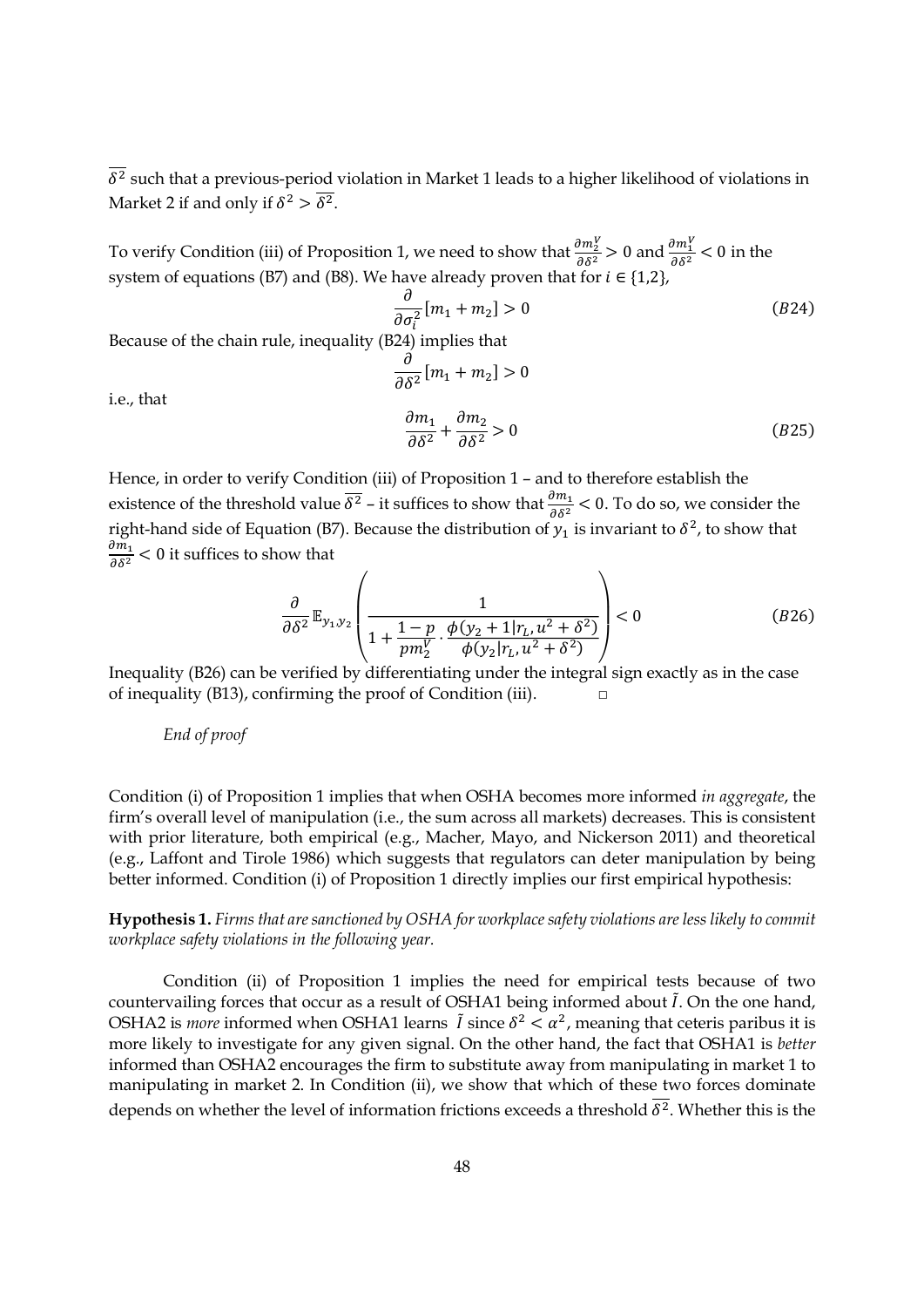$\overline{\delta^2}$ such that a previous-period violation in Market 1 leads to a higher likelihood of violations in Market 2 if and only if $\delta^2 > \overline{\delta^2}$.

To verify Condition (iii) of Proposition 1, we need to show that $\frac{\partial m_2^V}{\partial \delta^2} > 0$ and $\frac{\partial m_1^V}{\partial \delta^2} < 0$ in the system of equations (B7) and (B8). We have already proven that for $i \in \{1,2\}$,

$$\frac{\partial}{\partial \sigma_i^2}[m_1 + m_2] > 0 \tag{B24}$$

Because of the chain rule, inequality (B24) implies that

$$\frac{\partial}{\partial \delta^2}[m_1 + m_2] > 0$$

i.e., that

$$\frac{\partial m_1}{\partial \delta^2} + \frac{\partial m_2}{\partial \delta^2} > 0 \tag{B25}$$

Hence, in order to verify Condition (iii) of Proposition 1 – and to therefore establish the existence of the threshold value $\overline{\delta^2}$ – it suffices to show that $\frac{\partial m_1}{\partial \delta^2} < 0$. To do so, we consider the right-hand side of Equation (B7). Because the distribution of $y_1$ is invariant to $\delta^2$, to show that $\frac{\partial m_1}{\partial \delta^2} < 0$ it suffices to show that

$$\frac{\partial}{\partial \delta^2}\mathbb{E}_{y_1 y_2}\left(\frac{1}{1 + \frac{1-p}{pm_2^V} \cdot \frac{\phi(y_2 + 1 | r_L, u^2 + \delta^2)}{\phi(y_2 | r_L, u^2 + \delta^2)}}\right) < 0 \tag{B26}$$

Inequality (B26) can be verified by differentiating under the integral sign exactly as in the case of inequality (B13), confirming the proof of Condition (iii). □

*End of proof*

Condition (i) of Proposition 1 implies that when OSHA becomes more informed *in aggregate*, the firm's overall level of manipulation (i.e., the sum across all markets) decreases. This is consistent with prior literature, both empirical (e.g., Macher, Mayo, and Nickerson 2011) and theoretical (e.g., Laffont and Tirole 1986) which suggests that regulators can deter manipulation by being better informed. Condition (i) of Proposition 1 directly implies our first empirical hypothesis:

**Hypothesis 1.** *Firms that are sanctioned by OSHA for workplace safety violations are less likely to commit workplace safety violations in the following year.*

Condition (ii) of Proposition 1 implies the need for empirical tests because of two countervailing forces that occur as a result of OSHA1 being informed about $\tilde{I}$. On the one hand, OSHA2 is *more* informed when OSHA1 learns $\tilde{I}$ since $\delta^2 < \alpha^2$, meaning that ceteris paribus it is more likely to investigate for any given signal. On the other hand, the fact that OSHA1 is *better* informed than OSHA2 encourages the firm to substitute away from manipulating in market 1 to manipulating in market 2. In Condition (ii), we show that which of these two forces dominate depends on whether the level of information frictions exceeds a threshold $\overline{\delta^2}$. Whether this is the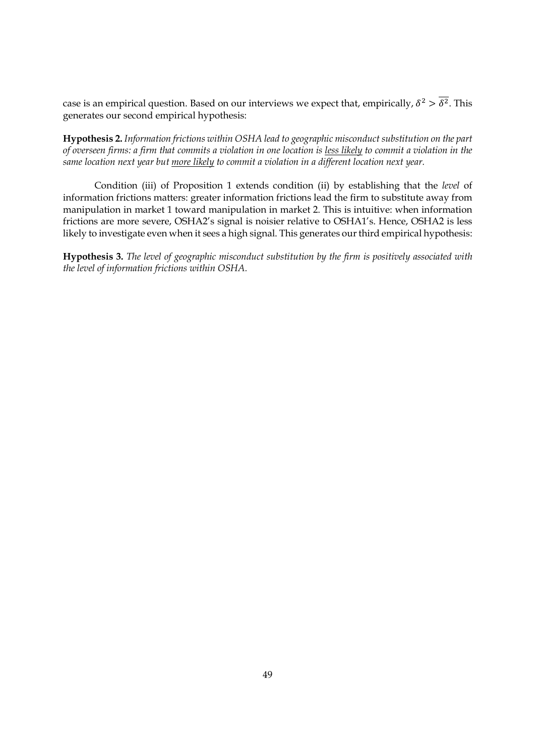case is an empirical question. Based on our interviews we expect that, empirically, $\delta^2 > \overline{\delta^2}$. This generates our second empirical hypothesis:

**Hypothesis 2.** *Information frictions within OSHA lead to geographic misconduct substitution on the part of overseen firms: a firm that commits a violation in one location is* <u>*less likely*</u> *to commit a violation in the same location next year but* <u>*more likely*</u> *to commit a violation in a different location next year.*

Condition (iii) of Proposition 1 extends condition (ii) by establishing that the *level* of information frictions matters: greater information frictions lead the firm to substitute away from manipulation in market 1 toward manipulation in market 2. This is intuitive: when information frictions are more severe, OSHA2's signal is noisier relative to OSHA1's. Hence, OSHA2 is less likely to investigate even when it sees a high signal. This generates our third empirical hypothesis:

**Hypothesis 3.** *The level of geographic misconduct substitution by the firm is positively associated with the level of information frictions within OSHA.*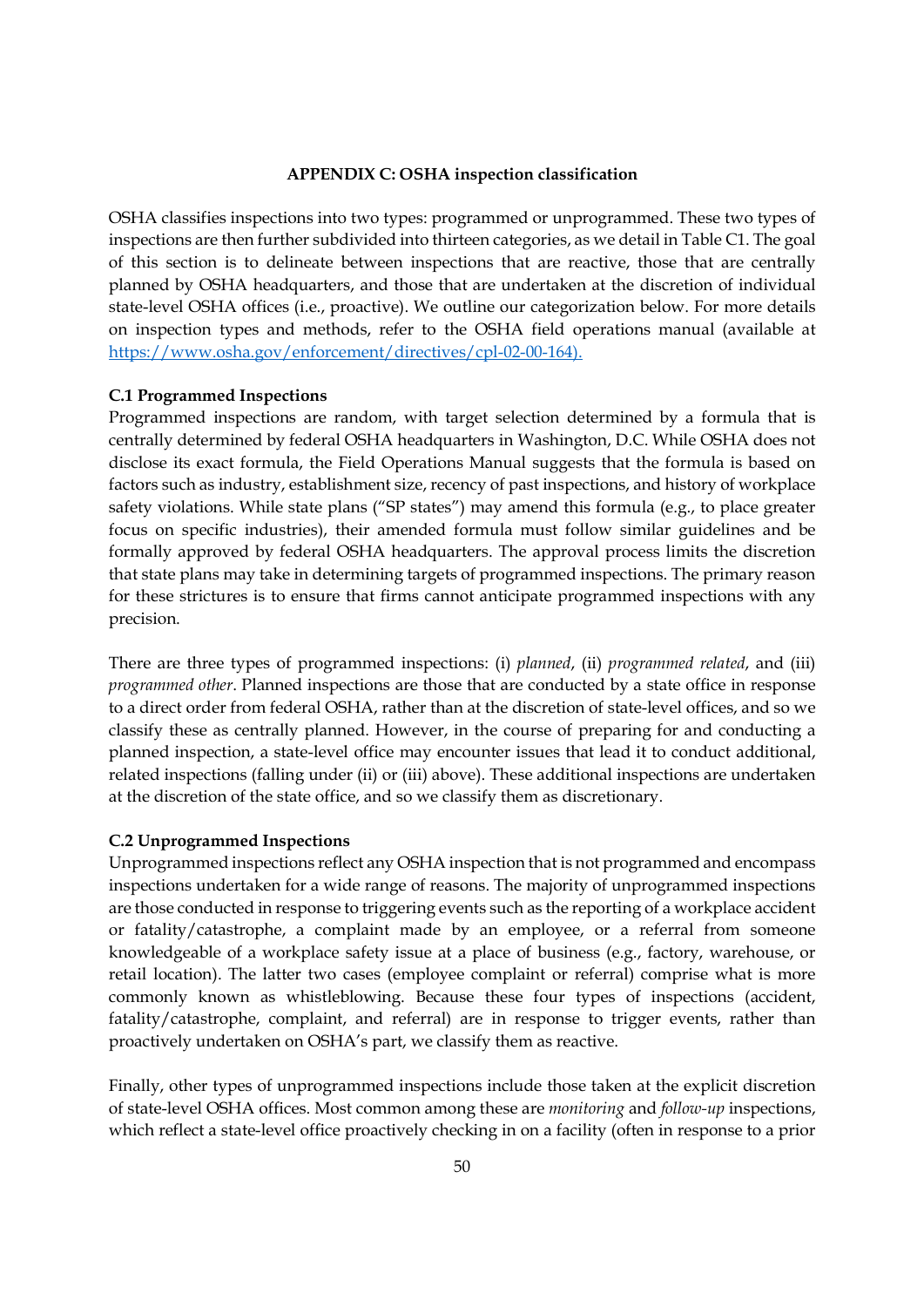## APPENDIX C: OSHA inspection classification

OSHA classifies inspections into two types: programmed or unprogrammed. These two types of inspections are then further subdivided into thirteen categories, as we detail in Table C1. The goal of this section is to delineate between inspections that are reactive, those that are centrally planned by OSHA headquarters, and those that are undertaken at the discretion of individual state-level OSHA offices (i.e., proactive). We outline our categorization below. For more details on inspection types and methods, refer to the OSHA field operations manual (available at [https://www.osha.gov/enforcement/directives/cpl-02-00-164).](https://www.osha.gov/enforcement/directives/cpl-02-00-164)

### C.1 Programmed Inspections

Programmed inspections are random, with target selection determined by a formula that is centrally determined by federal OSHA headquarters in Washington, D.C. While OSHA does not disclose its exact formula, the Field Operations Manual suggests that the formula is based on factors such as industry, establishment size, recency of past inspections, and history of workplace safety violations. While state plans ("SP states") may amend this formula (e.g., to place greater focus on specific industries), their amended formula must follow similar guidelines and be formally approved by federal OSHA headquarters. The approval process limits the discretion that state plans may take in determining targets of programmed inspections. The primary reason for these strictures is to ensure that firms cannot anticipate programmed inspections with any precision.

There are three types of programmed inspections: (i) *planned*, (ii) *programmed related*, and (iii) *programmed other*. Planned inspections are those that are conducted by a state office in response to a direct order from federal OSHA, rather than at the discretion of state-level offices, and so we classify these as centrally planned. However, in the course of preparing for and conducting a planned inspection, a state-level office may encounter issues that lead it to conduct additional, related inspections (falling under (ii) or (iii) above). These additional inspections are undertaken at the discretion of the state office, and so we classify them as discretionary.

### C.2 Unprogrammed Inspections

Unprogrammed inspections reflect any OSHA inspection that is not programmed and encompass inspections undertaken for a wide range of reasons. The majority of unprogrammed inspections are those conducted in response to triggering events such as the reporting of a workplace accident or fatality/catastrophe, a complaint made by an employee, or a referral from someone knowledgeable of a workplace safety issue at a place of business (e.g., factory, warehouse, or retail location). The latter two cases (employee complaint or referral) comprise what is more commonly known as whistleblowing. Because these four types of inspections (accident, fatality/catastrophe, complaint, and referral) are in response to trigger events, rather than proactively undertaken on OSHA's part, we classify them as reactive.

Finally, other types of unprogrammed inspections include those taken at the explicit discretion of state-level OSHA offices. Most common among these are *monitoring* and *follow-up* inspections, which reflect a state-level office proactively checking in on a facility (often in response to a prior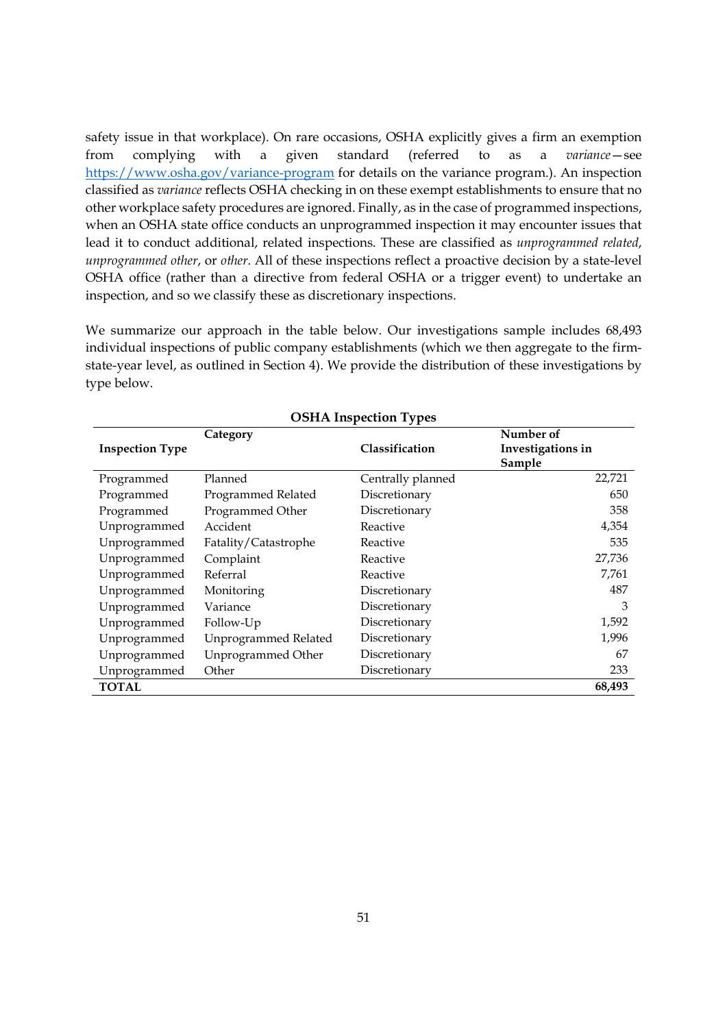safety issue in that workplace). On rare occasions, OSHA explicitly gives a firm an exemption from complying with a given standard (referred to as a *variance*—see https://www.osha.gov/variance-program for details on the variance program.). An inspection classified as *variance* reflects OSHA checking in on these exempt establishments to ensure that no other workplace safety procedures are ignored. Finally, as in the case of programmed inspections, when an OSHA state office conducts an unprogrammed inspection it may encounter issues that lead it to conduct additional, related inspections. These are classified as *unprogrammed related*, *unprogrammed other*, or *other*. All of these inspections reflect a proactive decision by a state-level OSHA office (rather than a directive from federal OSHA or a trigger event) to undertake an inspection, and so we classify these as discretionary inspections.

We summarize our approach in the table below. Our investigations sample includes 68,493 individual inspections of public company establishments (which we then aggregate to the firm-state-year level, as outlined in Section 4). We provide the distribution of these investigations by type below.

**OSHA Inspection Types**

| **Inspection Type** | **Category** | **Classification** | **Number of Investigations in Sample** |
|---|---|---|---|
| Programmed | Planned | Centrally planned | 22,721 |
| Programmed | Programmed Related | Discretionary | 650 |
| Programmed | Programmed Other | Discretionary | 358 |
| Unprogrammed | Accident | Reactive | 4,354 |
| Unprogrammed | Fatality/Catastrophe | Reactive | 535 |
| Unprogrammed | Complaint | Reactive | 27,736 |
| Unprogrammed | Referral | Reactive | 7,761 |
| Unprogrammed | Monitoring | Discretionary | 487 |
| Unprogrammed | Variance | Discretionary | 3 |
| Unprogrammed | Follow-Up | Discretionary | 1,592 |
| Unprogrammed | Unprogrammed Related | Discretionary | 1,996 |
| Unprogrammed | Unprogrammed Other | Discretionary | 67 |
| Unprogrammed | Other | Discretionary | 233 |
| **TOTAL** | | | **68,493** |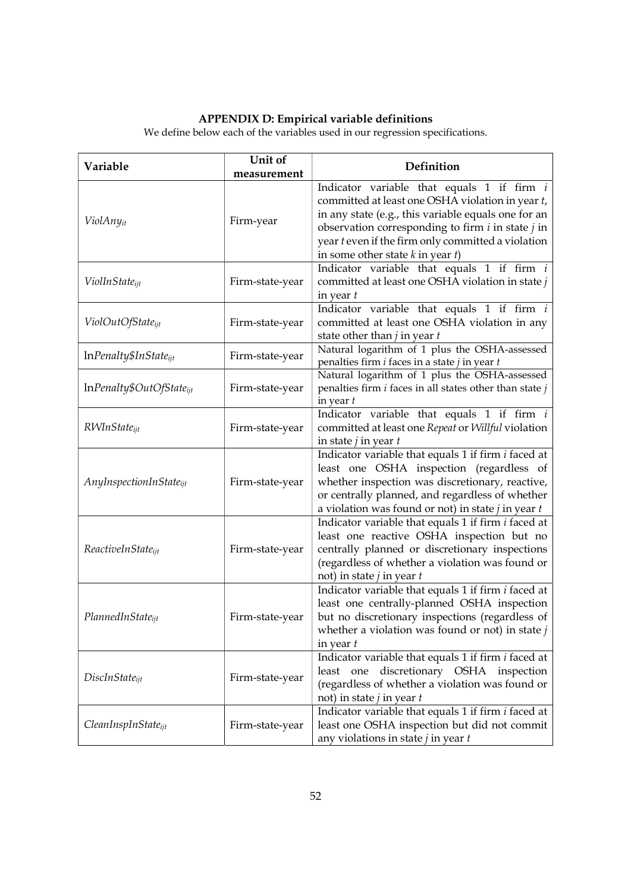## APPENDIX D: Empirical variable definitions

We define below each of the variables used in our regression specifications.

| Variable | Unit of measurement | Definition |
|---|---|---|
| $ViolAny_{it}$ | Firm-year | Indicator variable that equals 1 if firm $i$ committed at least one OSHA violation in year $t$, in any state (e.g., this variable equals one for an observation corresponding to firm $i$ in state $j$ in year $t$ even if the firm only committed a violation in some other state $k$ in year $t$) |
| $ViolInState_{ijt}$ | Firm-state-year | Indicator variable that equals 1 if firm $i$ committed at least one OSHA violation in state $j$ in year $t$ |
| $ViolOutOfState_{ijt}$ | Firm-state-year | Indicator variable that equals 1 if firm $i$ committed at least one OSHA violation in any state other than $j$ in year $t$ |
| ln$Penalty\$InState_{ijt}$ | Firm-state-year | Natural logarithm of 1 plus the OSHA-assessed penalties firm $i$ faces in a state $j$ in year $t$ |
| ln$Penalty\$OutOfState_{ijt}$ | Firm-state-year | Natural logarithm of 1 plus the OSHA-assessed penalties firm $i$ faces in all states other than state $j$ in year $t$ |
| $RWInState_{ijt}$ | Firm-state-year | Indicator variable that equals 1 if firm $i$ committed at least one *Repeat* or *Willful* violation in state $j$ in year $t$ |
| $AnyInspectionInState_{ijt}$ | Firm-state-year | Indicator variable that equals 1 if firm $i$ faced at least one OSHA inspection (regardless of whether inspection was discretionary, reactive, or centrally planned, and regardless of whether a violation was found or not) in state $j$ in year $t$ |
| $ReactiveInState_{ijt}$ | Firm-state-year | Indicator variable that equals 1 if firm $i$ faced at least one reactive OSHA inspection but no centrally planned or discretionary inspections (regardless of whether a violation was found or not) in state $j$ in year $t$ |
| $PlannedInState_{ijt}$ | Firm-state-year | Indicator variable that equals 1 if firm $i$ faced at least one centrally-planned OSHA inspection but no discretionary inspections (regardless of whether a violation was found or not) in state $j$ in year $t$ |
| $DiscInState_{ijt}$ | Firm-state-year | Indicator variable that equals 1 if firm $i$ faced at least one discretionary OSHA inspection (regardless of whether a violation was found or not) in state $j$ in year $t$ |
| $CleanInspInState_{ijt}$ | Firm-state-year | Indicator variable that equals 1 if firm $i$ faced at least one OSHA inspection but did not commit any violations in state $j$ in year $t$ |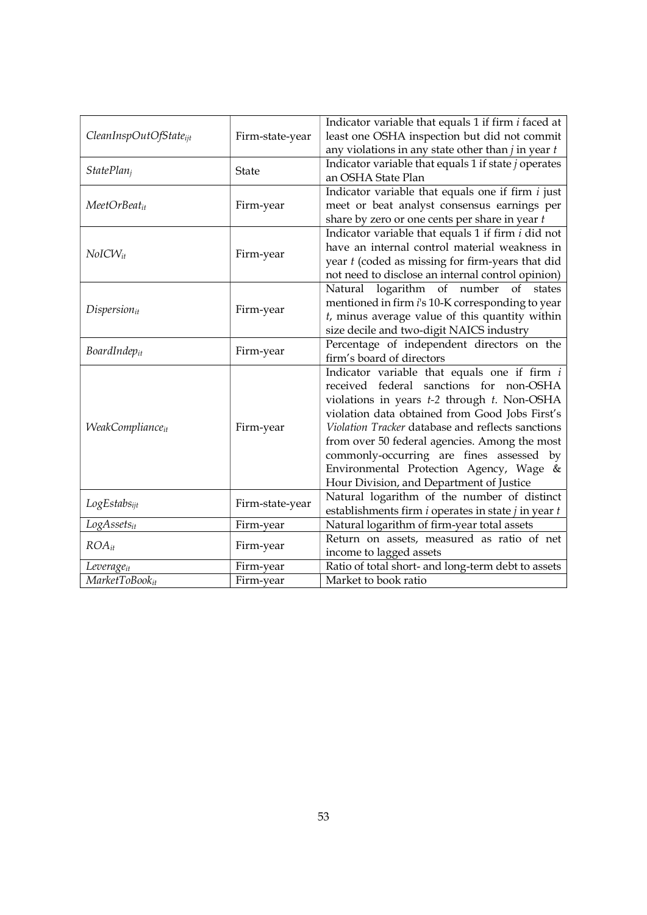| | | |
|---|---|---|
| $CleanInspOutOfState_{ijt}$ | Firm-state-year | Indicator variable that equals 1 if firm *i* faced at least one OSHA inspection but did not commit any violations in any state other than *j* in year *t* |
| $StatePlan_j$ | State | Indicator variable that equals 1 if state *j* operates an OSHA State Plan |
| $MeetOrBeat_{it}$ | Firm-year | Indicator variable that equals one if firm *i* just meet or beat analyst consensus earnings per share by zero or one cents per share in year *t* |
| $NoICW_{it}$ | Firm-year | Indicator variable that equals 1 if firm *i* did not have an internal control material weakness in year *t* (coded as missing for firm-years that did not need to disclose an internal control opinion) |
| $Dispersion_{it}$ | Firm-year | Natural logarithm of number of states mentioned in firm *i*'s 10-K corresponding to year *t*, minus average value of this quantity within size decile and two-digit NAICS industry |
| $BoardIndep_{it}$ | Firm-year | Percentage of independent directors on the firm's board of directors |
| $WeakCompliance_{it}$ | Firm-year | Indicator variable that equals one if firm *i* received federal sanctions for non-OSHA violations in years *t-2* through *t*. Non-OSHA violation data obtained from Good Jobs First's *Violation Tracker* database and reflects sanctions from over 50 federal agencies. Among the most commonly-occurring are fines assessed by Environmental Protection Agency, Wage & Hour Division, and Department of Justice |
| $LogEstabs_{ijt}$ | Firm-state-year | Natural logarithm of the number of distinct establishments firm *i* operates in state *j* in year *t* |
| $LogAssets_{it}$ | Firm-year | Natural logarithm of firm-year total assets |
| $ROA_{it}$ | Firm-year | Return on assets, measured as ratio of net income to lagged assets |
| $Leverage_{it}$ | Firm-year | Ratio of total short- and long-term debt to assets |
| $MarketToBook_{it}$ | Firm-year | Market to book ratio |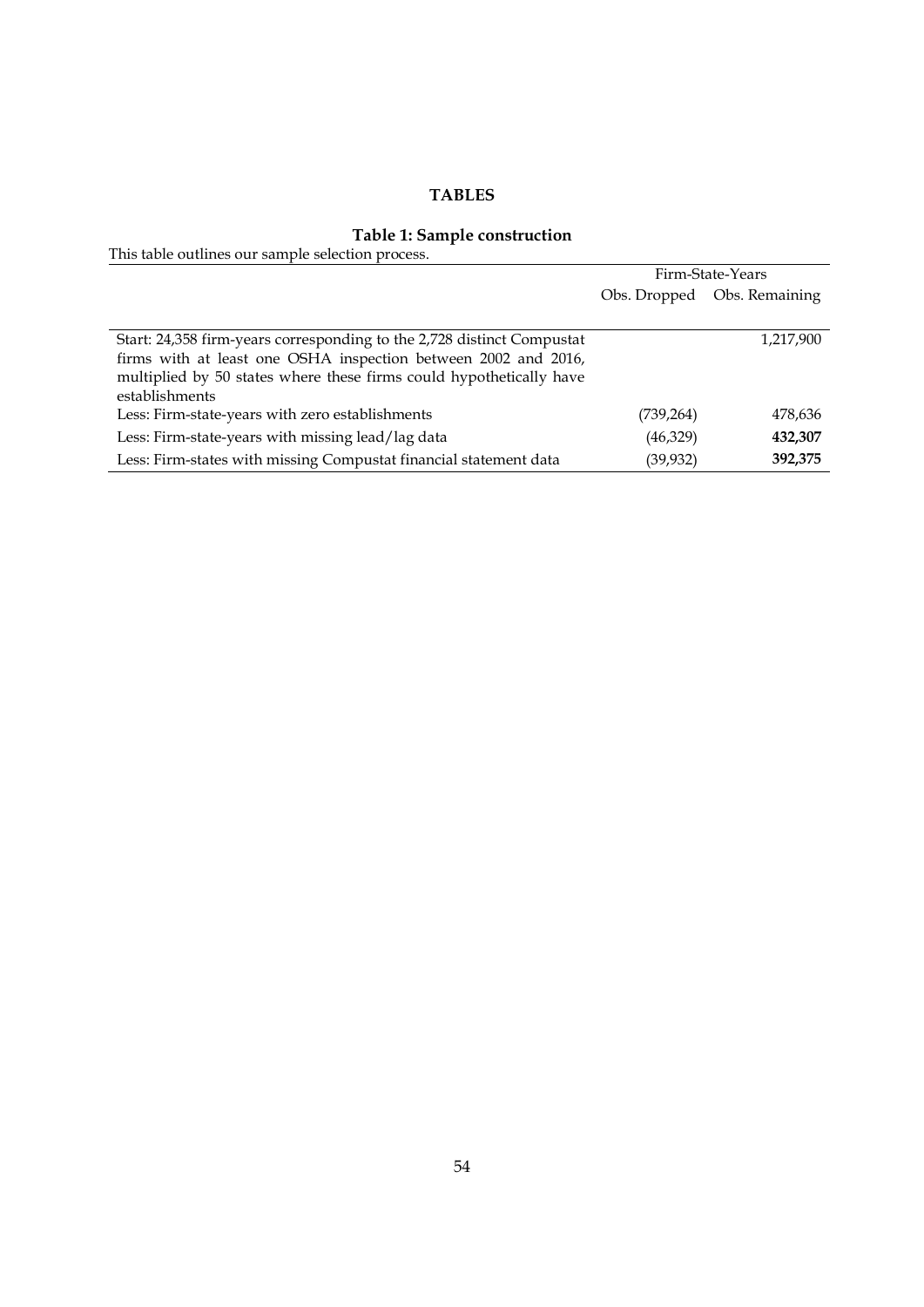# TABLES

## Table 1: Sample construction

This table outlines our sample selection process.

| | Firm-State-Years | |
|---|---|---|
| | Obs. Dropped | Obs. Remaining |
| Start: 24,358 firm-years corresponding to the 2,728 distinct Compustat firms with at least one OSHA inspection between 2002 and 2016, multiplied by 50 states where these firms could hypothetically have establishments | | 1,217,900 |
| Less: Firm-state-years with zero establishments | (739,264) | 478,636 |
| Less: Firm-state-years with missing lead/lag data | (46,329) | **432,307** |
| Less: Firm-states with missing Compustat financial statement data | (39,932) | **392,375** |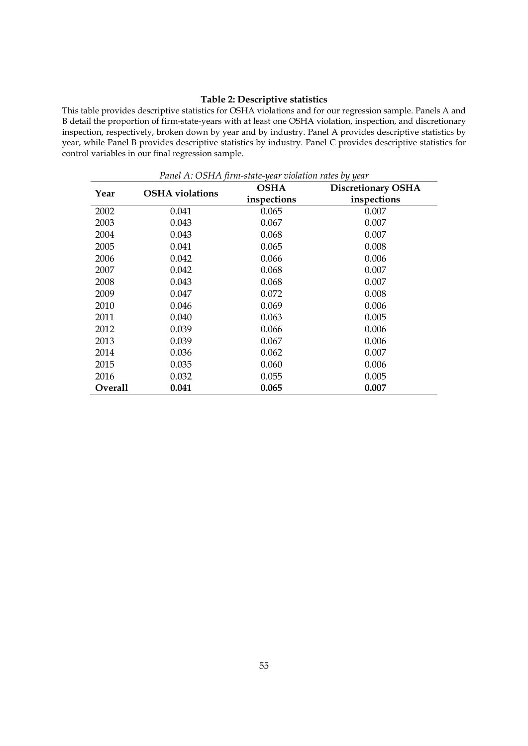### Table 2: Descriptive statistics

This table provides descriptive statistics for OSHA violations and for our regression sample. Panels A and B detail the proportion of firm-state-years with at least one OSHA violation, inspection, and discretionary inspection, respectively, broken down by year and by industry. Panel A provides descriptive statistics by year, while Panel B provides descriptive statistics by industry. Panel C provides descriptive statistics for control variables in our final regression sample.

*Panel A: OSHA firm-state-year violation rates by year*

| Year | OSHA violations | OSHA inspections | Discretionary OSHA inspections |
|---|---|---|---|
| 2002 | 0.041 | 0.065 | 0.007 |
| 2003 | 0.043 | 0.067 | 0.007 |
| 2004 | 0.043 | 0.068 | 0.007 |
| 2005 | 0.041 | 0.065 | 0.008 |
| 2006 | 0.042 | 0.066 | 0.006 |
| 2007 | 0.042 | 0.068 | 0.007 |
| 2008 | 0.043 | 0.068 | 0.007 |
| 2009 | 0.047 | 0.072 | 0.008 |
| 2010 | 0.046 | 0.069 | 0.006 |
| 2011 | 0.040 | 0.063 | 0.005 |
| 2012 | 0.039 | 0.066 | 0.006 |
| 2013 | 0.039 | 0.067 | 0.006 |
| 2014 | 0.036 | 0.062 | 0.007 |
| 2015 | 0.035 | 0.060 | 0.006 |
| 2016 | 0.032 | 0.055 | 0.005 |
| **Overall** | **0.041** | **0.065** | **0.007** |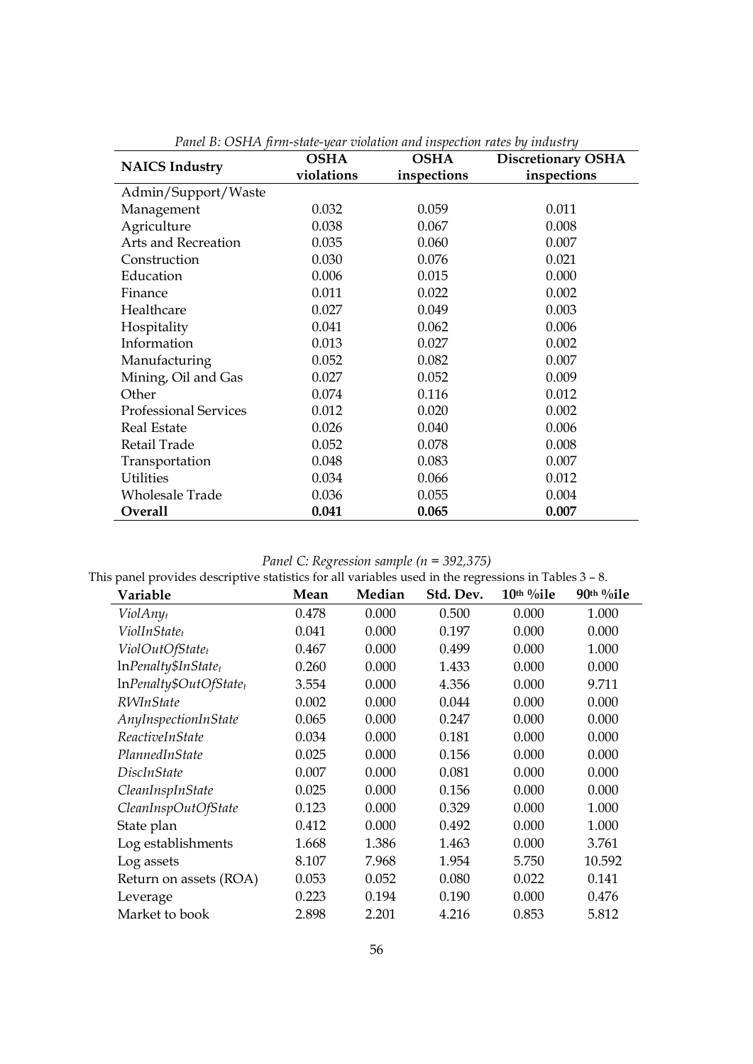*Panel B: OSHA firm-state-year violation and inspection rates by industry*

| NAICS Industry | OSHA violations | OSHA inspections | Discretionary OSHA inspections |
|---|---|---|---|
| Admin/Support/Waste Management | 0.032 | 0.059 | 0.011 |
| Agriculture | 0.038 | 0.067 | 0.008 |
| Arts and Recreation | 0.035 | 0.060 | 0.007 |
| Construction | 0.030 | 0.076 | 0.021 |
| Education | 0.006 | 0.015 | 0.000 |
| Finance | 0.011 | 0.022 | 0.002 |
| Healthcare | 0.027 | 0.049 | 0.003 |
| Hospitality | 0.041 | 0.062 | 0.006 |
| Information | 0.013 | 0.027 | 0.002 |
| Manufacturing | 0.052 | 0.082 | 0.007 |
| Mining, Oil and Gas | 0.027 | 0.052 | 0.009 |
| Other | 0.074 | 0.116 | 0.012 |
| Professional Services | 0.012 | 0.020 | 0.002 |
| Real Estate | 0.026 | 0.040 | 0.006 |
| Retail Trade | 0.052 | 0.078 | 0.008 |
| Transportation | 0.048 | 0.083 | 0.007 |
| Utilities | 0.034 | 0.066 | 0.012 |
| Wholesale Trade | 0.036 | 0.055 | 0.004 |
| **Overall** | **0.041** | **0.065** | **0.007** |

*Panel C: Regression sample (n = 392,375)*

This panel provides descriptive statistics for all variables used in the regressions in Tables 3 – 8.

| Variable | Mean | Median | Std. Dev. | 10th %ile | 90th %ile |
|---|---|---|---|---|---|
| $ViolAny_t$ | 0.478 | 0.000 | 0.500 | 0.000 | 1.000 |
| $ViolInState_t$ | 0.041 | 0.000 | 0.197 | 0.000 | 0.000 |
| $ViolOutOfState_t$ | 0.467 | 0.000 | 0.499 | 0.000 | 1.000 |
| ln$Penalty\$InState_t$ | 0.260 | 0.000 | 1.433 | 0.000 | 0.000 |
| ln$Penalty\$OutOfState_t$ | 3.554 | 0.000 | 4.356 | 0.000 | 9.711 |
| *RWInState* | 0.002 | 0.000 | 0.044 | 0.000 | 0.000 |
| *AnyInspectionInState* | 0.065 | 0.000 | 0.247 | 0.000 | 0.000 |
| *ReactiveInState* | 0.034 | 0.000 | 0.181 | 0.000 | 0.000 |
| *PlannedInState* | 0.025 | 0.000 | 0.156 | 0.000 | 0.000 |
| *DiscInState* | 0.007 | 0.000 | 0.081 | 0.000 | 0.000 |
| *CleanInspInState* | 0.025 | 0.000 | 0.156 | 0.000 | 0.000 |
| *CleanInspOutOfState* | 0.123 | 0.000 | 0.329 | 0.000 | 1.000 |
| State plan | 0.412 | 0.000 | 0.492 | 0.000 | 1.000 |
| Log establishments | 1.668 | 1.386 | 1.463 | 0.000 | 3.761 |
| Log assets | 8.107 | 7.968 | 1.954 | 5.750 | 10.592 |
| Return on assets (ROA) | 0.053 | 0.052 | 0.080 | 0.022 | 0.141 |
| Leverage | 0.223 | 0.194 | 0.190 | 0.000 | 0.476 |
| Market to book | 2.898 | 2.201 | 4.216 | 0.853 | 5.812 |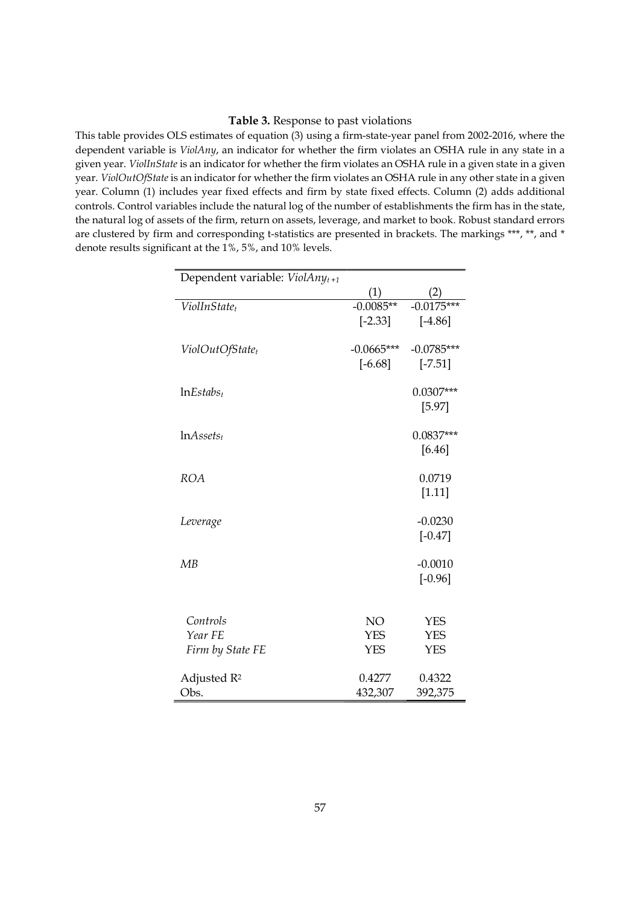**Table 3.** Response to past violations

This table provides OLS estimates of equation (3) using a firm-state-year panel from 2002-2016, where the dependent variable is *ViolAny*, an indicator for whether the firm violates an OSHA rule in any state in a given year. *ViolInState* is an indicator for whether the firm violates an OSHA rule in a given state in a given year. *ViolOutOfState* is an indicator for whether the firm violates an OSHA rule in any other state in a given year. Column (1) includes year fixed effects and firm by state fixed effects. Column (2) adds additional controls. Control variables include the natural log of the number of establishments the firm has in the state, the natural log of assets of the firm, return on assets, leverage, and market to book. Robust standard errors are clustered by firm and corresponding t-statistics are presented in brackets. The markings ***, **, and * denote results significant at the 1%, 5%, and 10% levels.

| Dependent variable: $ViolAny_{t+1}$ | | |
|---|---|---|
| | (1) | (2) |
| $ViolInState_t$ | -0.0085** | -0.0175*** |
| | [-2.33] | [-4.86] |
| $ViolOutOfState_t$ | -0.0665*** | -0.0785*** |
| | [-6.68] | [-7.51] |
| $\ln Estabs_t$ | | 0.0307*** |
| | | [5.97] |
| $\ln Assets_t$ | | 0.0837*** |
| | | [6.46] |
| *ROA* | | 0.0719 |
| | | [1.11] |
| *Leverage* | | -0.0230 |
| | | [-0.47] |
| *MB* | | -0.0010 |
| | | [-0.96] |
| *Controls* | NO | YES |
| *Year FE* | YES | YES |
| *Firm by State FE* | YES | YES |
| Adjusted $R^2$ | 0.4277 | 0.4322 |
| Obs. | 432,307 | 392,375 |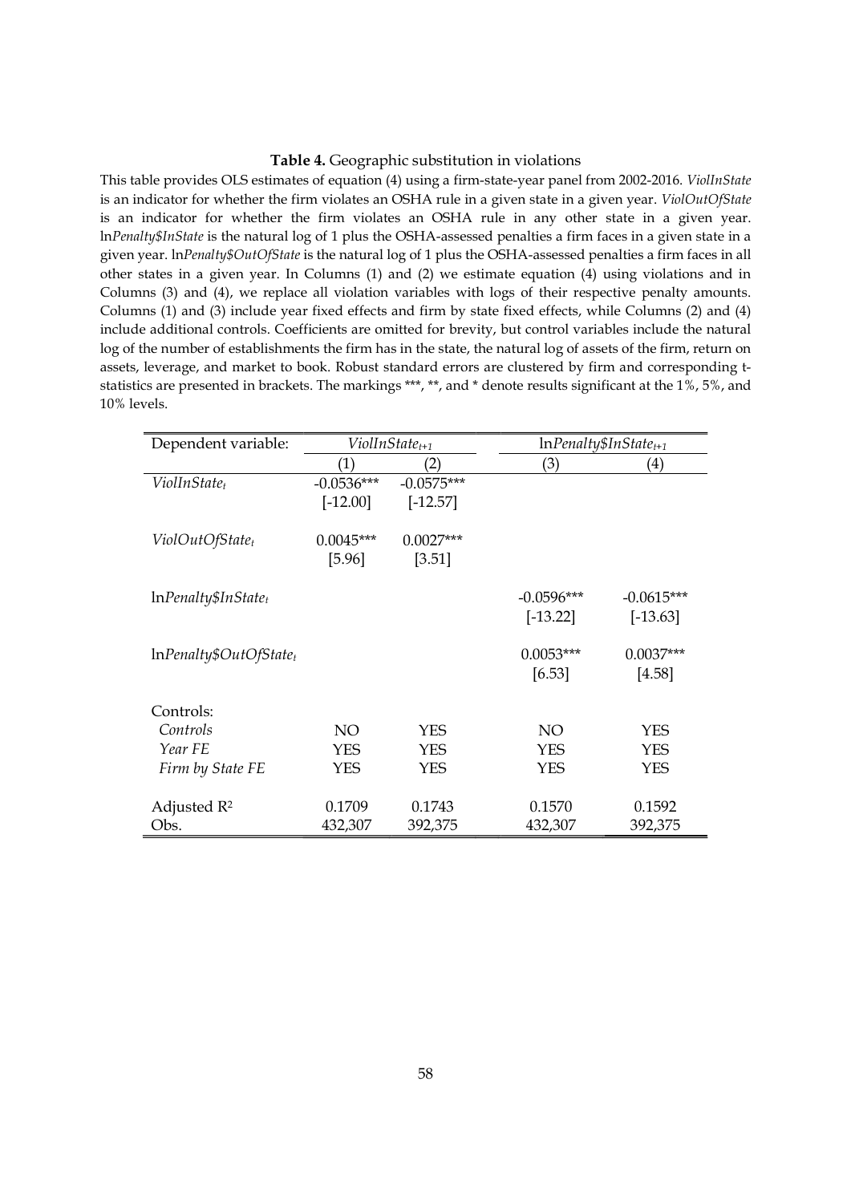**Table 4.** Geographic substitution in violations

This table provides OLS estimates of equation (4) using a firm-state-year panel from 2002-2016. *ViolInState* is an indicator for whether the firm violates an OSHA rule in a given state in a given year. *ViolOutOfState* is an indicator for whether the firm violates an OSHA rule in any other state in a given year. ln*Penalty$InState* is the natural log of 1 plus the OSHA-assessed penalties a firm faces in a given state in a given year. ln*Penalty$OutOfState* is the natural log of 1 plus the OSHA-assessed penalties a firm faces in all other states in a given year. In Columns (1) and (2) we estimate equation (4) using violations and in Columns (3) and (4), we replace all violation variables with logs of their respective penalty amounts. Columns (1) and (3) include year fixed effects and firm by state fixed effects, while Columns (2) and (4) include additional controls. Coefficients are omitted for brevity, but control variables include the natural log of the number of establishments the firm has in the state, the natural log of assets of the firm, return on assets, leverage, and market to book. Robust standard errors are clustered by firm and corresponding t-statistics are presented in brackets. The markings ***, **, and * denote results significant at the 1%, 5%, and 10% levels.

| Dependent variable: | $ViolInState_{t+1}$ | | $\ln Penalty\$InState_{t+1}$ | |
|---|---|---|---|---|
| | (1) | (2) | (3) | (4) |
| $ViolInState_t$ | -0.0536*** | -0.0575*** | | |
| | [-12.00] | [-12.57] | | |
| $ViolOutOfState_t$ | 0.0045*** | 0.0027*** | | |
| | [5.96] | [3.51] | | |
| $\ln Penalty\$InState_t$ | | | -0.0596*** | -0.0615*** |
| | | | [-13.22] | [-13.63] |
| $\ln Penalty\$OutOfState_t$ | | | 0.0053*** | 0.0037*** |
| | | | [6.53] | [4.58] |
| Controls: | | | | |
| *Controls* | NO | YES | NO | YES |
| *Year FE* | YES | YES | YES | YES |
| *Firm by State FE* | YES | YES | YES | YES |
| Adjusted $R^2$ | 0.1709 | 0.1743 | 0.1570 | 0.1592 |
| Obs. | 432,307 | 392,375 | 432,307 | 392,375 |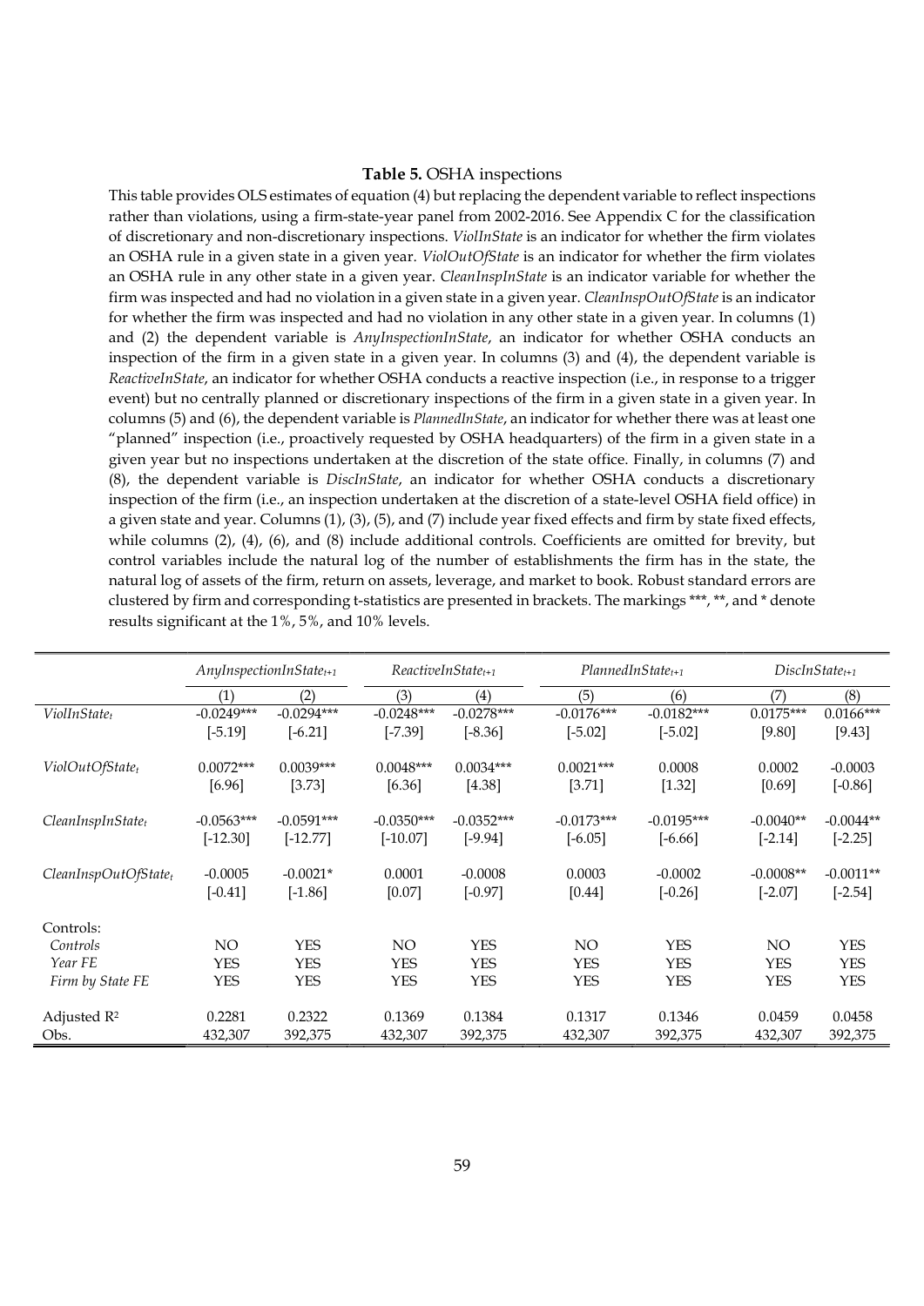**Table 5.** OSHA inspections

This table provides OLS estimates of equation (4) but replacing the dependent variable to reflect inspections rather than violations, using a firm-state-year panel from 2002-2016. See Appendix C for the classification of discretionary and non-discretionary inspections. *ViolInState* is an indicator for whether the firm violates an OSHA rule in a given state in a given year. *ViolOutOfState* is an indicator for whether the firm violates an OSHA rule in any other state in a given year. *CleanInspInState* is an indicator variable for whether the firm was inspected and had no violation in a given state in a given year. *CleanInspOutOfState* is an indicator for whether the firm was inspected and had no violation in any other state in a given year. In columns (1) and (2) the dependent variable is *AnyInspectionInState*, an indicator for whether OSHA conducts an inspection of the firm in a given state in a given year. In columns (3) and (4), the dependent variable is *ReactiveInState*, an indicator for whether OSHA conducts a reactive inspection (i.e., in response to a trigger event) but no centrally planned or discretionary inspections of the firm in a given state in a given year. In columns (5) and (6), the dependent variable is *PlannedInState*, an indicator for whether there was at least one "planned" inspection (i.e., proactively requested by OSHA headquarters) of the firm in a given state in a given year but no inspections undertaken at the discretion of the state office. Finally, in columns (7) and (8), the dependent variable is *DiscInState*, an indicator for whether OSHA conducts a discretionary inspection of the firm (i.e., an inspection undertaken at the discretion of a state-level OSHA field office) in a given state and year. Columns (1), (3), (5), and (7) include year fixed effects and firm by state fixed effects, while columns (2), (4), (6), and (8) include additional controls. Coefficients are omitted for brevity, but control variables include the natural log of the number of establishments the firm has in the state, the natural log of assets of the firm, return on assets, leverage, and market to book. Robust standard errors are clustered by firm and corresponding t-statistics are presented in brackets. The markings ***, **, and * denote results significant at the 1%, 5%, and 10% levels.

| | $AnyInspectionInState_{t+1}$ | | $ReactiveInState_{t+1}$ | | $PlannedInState_{t+1}$ | | $DiscInState_{t+1}$ | |
|---|---|---|---|---|---|---|---|---|
| | (1) | (2) | (3) | (4) | (5) | (6) | (7) | (8) |
| $ViolInState_t$ | -0.0249*** | -0.0294*** | -0.0248*** | -0.0278*** | -0.0176*** | -0.0182*** | 0.0175*** | 0.0166*** |
| | [-5.19] | [-6.21] | [-7.39] | [-8.36] | [-5.02] | [-5.02] | [9.80] | [9.43] |
| $ViolOutOfState_t$ | 0.0072*** | 0.0039*** | 0.0048*** | 0.0034*** | 0.0021*** | 0.0008 | 0.0002 | -0.0003 |
| | [6.96] | [3.73] | [6.36] | [4.38] | [3.71] | [1.32] | [0.69] | [-0.86] |
| $CleanInspInState_t$ | -0.0563*** | -0.0591*** | -0.0350*** | -0.0352*** | -0.0173*** | -0.0195*** | -0.0040** | -0.0044** |
| | [-12.30] | [-12.77] | [-10.07] | [-9.94] | [-6.05] | [-6.66] | [-2.14] | [-2.25] |
| $CleanInspOutOfState_t$ | -0.0005 | -0.0021* | 0.0001 | -0.0008 | 0.0003 | -0.0002 | -0.0008** | -0.0011** |
| | [-0.41] | [-1.86] | [0.07] | [-0.97] | [0.44] | [-0.26] | [-2.07] | [-2.54] |
| Controls: | | | | | | | | |
| *Controls* | NO | YES | NO | YES | NO | YES | NO | YES |
| *Year FE* | YES | YES | YES | YES | YES | YES | YES | YES |
| *Firm by State FE* | YES | YES | YES | YES | YES | YES | YES | YES |
| Adjusted $R^2$ | 0.2281 | 0.2322 | 0.1369 | 0.1384 | 0.1317 | 0.1346 | 0.0459 | 0.0458 |
| Obs. | 432,307 | 392,375 | 432,307 | 392,375 | 432,307 | 392,375 | 432,307 | 392,375 |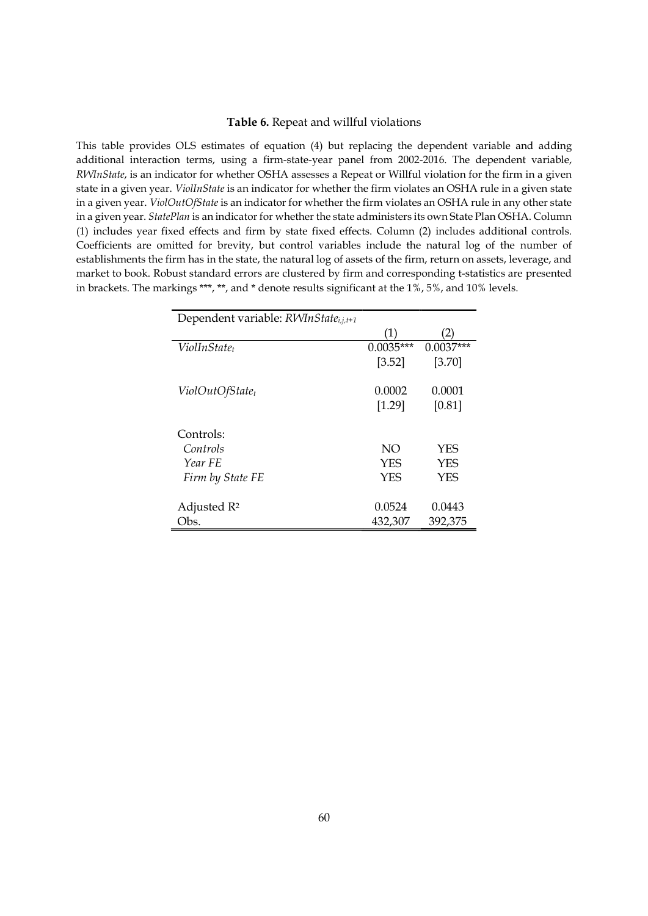**Table 6.** Repeat and willful violations

This table provides OLS estimates of equation (4) but replacing the dependent variable and adding additional interaction terms, using a firm-state-year panel from 2002-2016. The dependent variable, *RWInState*, is an indicator for whether OSHA assesses a Repeat or Willful violation for the firm in a given state in a given year. *ViolInState* is an indicator for whether the firm violates an OSHA rule in a given state in a given year. *ViolOutOfState* is an indicator for whether the firm violates an OSHA rule in any other state in a given year. *StatePlan* is an indicator for whether the state administers its own State Plan OSHA. Column (1) includes year fixed effects and firm by state fixed effects. Column (2) includes additional controls. Coefficients are omitted for brevity, but control variables include the natural log of the number of establishments the firm has in the state, the natural log of assets of the firm, return on assets, leverage, and market to book. Robust standard errors are clustered by firm and corresponding t-statistics are presented in brackets. The markings ***, **, and * denote results significant at the 1%, 5%, and 10% levels.

| Dependent variable: $RWInState_{i,j,t+1}$ | | |
|---|---|---|
| | (1) | (2) |
| $ViolInState_t$ | 0.0035*** | 0.0037*** |
| | [3.52] | [3.70] |
| $ViolOutOfState_t$ | 0.0002 | 0.0001 |
| | [1.29] | [0.81] |
| Controls: | | |
| *Controls* | NO | YES |
| *Year FE* | YES | YES |
| *Firm by State FE* | YES | YES |
| Adjusted $R^2$ | 0.0524 | 0.0443 |
| Obs. | 432,307 | 392,375 |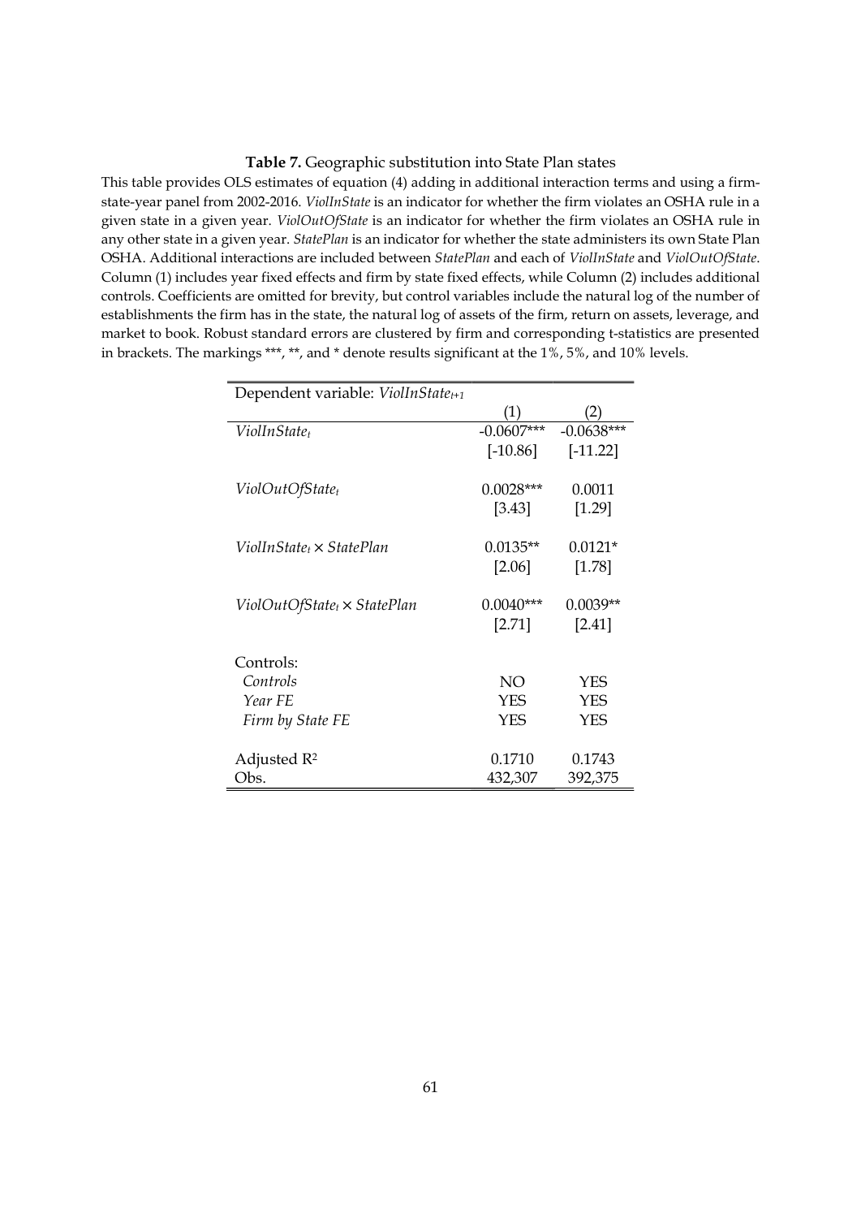**Table 7.** Geographic substitution into State Plan states

This table provides OLS estimates of equation (4) adding in additional interaction terms and using a firm-state-year panel from 2002-2016. *ViolInState* is an indicator for whether the firm violates an OSHA rule in a given state in a given year. *ViolOutOfState* is an indicator for whether the firm violates an OSHA rule in any other state in a given year. *StatePlan* is an indicator for whether the state administers its own State Plan OSHA. Additional interactions are included between *StatePlan* and each of *ViolInState* and *ViolOutOfState*. Column (1) includes year fixed effects and firm by state fixed effects, while Column (2) includes additional controls. Coefficients are omitted for brevity, but control variables include the natural log of the number of establishments the firm has in the state, the natural log of assets of the firm, return on assets, leverage, and market to book. Robust standard errors are clustered by firm and corresponding t-statistics are presented in brackets. The markings ***, **, and * denote results significant at the 1%, 5%, and 10% levels.

| Dependent variable: $ViolInState_{t+1}$ | | |
|---|---|---|
| | (1) | (2) |
| $ViolInState_t$ | -0.0607*** | -0.0638*** |
| | [-10.86] | [-11.22] |
| $ViolOutOfState_t$ | 0.0028*** | 0.0011 |
| | [3.43] | [1.29] |
| $ViolInState_t \times StatePlan$ | 0.0135** | 0.0121* |
| | [2.06] | [1.78] |
| $ViolOutOfState_t \times StatePlan$ | 0.0040*** | 0.0039** |
| | [2.71] | [2.41] |
| Controls: | | |
| *Controls* | NO | YES |
| *Year FE* | YES | YES |
| *Firm by State FE* | YES | YES |
| Adjusted $R^2$ | 0.1710 | 0.1743 |
| Obs. | 432,307 | 392,375 |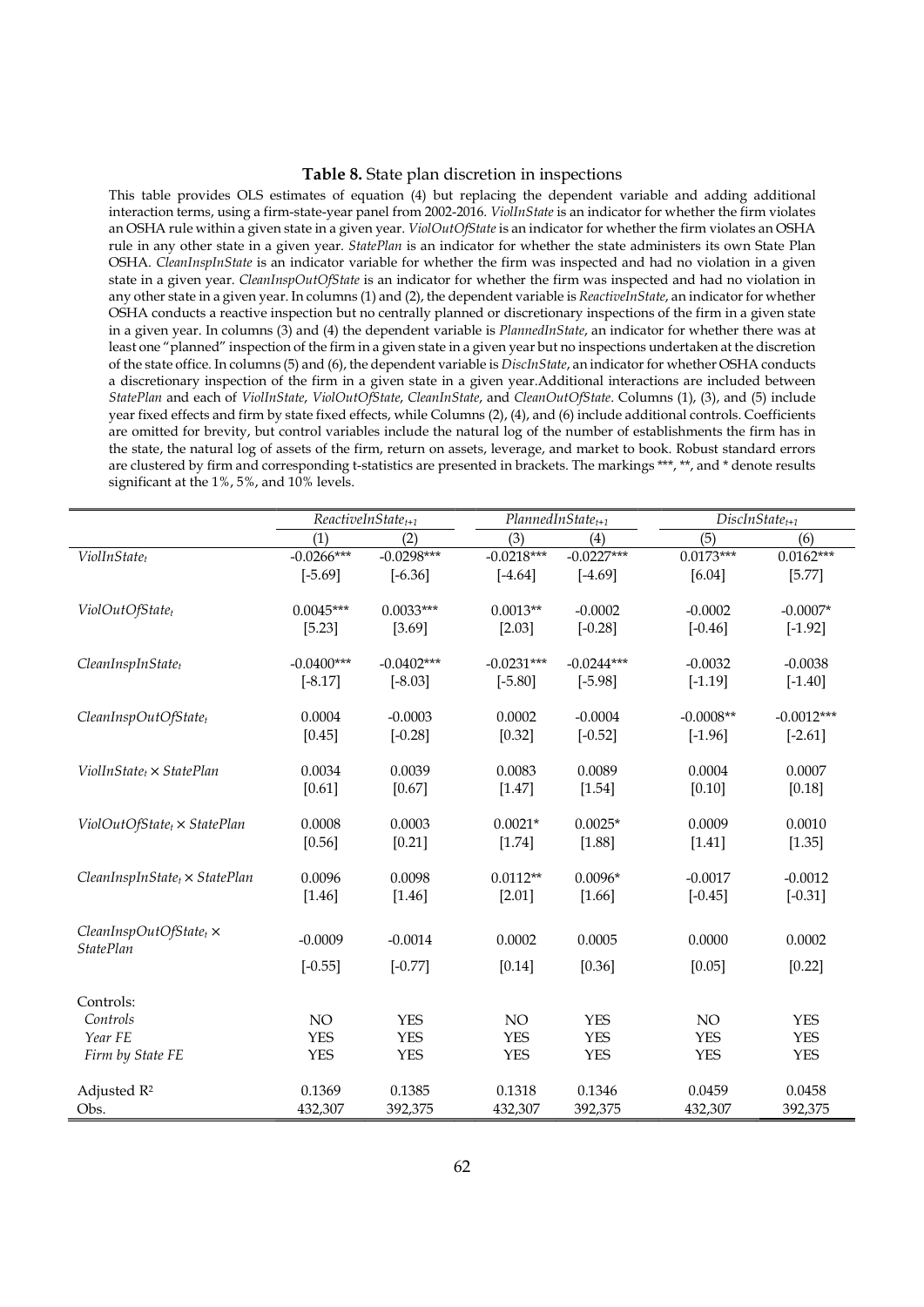**Table 8.** State plan discretion in inspections

This table provides OLS estimates of equation (4) but replacing the dependent variable and adding additional interaction terms, using a firm-state-year panel from 2002-2016. *ViolInState* is an indicator for whether the firm violates an OSHA rule within a given state in a given year. *ViolOutOfState* is an indicator for whether the firm violates an OSHA rule in any other state in a given year. *StatePlan* is an indicator for whether the state administers its own State Plan OSHA. *CleanInspInState* is an indicator variable for whether the firm was inspected and had no violation in a given state in a given year. *CleanInspOutOfState* is an indicator for whether the firm was inspected and had no violation in any other state in a given year. In columns (1) and (2), the dependent variable is *ReactiveInState*, an indicator for whether OSHA conducts a reactive inspection but no centrally planned or discretionary inspections of the firm in a given state in a given year. In columns (3) and (4) the dependent variable is *PlannedInState*, an indicator for whether there was at least one "planned" inspection of the firm in a given state in a given year but no inspections undertaken at the discretion of the state office. In columns (5) and (6), the dependent variable is *DiscInState*, an indicator for whether OSHA conducts a discretionary inspection of the firm in a given state in a given year.Additional interactions are included between *StatePlan* and each of *ViolInState*, *ViolOutOfState*, *CleanInState*, and *CleanOutOfState*. Columns (1), (3), and (5) include year fixed effects and firm by state fixed effects, while Columns (2), (4), and (6) include additional controls. Coefficients are omitted for brevity, but control variables include the natural log of the number of establishments the firm has in the state, the natural log of assets of the firm, return on assets, leverage, and market to book. Robust standard errors are clustered by firm and corresponding t-statistics are presented in brackets. The markings ***, **, and * denote results significant at the 1%, 5%, and 10% levels.

| | $ReactiveInState_{t+1}$ | | $PlannedInState_{t+1}$ | | $DiscInState_{t+1}$ | |
|---|---|---|---|---|---|---|
| | (1) | (2) | (3) | (4) | (5) | (6) |
| $ViolInState_t$ | -0.0266*** | -0.0298*** | -0.0218*** | -0.0227*** | 0.0173*** | 0.0162*** |
| | [-5.69] | [-6.36] | [-4.64] | [-4.69] | [6.04] | [5.77] |
| $ViolOutOfState_t$ | 0.0045*** | 0.0033*** | 0.0013** | -0.0002 | -0.0002 | -0.0007* |
| | [5.23] | [3.69] | [2.03] | [-0.28] | [-0.46] | [-1.92] |
| $CleanInspInState_t$ | -0.0400*** | -0.0402*** | -0.0231*** | -0.0244*** | -0.0032 | -0.0038 |
| | [-8.17] | [-8.03] | [-5.80] | [-5.98] | [-1.19] | [-1.40] |
| $CleanInspOutOfState_t$ | 0.0004 | -0.0003 | 0.0002 | -0.0004 | -0.0008** | -0.0012*** |
| | [0.45] | [-0.28] | [0.32] | [-0.52] | [-1.96] | [-2.61] |
| $ViolInState_t \times StatePlan$ | 0.0034 | 0.0039 | 0.0083 | 0.0089 | 0.0004 | 0.0007 |
| | [0.61] | [0.67] | [1.47] | [1.54] | [0.10] | [0.18] |
| $ViolOutOfState_t \times StatePlan$ | 0.0008 | 0.0003 | 0.0021* | 0.0025* | 0.0009 | 0.0010 |
| | [0.56] | [0.21] | [1.74] | [1.88] | [1.41] | [1.35] |
| $CleanInspInState_t \times StatePlan$ | 0.0096 | 0.0098 | 0.0112** | 0.0096* | -0.0017 | -0.0012 |
| | [1.46] | [1.46] | [2.01] | [1.66] | [-0.45] | [-0.31] |
| $CleanInspOutOfState_t \times StatePlan$ | -0.0009 | -0.0014 | 0.0002 | 0.0005 | 0.0000 | 0.0002 |
| | [-0.55] | [-0.77] | [0.14] | [0.36] | [0.05] | [0.22] |
| Controls: | | | | | | |
| *Controls* | NO | YES | NO | YES | NO | YES |
| *Year FE* | YES | YES | YES | YES | YES | YES |
| *Firm by State FE* | YES | YES | YES | YES | YES | YES |
| Adjusted $R^2$ | 0.1369 | 0.1385 | 0.1318 | 0.1346 | 0.0459 | 0.0458 |
| Obs. | 432,307 | 392,375 | 432,307 | 392,375 | 432,307 | 392,375 |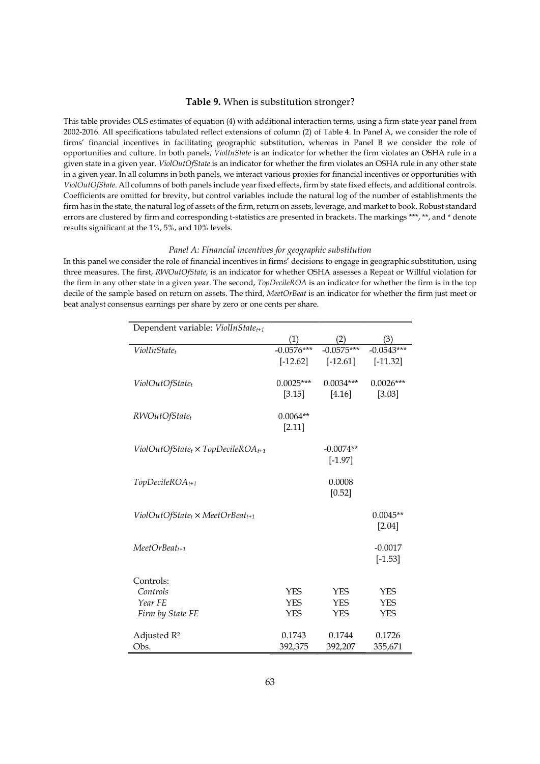## **Table 9.** When is substitution stronger?

This table provides OLS estimates of equation (4) with additional interaction terms, using a firm-state-year panel from 2002-2016. All specifications tabulated reflect extensions of column (2) of Table 4. In Panel A, we consider the role of firms' financial incentives in facilitating geographic substitution, whereas in Panel B we consider the role of opportunities and culture. In both panels, *ViolInState* is an indicator for whether the firm violates an OSHA rule in a given state in a given year. *ViolOutOfState* is an indicator for whether the firm violates an OSHA rule in any other state in a given year. In all columns in both panels, we interact various proxies for financial incentives or opportunities with *ViolOutOfState*. All columns of both panels include year fixed effects, firm by state fixed effects, and additional controls. Coefficients are omitted for brevity, but control variables include the natural log of the number of establishments the firm has in the state, the natural log of assets of the firm, return on assets, leverage, and market to book. Robust standard errors are clustered by firm and corresponding t-statistics are presented in brackets. The markings \*\*\*, \*\*, and \* denote results significant at the 1%, 5%, and 10% levels.

*Panel A: Financial incentives for geographic substitution*

In this panel we consider the role of financial incentives in firms' decisions to engage in geographic substitution, using three measures. The first, *RWOutOfState*, is an indicator for whether OSHA assesses a Repeat or Willful violation for the firm in any other state in a given year. The second, *TopDecileROA* is an indicator for whether the firm is in the top decile of the sample based on return on assets. The third, *MeetOrBeat* is an indicator for whether the firm just meet or beat analyst consensus earnings per share by zero or one cents per share.

| Dependent variable: $ViolInState_{t+1}$ | (1) | (2) | (3) |
|---|---|---|---|
| $ViolInState_t$ | -0.0576*** | -0.0575*** | -0.0543*** |
| | [-12.62] | [-12.61] | [-11.32] |
| $ViolOutOfState_t$ | 0.0025*** | 0.0034*** | 0.0026*** |
| | [3.15] | [4.16] | [3.03] |
| $RWOutOfState_t$ | 0.0064** | | |
| | [2.11] | | |
| $ViolOutOfState_t \times TopDecileROA_{t+1}$ | | -0.0074** | |
| | | [-1.97] | |
| $TopDecileROA_{t+1}$ | | 0.0008 | |
| | | [0.52] | |
| $ViolOutOfState_t \times MeetOrBeat_{t+1}$ | | | 0.0045** |
| | | | [2.04] |
| $MeetOrBeat_{t+1}$ | | | -0.0017 |
| | | | [-1.53] |
| Controls: | | | |
| *Controls* | YES | YES | YES |
| *Year FE* | YES | YES | YES |
| *Firm by State FE* | YES | YES | YES |
| Adjusted $R^2$ | 0.1743 | 0.1744 | 0.1726 |
| Obs. | 392,375 | 392,207 | 355,671 |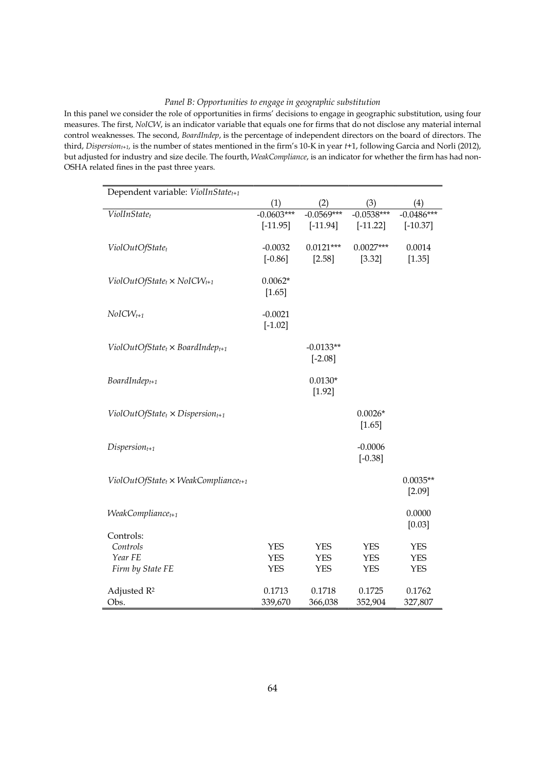*Panel B: Opportunities to engage in geographic substitution*

In this panel we consider the role of opportunities in firms' decisions to engage in geographic substitution, using four measures. The first, *NoICW*, is an indicator variable that equals one for firms that do not disclose any material internal control weaknesses. The second, *BoardIndep*, is the percentage of independent directors on the board of directors. The third, $Dispersion_{t+1}$, is the number of states mentioned in the firm's 10-K in year $t$+1, following Garcia and Norli (2012), but adjusted for industry and size decile. The fourth, *WeakCompliance*, is an indicator for whether the firm has had non-OSHA related fines in the past three years.

| Dependent variable: $ViolInState_{t+1}$ | | | | |
|---|---|---|---|---|
| | (1) | (2) | (3) | (4) |
| $ViolInState_t$ | -0.0603*** | -0.0569*** | -0.0538*** | -0.0486*** |
| | [-11.95] | [-11.94] | [-11.22] | [-10.37] |
| $ViolOutOfState_t$ | -0.0032 | 0.0121*** | 0.0027*** | 0.0014 |
| | [-0.86] | [2.58] | [3.32] | [1.35] |
| $ViolOutOfState_t \times NoICW_{t+1}$ | 0.0062* | | | |
| | [1.65] | | | |
| $NoICW_{t+1}$ | -0.0021 | | | |
| | [-1.02] | | | |
| $ViolOutOfState_t \times BoardIndep_{t+1}$ | | -0.0133** | | |
| | | [-2.08] | | |
| $BoardIndep_{t+1}$ | | 0.0130* | | |
| | | [1.92] | | |
| $ViolOutOfState_t \times Dispersion_{t+1}$ | | | 0.0026* | |
| | | | [1.65] | |
| $Dispersion_{t+1}$ | | | -0.0006 | |
| | | | [-0.38] | |
| $ViolOutOfState_t \times WeakCompliance_{t+1}$ | | | | 0.0035** |
| | | | | [2.09] |
| $WeakCompliance_{t+1}$ | | | | 0.0000 |
| | | | | [0.03] |
| Controls: | | | | |
| *Controls* | YES | YES | YES | YES |
| *Year FE* | YES | YES | YES | YES |
| *Firm by State FE* | YES | YES | YES | YES |
| Adjusted $R^2$ | 0.1713 | 0.1718 | 0.1725 | 0.1762 |
| Obs. | 339,670 | 366,038 | 352,904 | 327,807 |